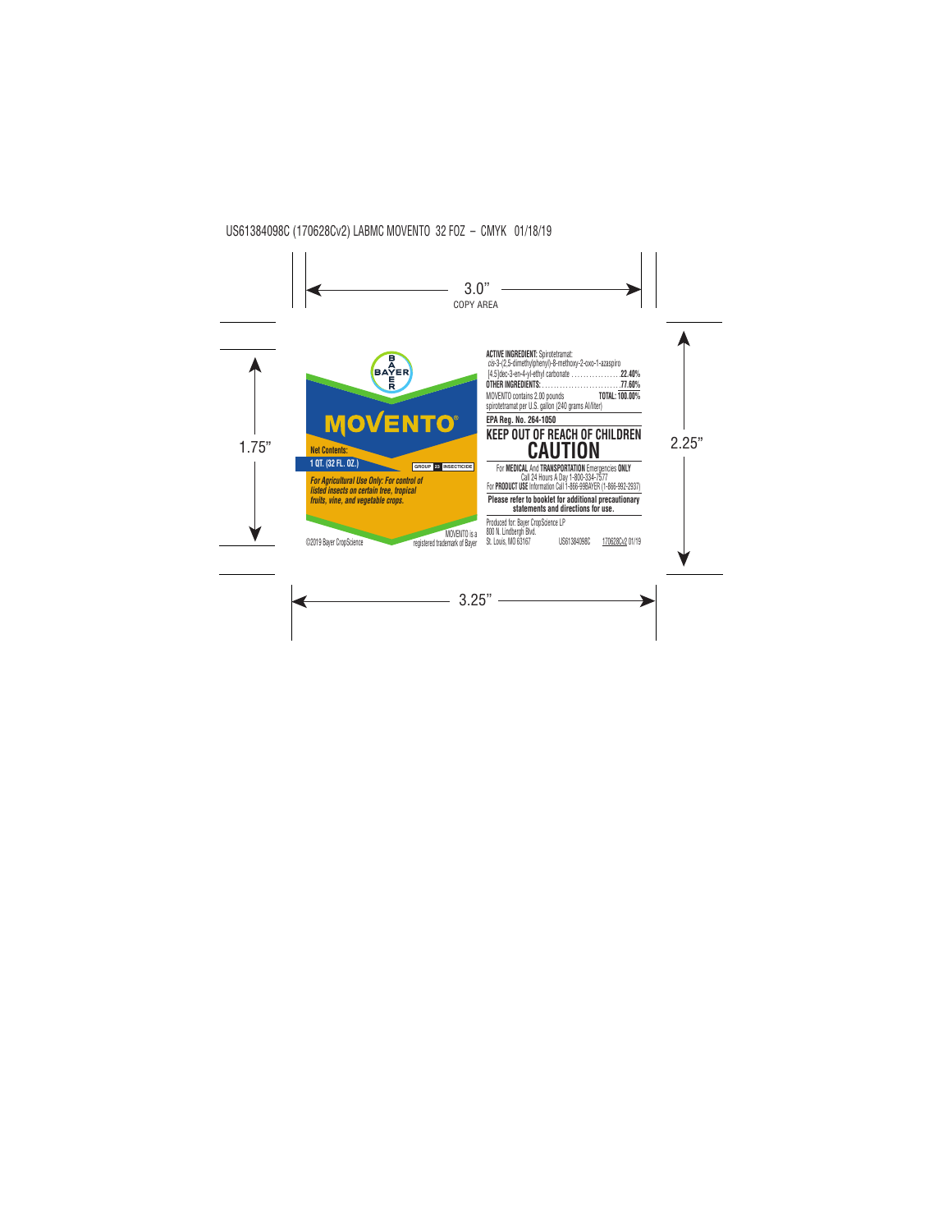US61384098C (170628Cv2) LABMC MOVENTO 32 FOZ – CMYK 01/18/19

3.0" COPY AREA

1.75"

2.25"

3.25"

BAYER

# MOVENTO®

**Net Contents:**

**1 QT. (32 FL. OZ.)**

GROUP 23 INSECTICIDE

***For Agricultural Use Only: For control of listed insects on certain tree, tropical fruits, vine, and vegetable crops.***

©2019 Bayer CropScience

MOVENTO is a registered trademark of Bayer

**ACTIVE INGREDIENT:** Spirotetramat: *cis*-3-(2,5-dimethylphenyl)-8-methoxy-2-oxo-1-azaspiro [4.5]dec-3-en-4-yl-ethyl carbonate ................ **22.40%**

**OTHER INGREDIENTS:** .......................... **77.60%**

**TOTAL: 100.00%**

MOVENTO contains 2.00 pounds spirotetramat per U.S. gallon (240 grams AI/liter)

**EPA Reg. No. 264-1050**

## KEEP OUT OF REACH OF CHILDREN

## CAUTION

For **MEDICAL** And **TRANSPORTATION** Emergencies **ONLY** Call 24 Hours A Day 1-800-334-7577

For **PRODUCT USE** Information Call 1-866-99BAYER (1-866-992-2937)

**Please refer to booklet for additional precautionary statements and directions for use.**

Produced for: Bayer CropScience LP
800 N. Lindbergh Blvd.
St. Louis, MO 63167

US61384098C 170628Cv2 01/19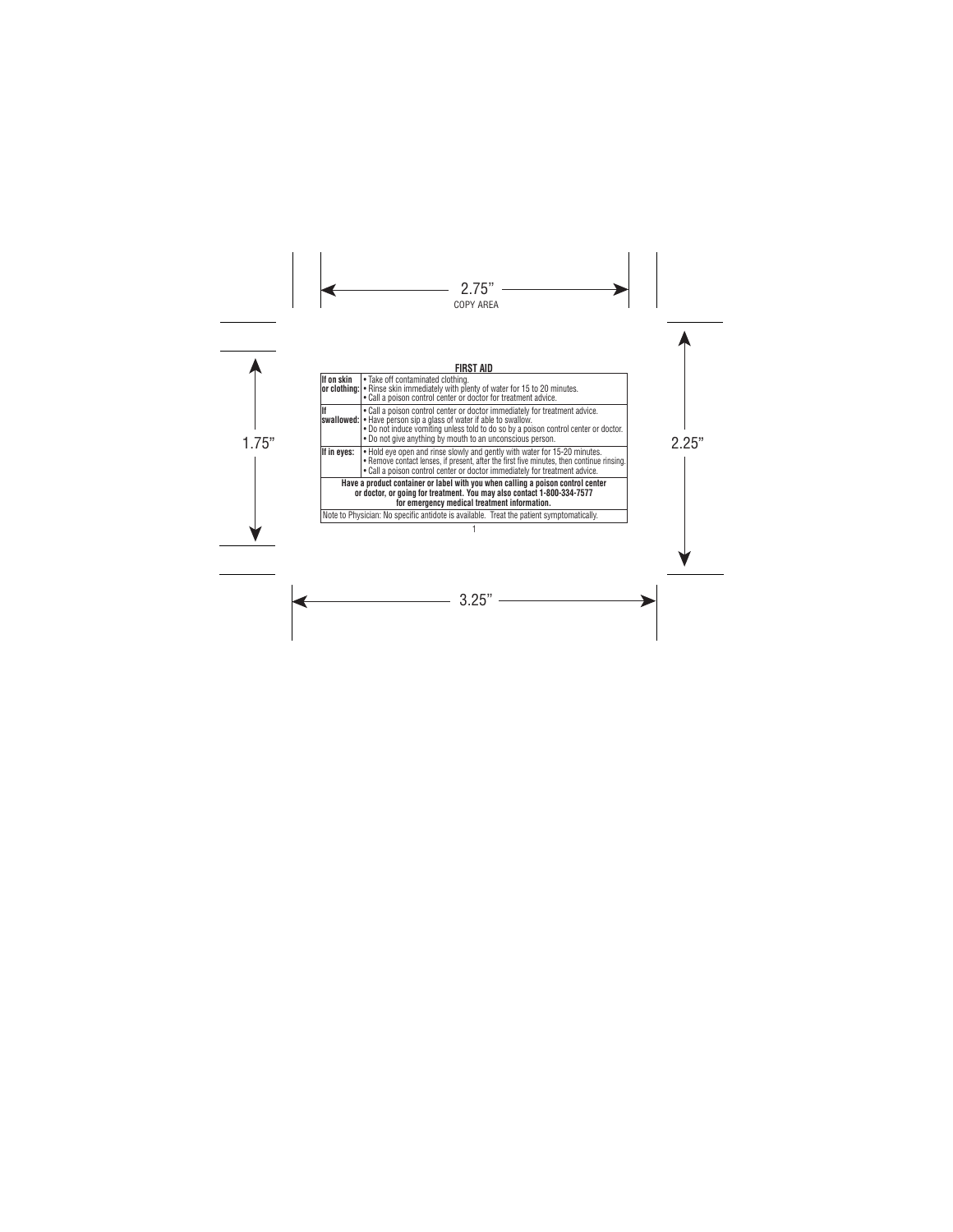2.75"
COPY AREA

1.75"

2.25"

## FIRST AID

| | |
|---|---|
| **If on skin or clothing:** | • Take off contaminated clothing.<br>• Rinse skin immediately with plenty of water for 15 to 20 minutes.<br>• Call a poison control center or doctor for treatment advice. |
| **If swallowed:** | • Call a poison control center or doctor immediately for treatment advice.<br>• Have person sip a glass of water if able to swallow.<br>• Do not induce vomiting unless told to do so by a poison control center or doctor.<br>• Do not give anything by mouth to an unconscious person. |
| **If in eyes:** | • Hold eye open and rinse slowly and gently with water for 15-20 minutes.<br>• Remove contact lenses, if present, after the first five minutes, then continue rinsing.<br>• Call a poison control center or doctor immediately for treatment advice. |
| **Have a product container or label with you when calling a poison control center or doctor, or going for treatment. You may also contact 1-800-334-7577 for emergency medical treatment information.** | |
| Note to Physician: No specific antidote is available. Treat the patient symptomatically. | |

3.25"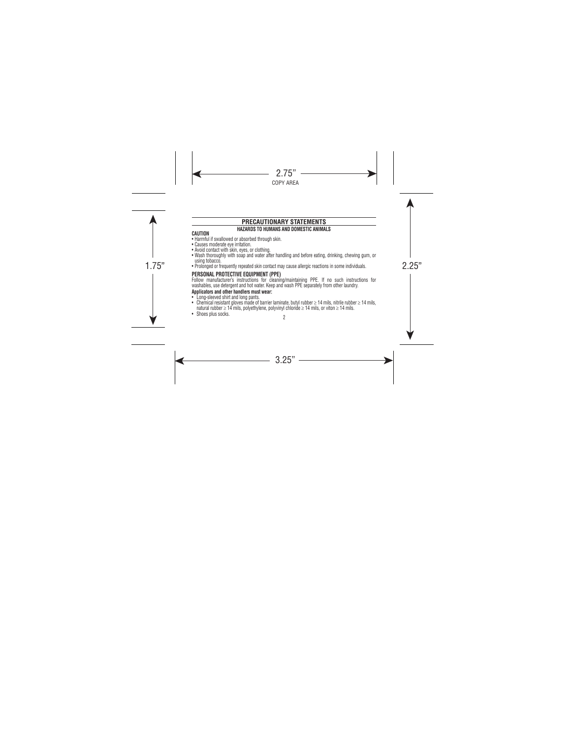## PRECAUTIONARY STATEMENTS

### HAZARDS TO HUMANS AND DOMESTIC ANIMALS

**CAUTION**

- Harmful if swallowed or absorbed through skin.
- Causes moderate eye irritation.
- Avoid contact with skin, eyes, or clothing.
- Wash thoroughly with soap and water after handling and before eating, drinking, chewing gum, or using tobacco.
- Prolonged or frequently repeated skin contact may cause allergic reactions in some individuals.

**PERSONAL PROTECTIVE EQUIPMENT (PPE)**

Follow manufacturer's instructions for cleaning/maintaining PPE. If no such instructions for washables, use detergent and hot water. Keep and wash PPE separately from other laundry.

**Applicators and other handlers must wear:**

- Long-sleeved shirt and long pants.
- Chemical resistant gloves made of barrier laminate, butyl rubber ≥ 14 mils, nitrile rubber ≥ 14 mils, natural rubber ≥ 14 mils, polyethylene, polyvinyl chloride ≥ 14 mils, or viton ≥ 14 mils.
- Shoes plus socks.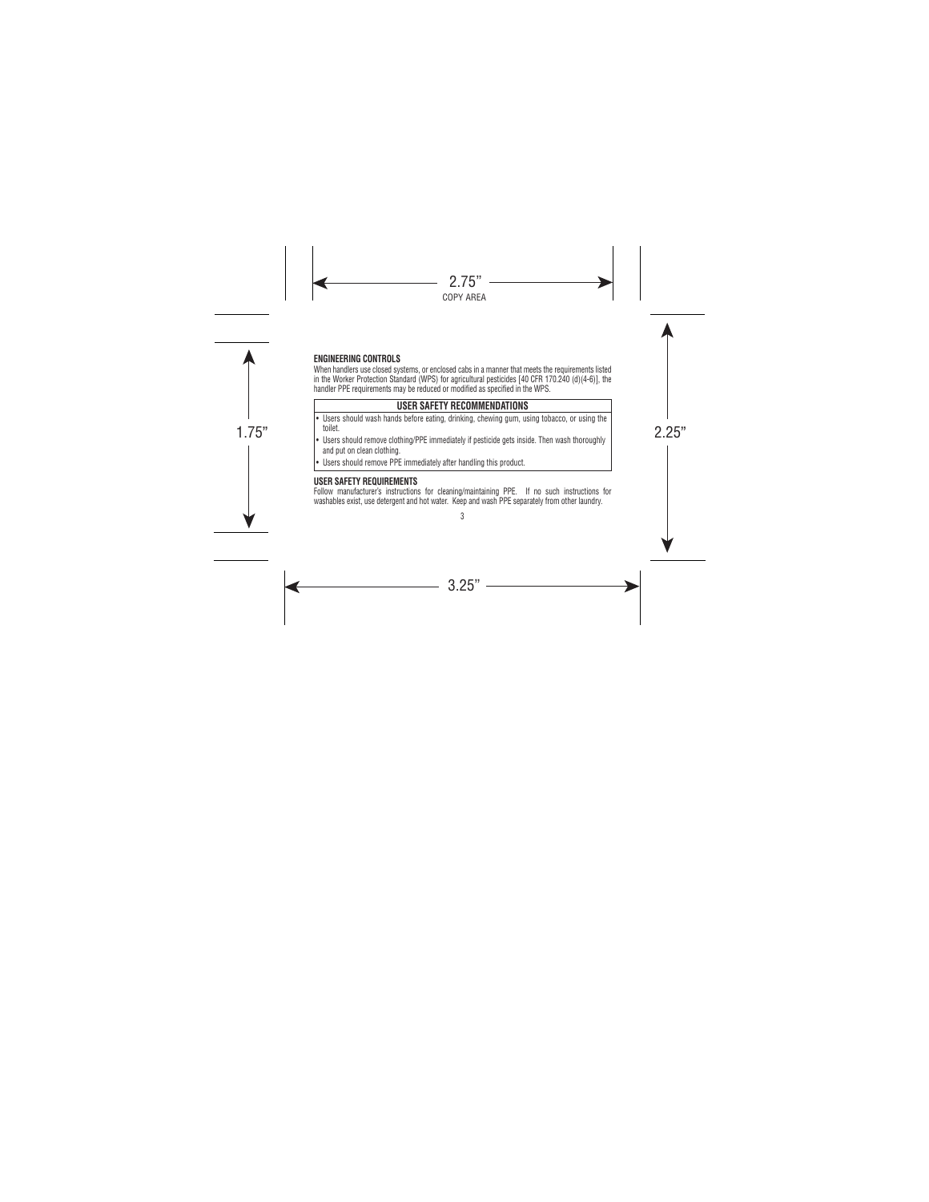**ENGINEERING CONTROLS**

When handlers use closed systems, or enclosed cabs in a manner that meets the requirements listed in the Worker Protection Standard (WPS) for agricultural pesticides [40 CFR 170.240 (d)(4-6)], the handler PPE requirements may be reduced or modified as specified in the WPS.

**USER SAFETY RECOMMENDATIONS**

- Users should wash hands before eating, drinking, chewing gum, using tobacco, or using the toilet.
- Users should remove clothing/PPE immediately if pesticide gets inside. Then wash thoroughly and put on clean clothing.
- Users should remove PPE immediately after handling this product.

**USER SAFETY REQUIREMENTS**

Follow manufacturer's instructions for cleaning/maintaining PPE. If no such instructions for washables exist, use detergent and hot water. Keep and wash PPE separately from other laundry.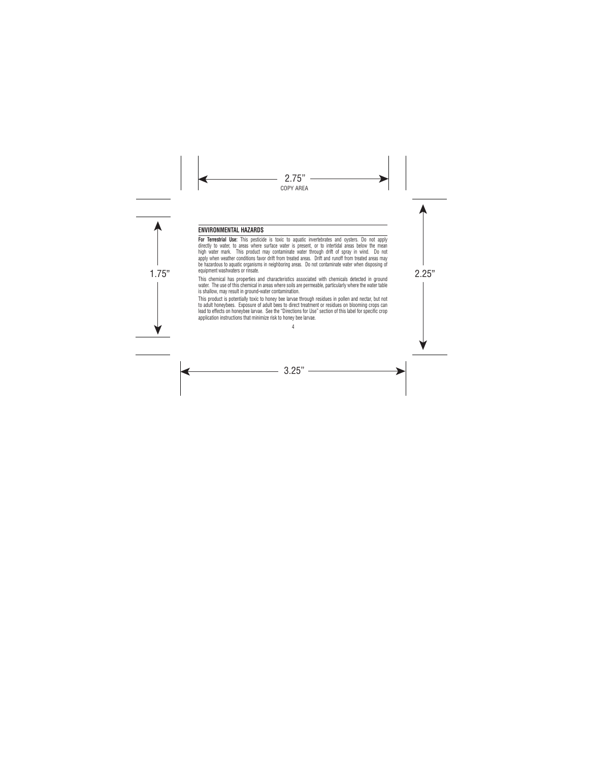## ENVIRONMENTAL HAZARDS

**For Terrestrial Use:** This pesticide is toxic to aquatic invertebrates and oysters. Do not apply directly to water, to areas where surface water is present, or to intertidal areas below the mean high water mark. This product may contaminate water through drift of spray in wind. Do not apply when weather conditions favor drift from treated areas. Drift and runoff from treated areas may be hazardous to aquatic organisms in neighboring areas. Do not contaminate water when disposing of equipment washwaters or rinsate.

This chemical has properties and characteristics associated with chemicals detected in ground water. The use of this chemical in areas where soils are permeable, particularly where the water table is shallow, may result in ground-water contamination.

This product is potentially toxic to honey bee larvae through residues in pollen and nectar, but not to adult honeybees. Exposure of adult bees to direct treatment or residues on blooming crops can lead to effects on honeybee larvae. See the "Directions for Use" section of this label for specific crop application instructions that minimize risk to honey bee larvae.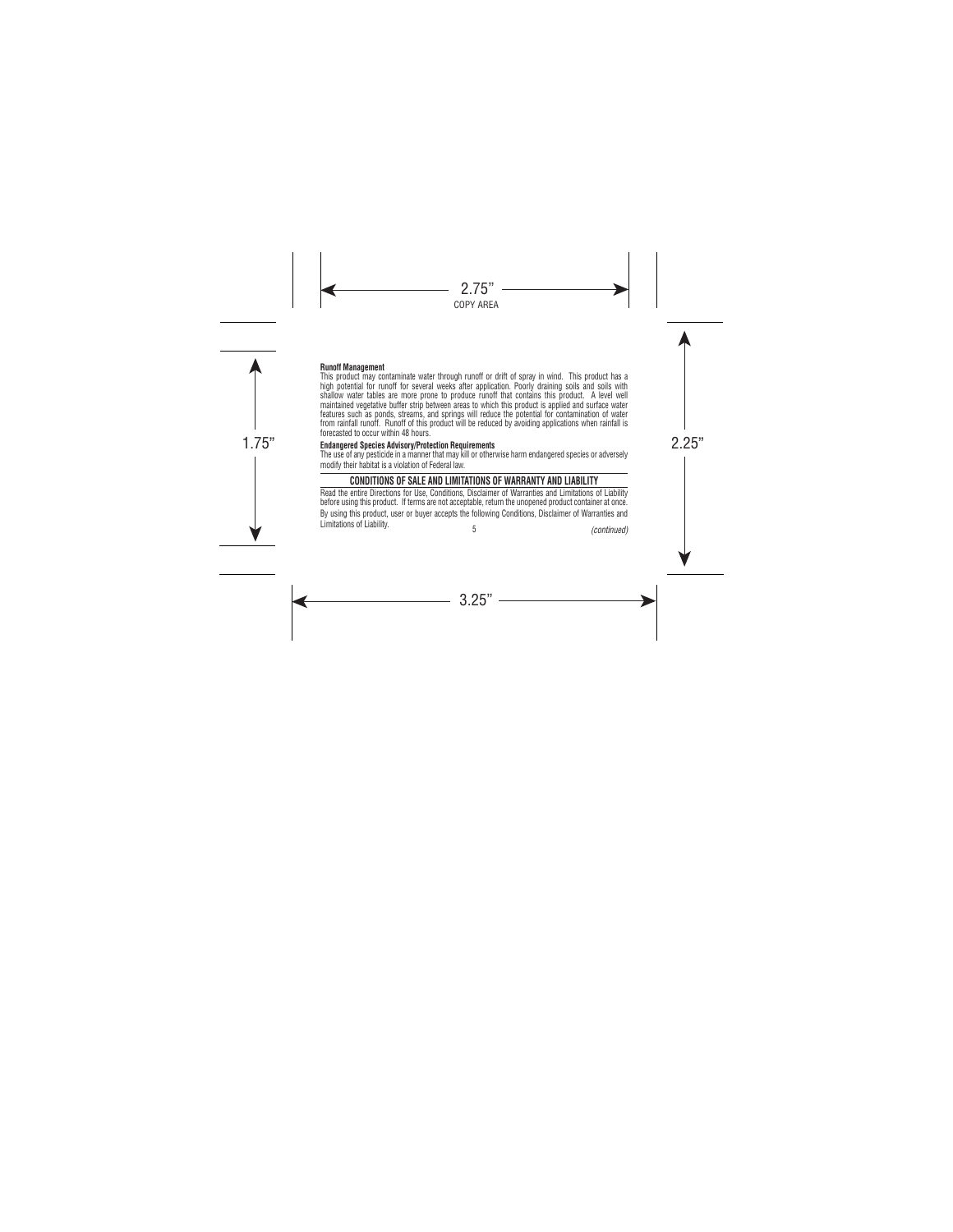**Runoff Management**

This product may contaminate water through runoff or drift of spray in wind. This product has a high potential for runoff for several weeks after application. Poorly draining soils and soils with shallow water tables are more prone to produce runoff that contains this product. A level well maintained vegetative buffer strip between areas to which this product is applied and surface water features such as ponds, streams, and springs will reduce the potential for contamination of water from rainfall runoff. Runoff of this product will be reduced by avoiding applications when rainfall is forecasted to occur within 48 hours.

**Endangered Species Advisory/Protection Requirements**

The use of any pesticide in a manner that may kill or otherwise harm endangered species or adversely modify their habitat is a violation of Federal law.

## CONDITIONS OF SALE AND LIMITATIONS OF WARRANTY AND LIABILITY

Read the entire Directions for Use, Conditions, Disclaimer of Warranties and Limitations of Liability before using this product. If terms are not acceptable, return the unopened product container at once.

By using this product, user or buyer accepts the following Conditions, Disclaimer of Warranties and Limitations of Liability.

*(continued)*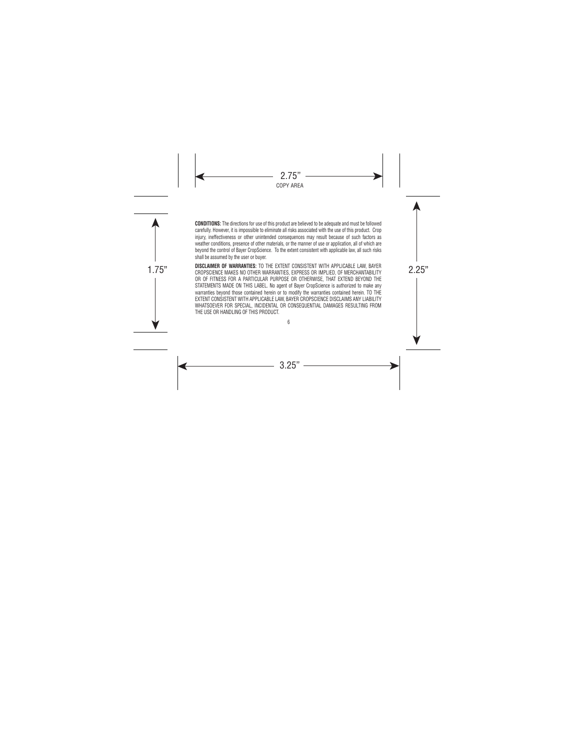**CONDITIONS:** The directions for use of this product are believed to be adequate and must be followed carefully. However, it is impossible to eliminate all risks associated with the use of this product. Crop injury, ineffectiveness or other unintended consequences may result because of such factors as weather conditions, presence of other materials, or the manner of use or application, all of which are beyond the control of Bayer CropScience. To the extent consistent with applicable law, all such risks shall be assumed by the user or buyer.

**DISCLAIMER OF WARRANTIES:** TO THE EXTENT CONSISTENT WITH APPLICABLE LAW, BAYER CROPSCIENCE MAKES NO OTHER WARRANTIES, EXPRESS OR IMPLIED, OF MERCHANTABILITY OR OF FITNESS FOR A PARTICULAR PURPOSE OR OTHERWISE, THAT EXTEND BEYOND THE STATEMENTS MADE ON THIS LABEL. No agent of Bayer CropScience is authorized to make any warranties beyond those contained herein or to modify the warranties contained herein. TO THE EXTENT CONSISTENT WITH APPLICABLE LAW, BAYER CROPSCIENCE DISCLAIMS ANY LIABILITY WHATSOEVER FOR SPECIAL, INCIDENTAL OR CONSEQUENTIAL DAMAGES RESULTING FROM THE USE OR HANDLING OF THIS PRODUCT.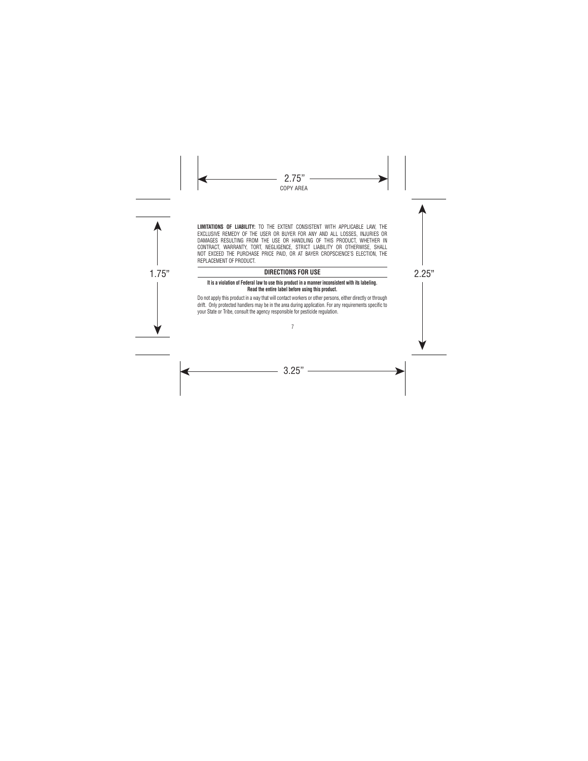**LIMITATIONS OF LIABILITY:** TO THE EXTENT CONSISTENT WITH APPLICABLE LAW, THE EXCLUSIVE REMEDY OF THE USER OR BUYER FOR ANY AND ALL LOSSES, INJURIES OR DAMAGES RESULTING FROM THE USE OR HANDLING OF THIS PRODUCT, WHETHER IN CONTRACT, WARRANTY, TORT, NEGLIGENCE, STRICT LIABILITY OR OTHERWISE, SHALL NOT EXCEED THE PURCHASE PRICE PAID, OR AT BAYER CROPSCIENCE'S ELECTION, THE REPLACEMENT OF PRODUCT.

## DIRECTIONS FOR USE

**It is a violation of Federal law to use this product in a manner inconsistent with its labeling. Read the entire label before using this product.**

Do not apply this product in a way that will contact workers or other persons, either directly or through drift. Only protected handlers may be in the area during application. For any requirements specific to your State or Tribe, consult the agency responsible for pesticide regulation.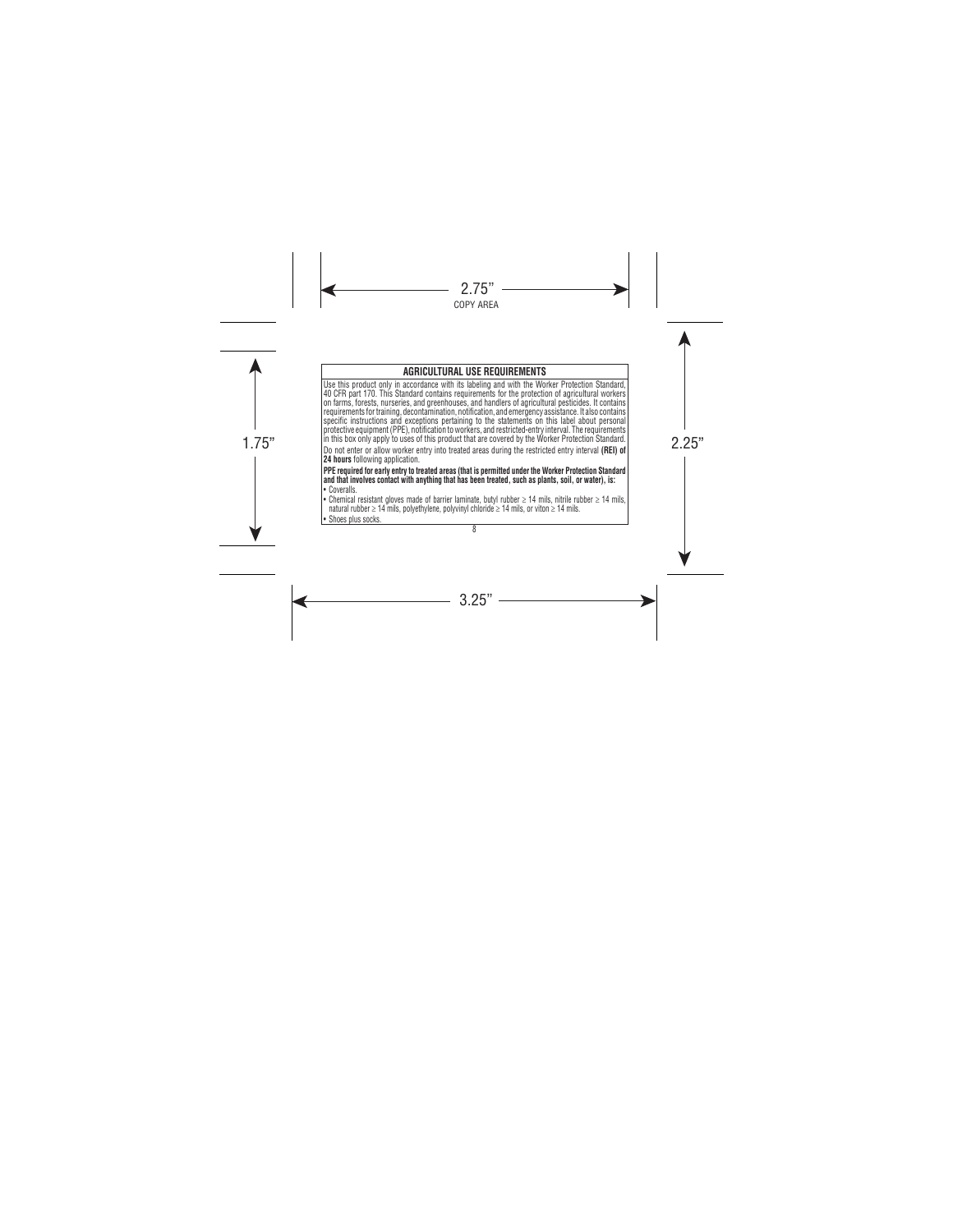## AGRICULTURAL USE REQUIREMENTS

Use this product only in accordance with its labeling and with the Worker Protection Standard, 40 CFR part 170. This Standard contains requirements for the protection of agricultural workers on farms, forests, nurseries, and greenhouses, and handlers of agricultural pesticides. It contains requirements for training, decontamination, notification, and emergency assistance. It also contains specific instructions and exceptions pertaining to the statements on this label about personal protective equipment (PPE), notification to workers, and restricted-entry interval. The requirements in this box only apply to uses of this product that are covered by the Worker Protection Standard.

Do not enter or allow worker entry into treated areas during the restricted entry interval **(REI) of 24 hours** following application.

**PPE required for early entry to treated areas (that is permitted under the Worker Protection Standard and that involves contact with anything that has been treated, such as plants, soil, or water), is:**

- Coveralls.
- Chemical resistant gloves made of barrier laminate, butyl rubber ≥ 14 mils, nitrile rubber ≥ 14 mils, natural rubber ≥ 14 mils, polyethylene, polyvinyl chloride ≥ 14 mils, or viton ≥ 14 mils.
- Shoes plus socks.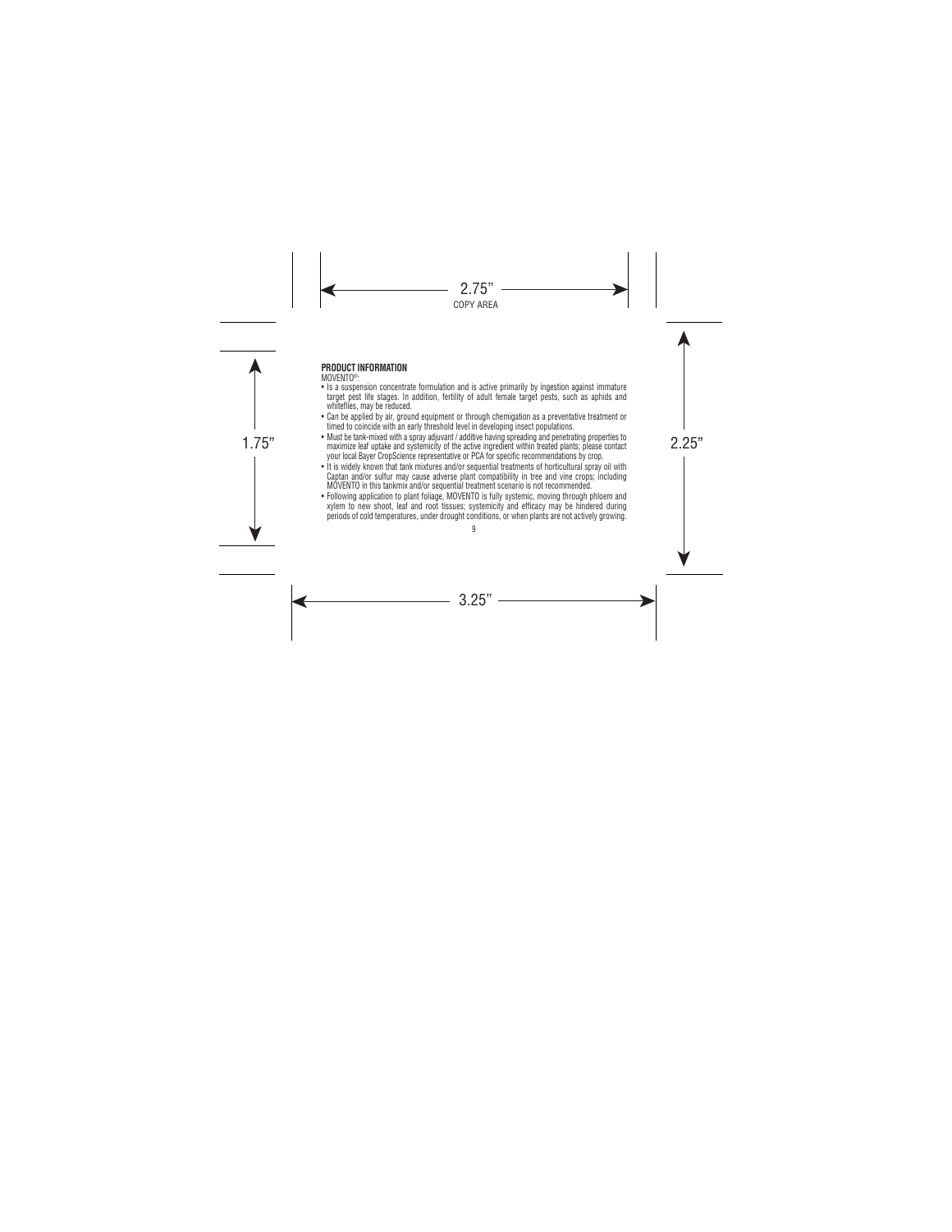**PRODUCT INFORMATION**

MOVENTO®:

- Is a suspension concentrate formulation and is active primarily by ingestion against immature target pest life stages. In addition, fertility of adult female target pests, such as aphids and whiteflies, may be reduced.
- Can be applied by air, ground equipment or through chemigation as a preventative treatment or timed to coincide with an early threshold level in developing insect populations.
- Must be tank-mixed with a spray adjuvant / additive having spreading and penetrating properties to maximize leaf uptake and systemicity of the active ingredient within treated plants; please contact your local Bayer CropScience representative or PCA for specific recommendations by crop.
- It is widely known that tank mixtures and/or sequential treatments of horticultural spray oil with Captan and/or sulfur may cause adverse plant compatibility in tree and vine crops; including MOVENTO in this tankmix and/or sequential treatment scenario is not recommended.
- Following application to plant foliage, MOVENTO is fully systemic, moving through phloem and xylem to new shoot, leaf and root tissues; systemicity and efficacy may be hindered during periods of cold temperatures, under drought conditions, or when plants are not actively growing.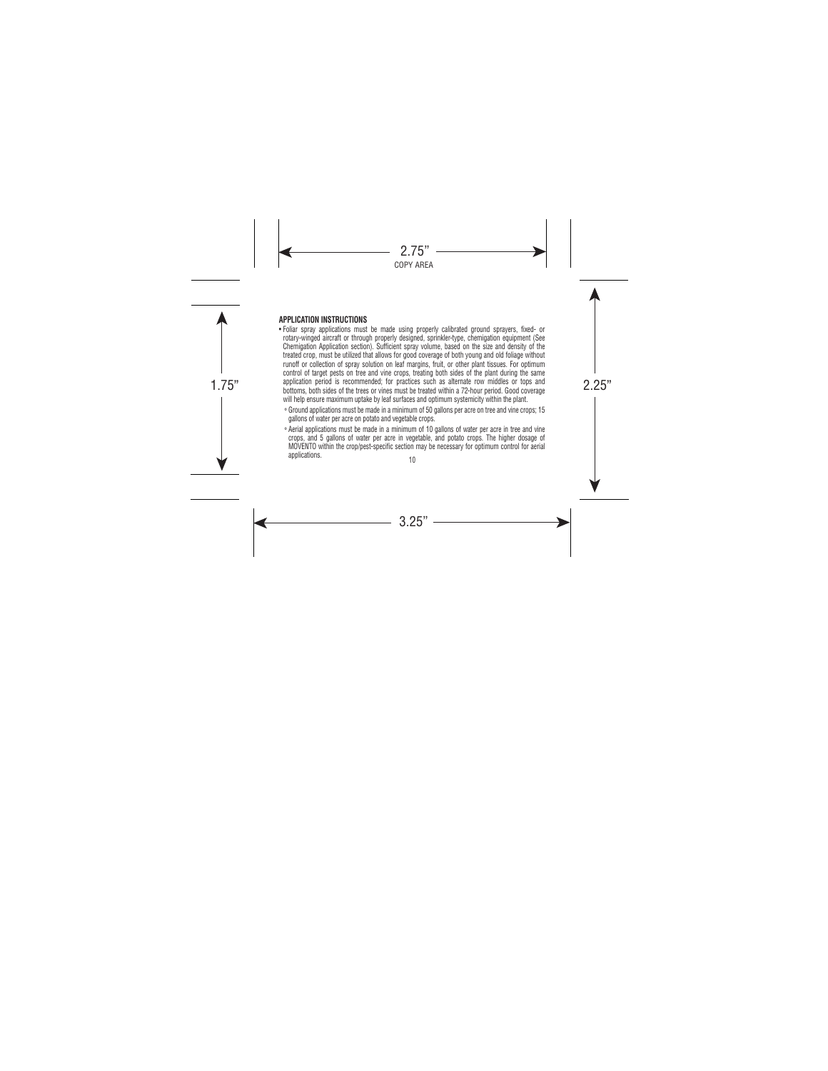**APPLICATION INSTRUCTIONS**

- Foliar spray applications must be made using properly calibrated ground sprayers, fixed- or rotary-winged aircraft or through properly designed, sprinkler-type, chemigation equipment (See Chemigation Application section). Sufficient spray volume, based on the size and density of the treated crop, must be utilized that allows for good coverage of both young and old foliage without runoff or collection of spray solution on leaf margins, fruit, or other plant tissues. For optimum control of target pests on tree and vine crops, treating both sides of the plant during the same application period is recommended; for practices such as alternate row middles or tops and bottoms, both sides of the trees or vines must be treated within a 72-hour period. Good coverage will help ensure maximum uptake by leaf surfaces and optimum systemicity within the plant.
  - Ground applications must be made in a minimum of 50 gallons per acre on tree and vine crops; 15 gallons of water per acre on potato and vegetable crops.
  - Aerial applications must be made in a minimum of 10 gallons of water per acre in tree and vine crops, and 5 gallons of water per acre in vegetable, and potato crops. The higher dosage of MOVENTO within the crop/pest-specific section may be necessary for optimum control for aerial applications.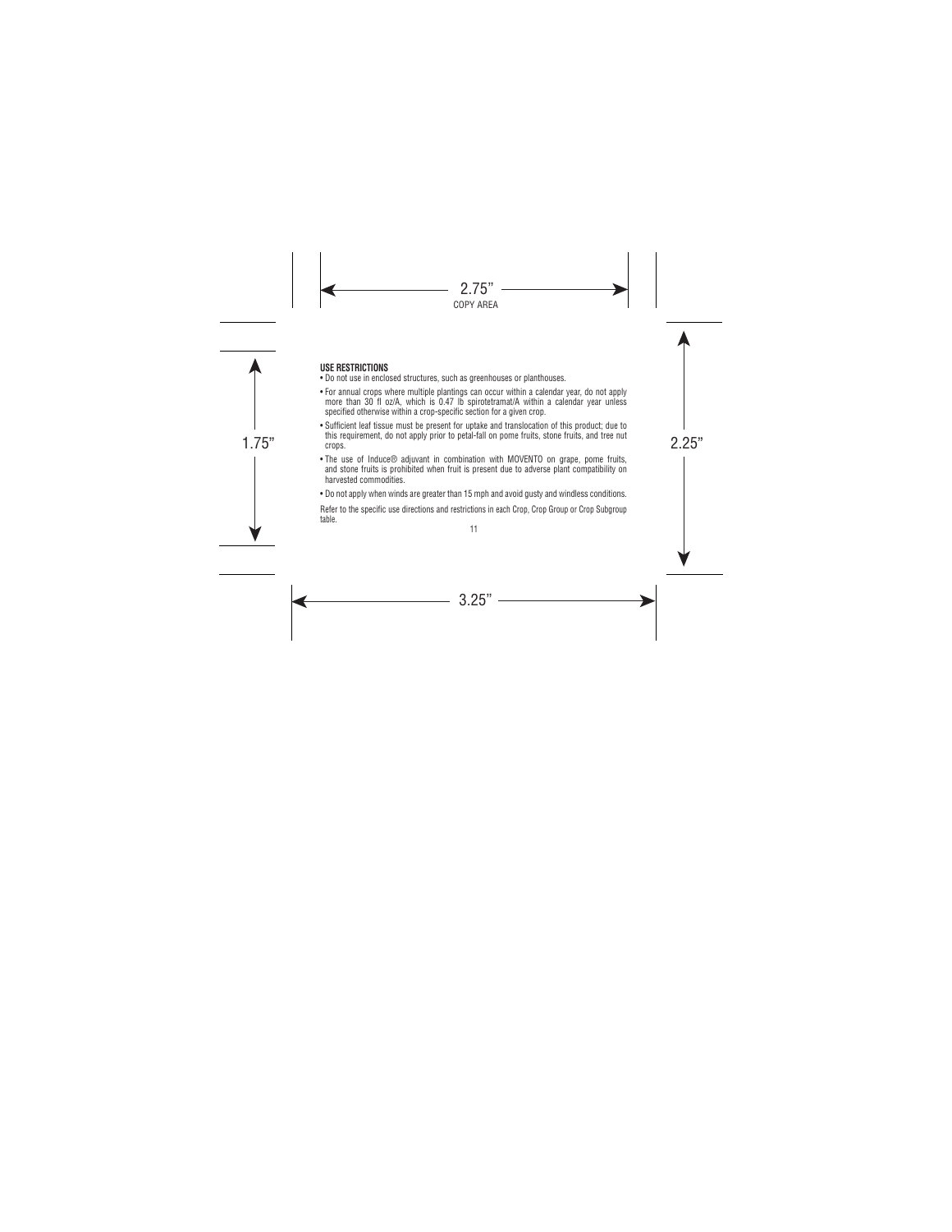**USE RESTRICTIONS**

- Do not use in enclosed structures, such as greenhouses or planthouses.
- For annual crops where multiple plantings can occur within a calendar year, do not apply more than 30 fl oz/A, which is 0.47 lb spirotetramat/A within a calendar year unless specified otherwise within a crop-specific section for a given crop.
- Sufficient leaf tissue must be present for uptake and translocation of this product; due to this requirement, do not apply prior to petal-fall on pome fruits, stone fruits, and tree nut crops.
- The use of Induce® adjuvant in combination with MOVENTO on grape, pome fruits, and stone fruits is prohibited when fruit is present due to adverse plant compatibility on harvested commodities.
- Do not apply when winds are greater than 15 mph and avoid gusty and windless conditions.

Refer to the specific use directions and restrictions in each Crop, Crop Group or Crop Subgroup table.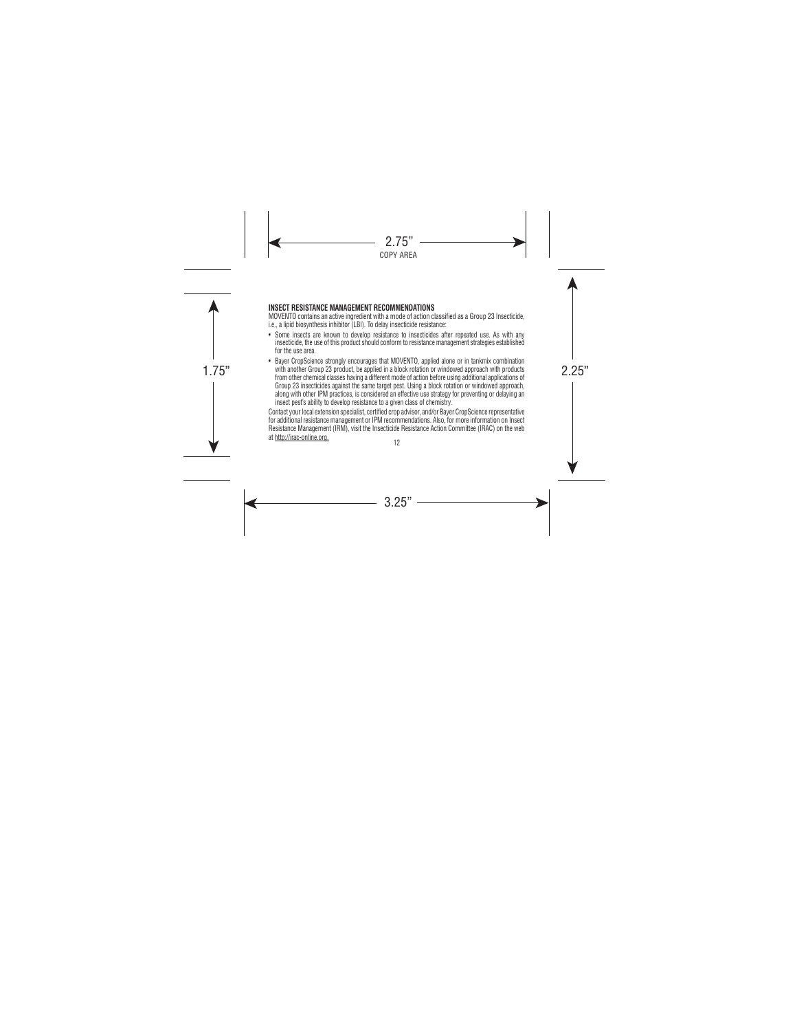**INSECT RESISTANCE MANAGEMENT RECOMMENDATIONS**

MOVENTO contains an active ingredient with a mode of action classified as a Group 23 Insecticide, i.e., a lipid biosynthesis inhibitor (LBI). To delay insecticide resistance:

- Some insects are known to develop resistance to insecticides after repeated use. As with any insecticide, the use of this product should conform to resistance management strategies established for the use area.
- Bayer CropScience strongly encourages that MOVENTO, applied alone or in tankmix combination with another Group 23 product, be applied in a block rotation or windowed approach with products from other chemical classes having a different mode of action before using additional applications of Group 23 insecticides against the same target pest. Using a block rotation or windowed approach, along with other IPM practices, is considered an effective use strategy for preventing or delaying an insect pest's ability to develop resistance to a given class of chemistry.

Contact your local extension specialist, certified crop advisor, and/or Bayer CropScience representative for additional resistance management or IPM recommendations. Also, for more information on Insect Resistance Management (IRM), visit the Insecticide Resistance Action Committee (IRAC) on the web at http://irac-online.org.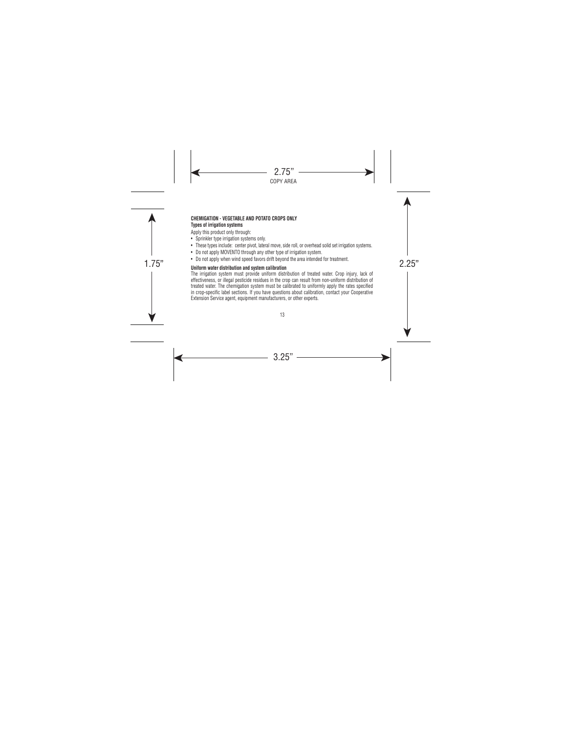**CHEMIGATION - VEGETABLE AND POTATO CROPS ONLY**

**Types of irrigation systems**

Apply this product only through:

- Sprinkler type irrigation systems only.
- These types include: center pivot, lateral move, side roll, or overhead solid set irrigation systems.
- Do not apply MOVENTO through any other type of irrigation system.
- Do not apply when wind speed favors drift beyond the area intended for treatment.

**Uniform water distribution and system calibration**

The irrigation system must provide uniform distribution of treated water. Crop injury, lack of effectiveness, or illegal pesticide residues in the crop can result from non-uniform distribution of treated water. The chemigation system must be calibrated to uniformly apply the rates specified in crop-specific label sections. If you have questions about calibration, contact your Cooperative Extension Service agent, equipment manufacturers, or other experts.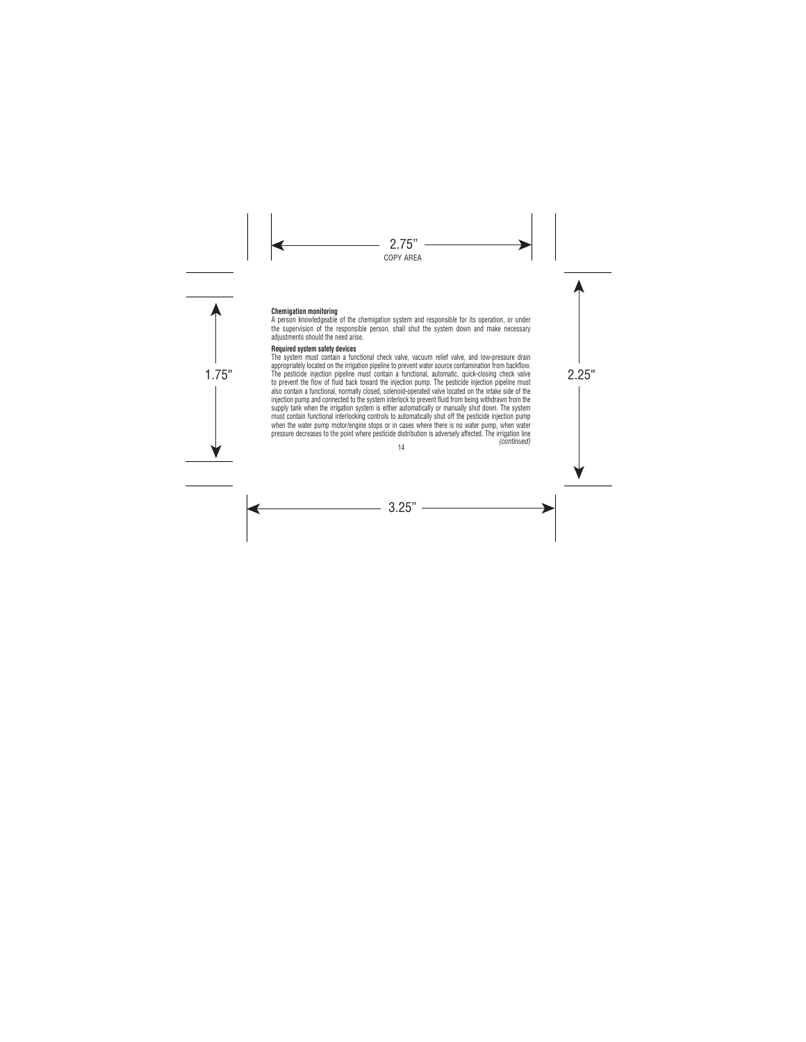**Chemigation monitoring**

A person knowledgeable of the chemigation system and responsible for its operation, or under the supervision of the responsible person, shall shut the system down and make necessary adjustments should the need arise.

**Required system safety devices**

The system must contain a functional check valve, vacuum relief valve, and low-pressure drain appropriately located on the irrigation pipeline to prevent water source contamination from backflow. The pesticide injection pipeline must contain a functional, automatic, quick-closing check valve to prevent the flow of fluid back toward the injection pump. The pesticide injection pipeline must also contain a functional, normally closed, solenoid-operated valve located on the intake side of the injection pump and connected to the system interlock to prevent fluid from being withdrawn from the supply tank when the irrigation system is either automatically or manually shut down. The system must contain functional interlocking controls to automatically shut off the pesticide injection pump when the water pump motor/engine stops or in cases where there is no water pump, when water pressure decreases to the point where pesticide distribution is adversely affected. The irrigation line

*(continued)*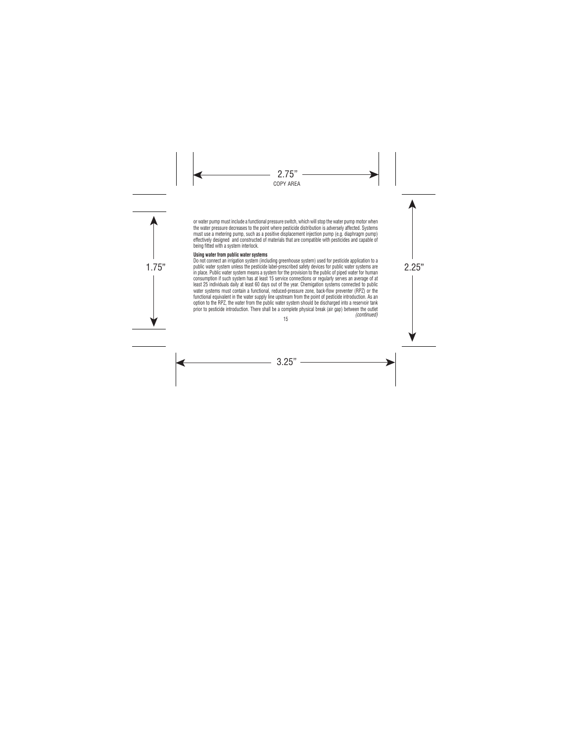or water pump must include a functional pressure switch, which will stop the water pump motor when the water pressure decreases to the point where pesticide distribution is adversely affected. Systems must use a metering pump, such as a positive displacement injection pump (e.g. diaphragm pump) effectively designed and constructed of materials that are compatible with pesticides and capable of being fitted with a system interlock.

**Using water from public water systems**

Do not connect an irrigation system (including greenhouse system) used for pesticide application to a public water system unless the pesticide label-prescribed safety devices for public water systems are in place. Public water system means a system for the provision to the public of piped water for human consumption if such system has at least 15 service connections or regularly serves an average of at least 25 individuals daily at least 60 days out of the year. Chemigation systems connected to public water systems must contain a functional, reduced-pressure zone, back-flow preventer (RPZ) or the functional equivalent in the water supply line upstream from the point of pesticide introduction. As an option to the RPZ, the water from the public water system should be discharged into a reservoir tank prior to pesticide introduction. There shall be a complete physical break (air gap) between the outlet

*(continued)*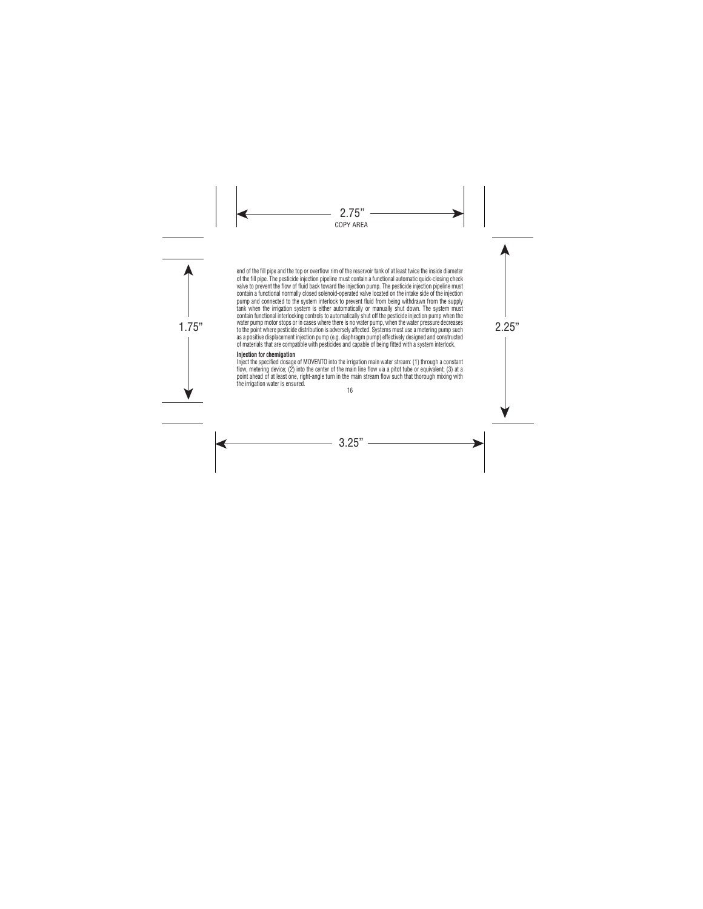end of the fill pipe and the top or overflow rim of the reservoir tank of at least twice the inside diameter of the fill pipe. The pesticide injection pipeline must contain a functional automatic quick-closing check valve to prevent the flow of fluid back toward the injection pump. The pesticide injection pipeline must contain a functional normally closed solenoid-operated valve located on the intake side of the injection pump and connected to the system interlock to prevent fluid from being withdrawn from the supply tank when the irrigation system is either automatically or manually shut down. The system must contain functional interlocking controls to automatically shut off the pesticide injection pump when the water pump motor stops or in cases where there is no water pump, when the water pressure decreases to the point where pesticide distribution is adversely affected. Systems must use a metering pump such as a positive displacement injection pump (e.g. diaphragm pump) effectively designed and constructed of materials that are compatible with pesticides and capable of being fitted with a system interlock.

**Injection for chemigation**

Inject the specified dosage of MOVENTO into the irrigation main water stream: (1) through a constant flow, metering device; (2) into the center of the main line flow via a pitot tube or equivalent; (3) at a point ahead of at least one, right-angle turn in the main stream flow such that thorough mixing with the irrigation water is ensured.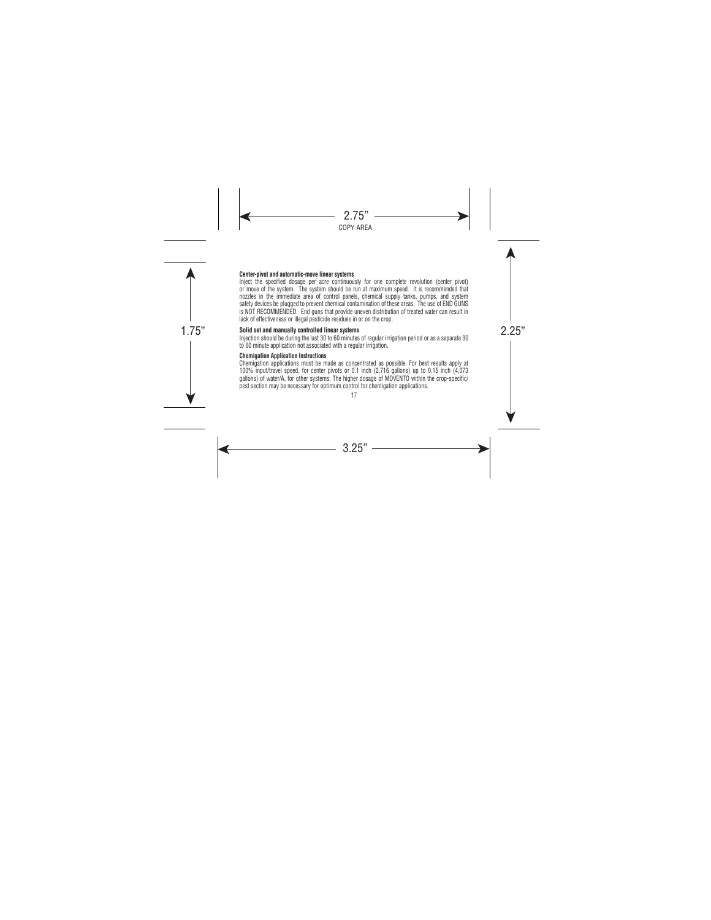**Center-pivot and automatic-move linear systems**

Inject the specified dosage per acre continuously for one complete revolution (center pivot) or move of the system. The system should be run at maximum speed. It is recommended that nozzles in the immediate area of control panels, chemical supply tanks, pumps, and system safety devices be plugged to prevent chemical contamination of these areas. The use of END GUNS is NOT RECOMMENDED. End guns that provide uneven distribution of treated water can result in lack of effectiveness or illegal pesticide residues in or on the crop.

**Solid set and manually controlled linear systems**

Injection should be during the last 30 to 60 minutes of regular irrigation period or as a separate 30 to 60 minute application not associated with a regular irrigation.

**Chemigation Application Instructions**

Chemigation applications must be made as concentrated as possible. For best results apply at 100% input/travel speed, for center pivots or 0.1 inch (2,716 gallons) up to 0.15 inch (4,073 gallons) of water/A, for other systems. The higher dosage of MOVENTO within the crop-specific/pest section may be necessary for optimum control for chemigation applications.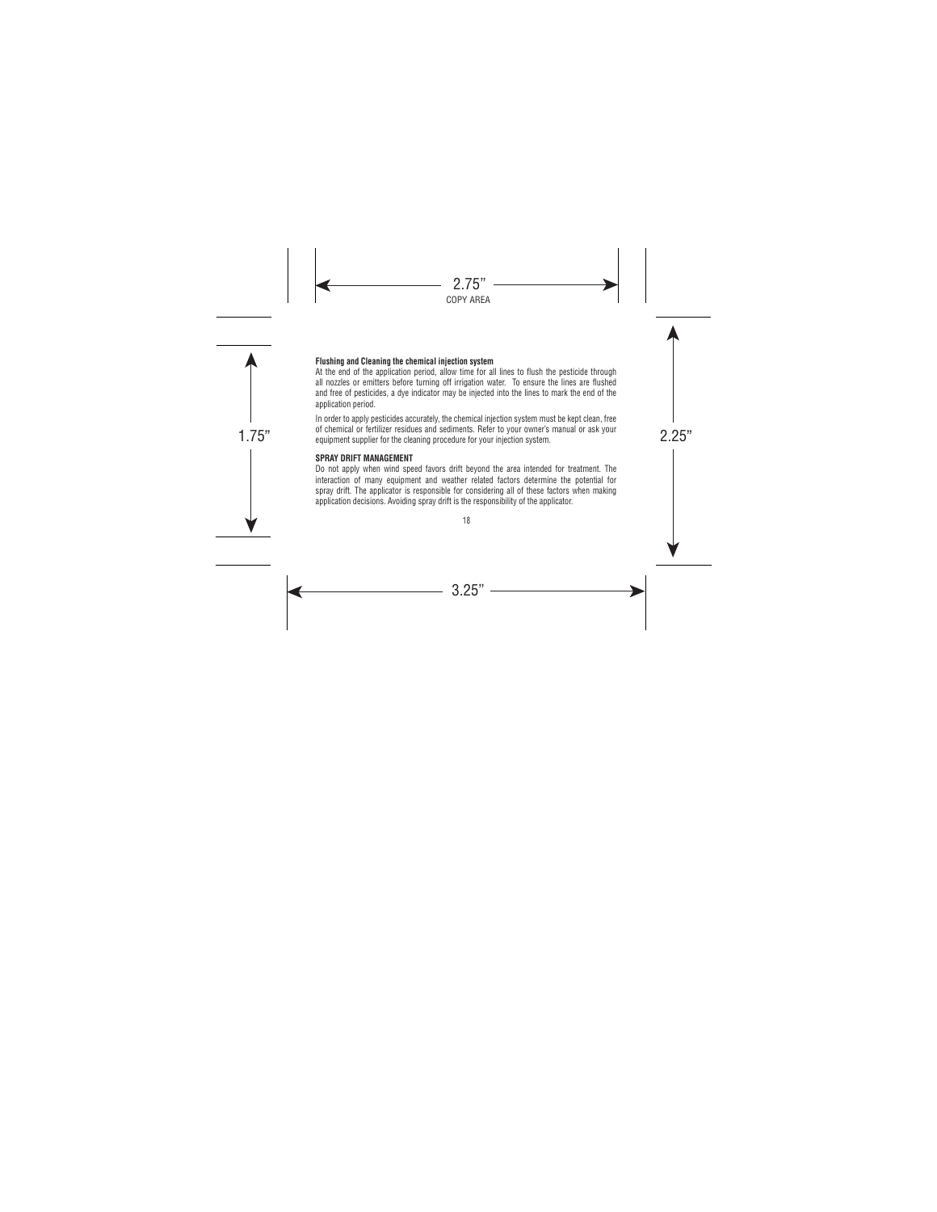**Flushing and Cleaning the chemical injection system**

At the end of the application period, allow time for all lines to flush the pesticide through all nozzles or emitters before turning off irrigation water. To ensure the lines are flushed and free of pesticides, a dye indicator may be injected into the lines to mark the end of the application period.

In order to apply pesticides accurately, the chemical injection system must be kept clean, free of chemical or fertilizer residues and sediments. Refer to your owner's manual or ask your equipment supplier for the cleaning procedure for your injection system.

**SPRAY DRIFT MANAGEMENT**

Do not apply when wind speed favors drift beyond the area intended for treatment. The interaction of many equipment and weather related factors determine the potential for spray drift. The applicator is responsible for considering all of these factors when making application decisions. Avoiding spray drift is the responsibility of the applicator.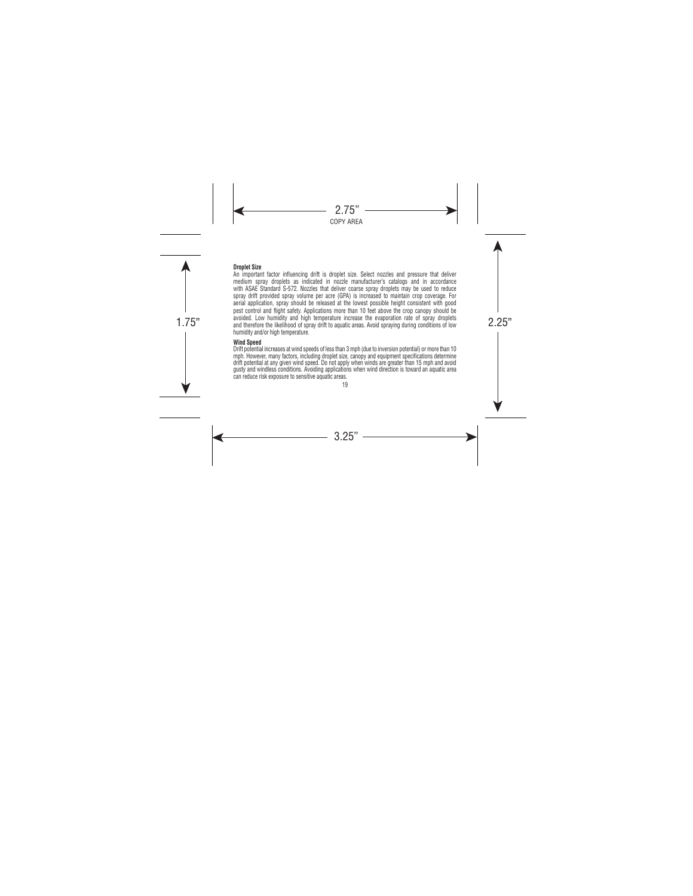**Droplet Size**

An important factor influencing drift is droplet size. Select nozzles and pressure that deliver medium spray droplets as indicated in nozzle manufacturer's catalogs and in accordance with ASAE Standard S-572. Nozzles that deliver coarse spray droplets may be used to reduce spray drift provided spray volume per acre (GPA) is increased to maintain crop coverage. For aerial application, spray should be released at the lowest possible height consistent with good pest control and flight safety. Applications more than 10 feet above the crop canopy should be avoided. Low humidity and high temperature increase the evaporation rate of spray droplets and therefore the likelihood of spray drift to aquatic areas. Avoid spraying during conditions of low humidity and/or high temperature.

**Wind Speed**

Drift potential increases at wind speeds of less than 3 mph (due to inversion potential) or more than 10 mph. However, many factors, including droplet size, canopy and equipment specifications determine drift potential at any given wind speed. Do not apply when winds are greater than 15 mph and avoid gusty and windless conditions. Avoiding applications when wind direction is toward an aquatic area can reduce risk exposure to sensitive aquatic areas.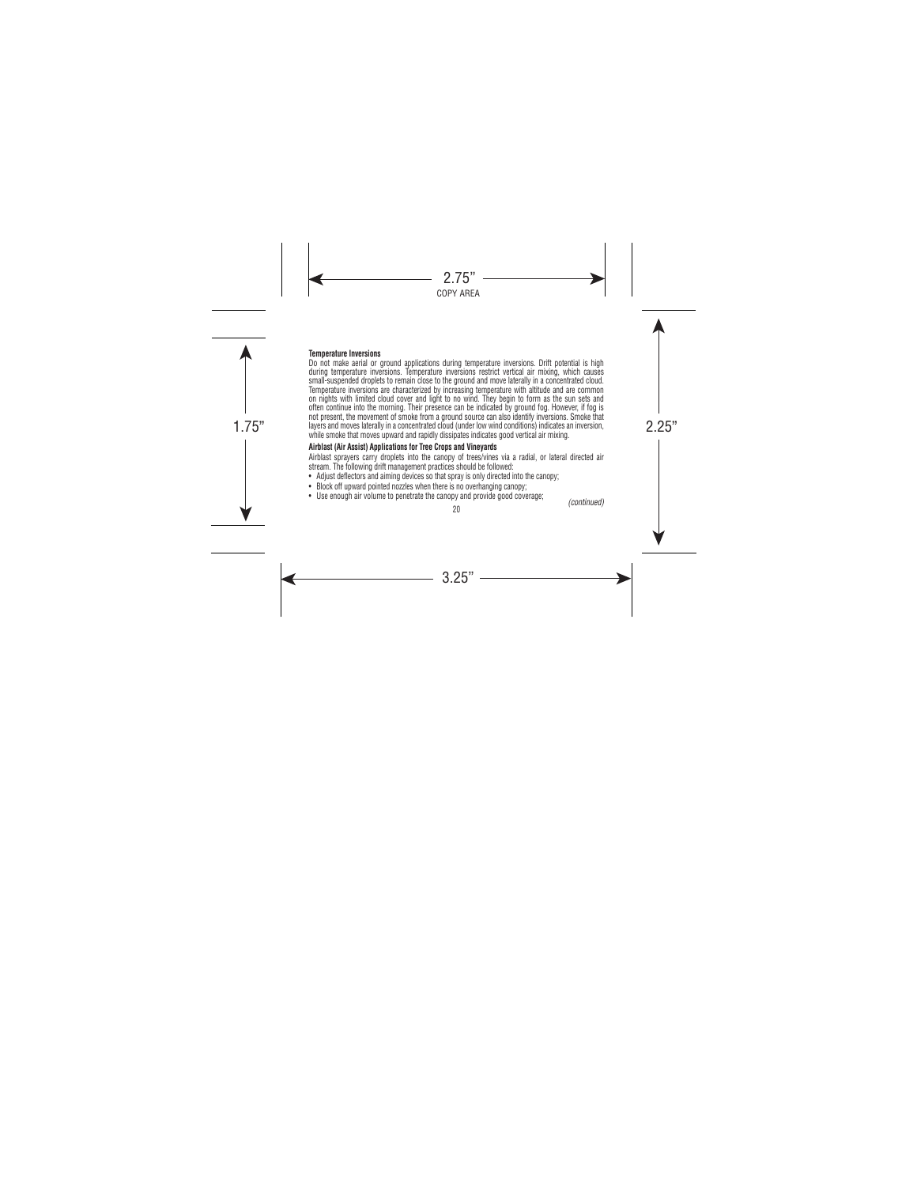**Temperature Inversions**

Do not make aerial or ground applications during temperature inversions. Drift potential is high during temperature inversions. Temperature inversions restrict vertical air mixing, which causes small-suspended droplets to remain close to the ground and move laterally in a concentrated cloud. Temperature inversions are characterized by increasing temperature with altitude and are common on nights with limited cloud cover and light to no wind. They begin to form as the sun sets and often continue into the morning. Their presence can be indicated by ground fog. However, if fog is not present, the movement of smoke from a ground source can also identify inversions. Smoke that layers and moves laterally in a concentrated cloud (under low wind conditions) indicates an inversion, while smoke that moves upward and rapidly dissipates indicates good vertical air mixing.

**Airblast (Air Assist) Applications for Tree Crops and Vineyards**

Airblast sprayers carry droplets into the canopy of trees/vines via a radial, or lateral directed air stream. The following drift management practices should be followed:

- Adjust deflectors and aiming devices so that spray is only directed into the canopy;
- Block off upward pointed nozzles when there is no overhanging canopy;
- Use enough air volume to penetrate the canopy and provide good coverage;

*(continued)*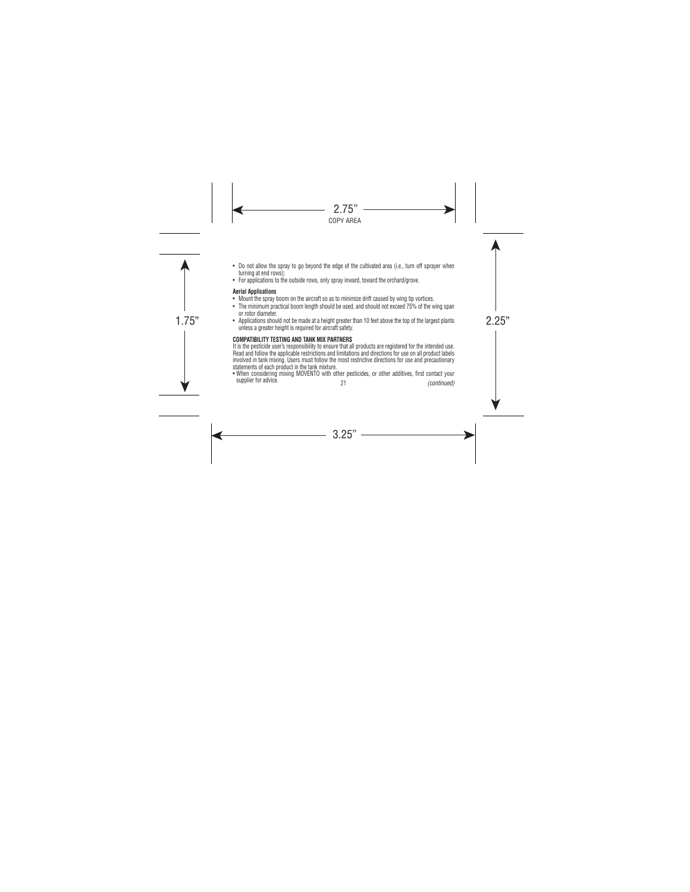- Do not allow the spray to go beyond the edge of the cultivated area (i.e., turn off sprayer when turning at end rows);
- For applications to the outside rows, only spray inward, toward the orchard/grove.

**Aerial Applications**

- Mount the spray boom on the aircraft so as to minimize drift caused by wing tip vortices.
- The minimum practical boom length should be used, and should not exceed 75% of the wing span or rotor diameter.
- Applications should not be made at a height greater than 10 feet above the top of the largest plants unless a greater height is required for aircraft safety.

**COMPATIBILITY TESTING AND TANK MIX PARTNERS**

It is the pesticide user's responsibility to ensure that all products are registered for the intended use. Read and follow the applicable restrictions and limitations and directions for use on all product labels involved in tank mixing. Users must follow the most restrictive directions for use and precautionary statements of each product in the tank mixture.

- When considering mixing MOVENTO with other pesticides, or other additives, first contact your supplier for advice.

*(continued)*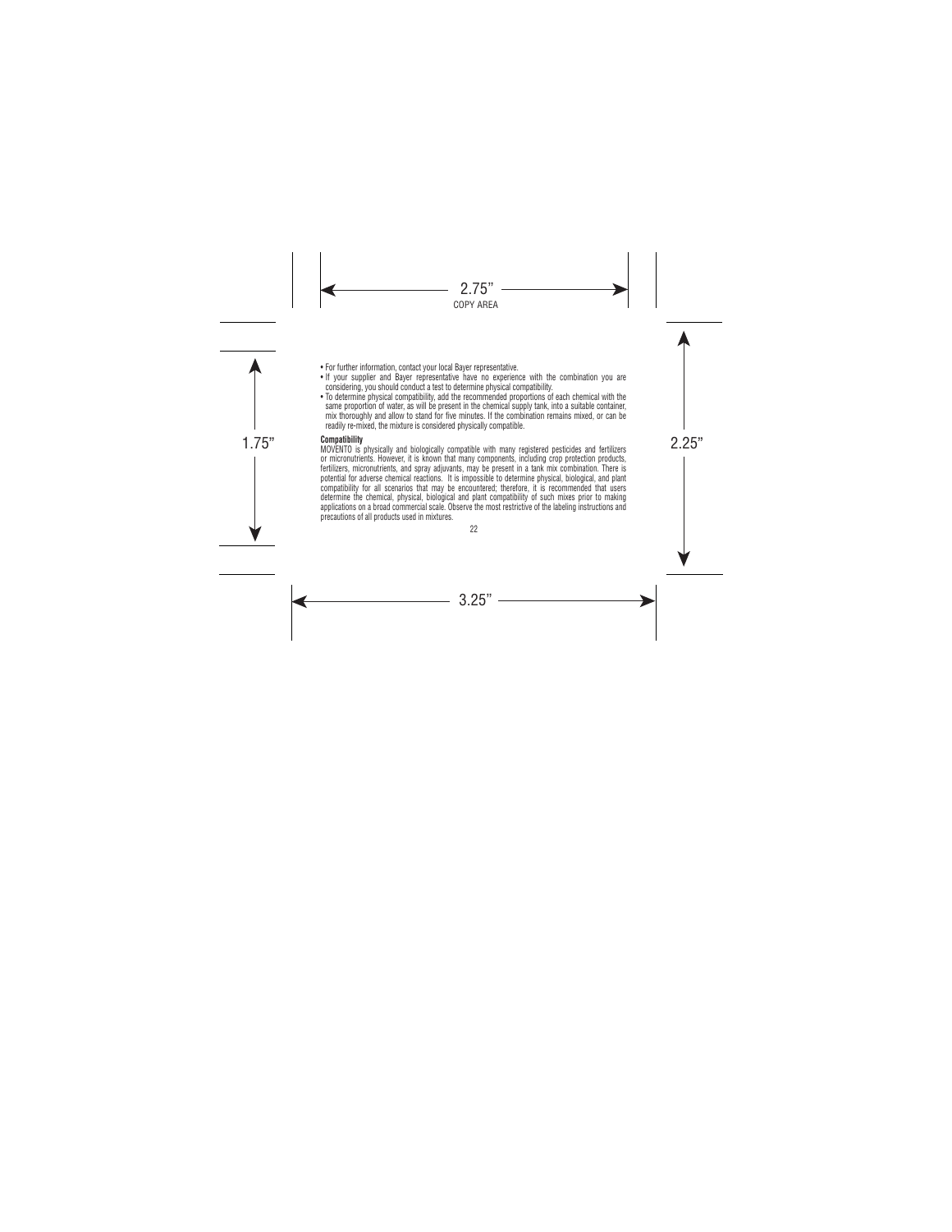- For further information, contact your local Bayer representative.
- If your supplier and Bayer representative have no experience with the combination you are considering, you should conduct a test to determine physical compatibility.
- To determine physical compatibility, add the recommended proportions of each chemical with the same proportion of water, as will be present in the chemical supply tank, into a suitable container, mix thoroughly and allow to stand for five minutes. If the combination remains mixed, or can be readily re-mixed, the mixture is considered physically compatible.

**Compatibility**

MOVENTO is physically and biologically compatible with many registered pesticides and fertilizers or micronutrients. However, it is known that many components, including crop protection products, fertilizers, micronutrients, and spray adjuvants, may be present in a tank mix combination. There is potential for adverse chemical reactions. It is impossible to determine physical, biological, and plant compatibility for all scenarios that may be encountered; therefore, it is recommended that users determine the chemical, physical, biological and plant compatibility of such mixes prior to making applications on a broad commercial scale. Observe the most restrictive of the labeling instructions and precautions of all products used in mixtures.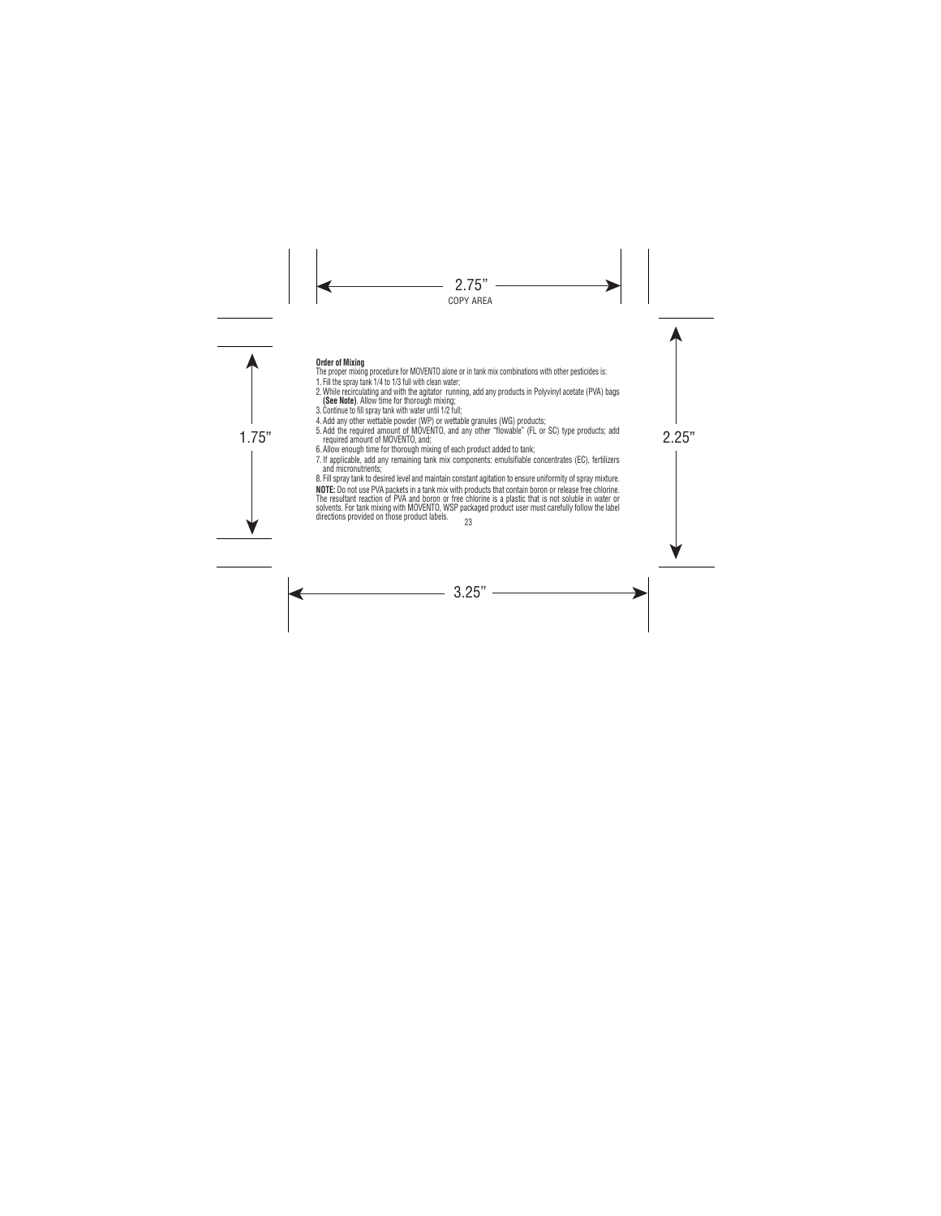**Order of Mixing**

The proper mixing procedure for MOVENTO alone or in tank mix combinations with other pesticides is:

1. Fill the spray tank 1/4 to 1/3 full with clean water;
2. While recirculating and with the agitator running, add any products in Polyvinyl acetate (PVA) bags **(See Note)**. Allow time for thorough mixing;
3. Continue to fill spray tank with water until 1/2 full;
4. Add any other wettable powder (WP) or wettable granules (WG) products;
5. Add the required amount of MOVENTO, and any other "flowable" (FL or SC) type products; add required amount of MOVENTO, and;
6. Allow enough time for thorough mixing of each product added to tank;
7. If applicable, add any remaining tank mix components: emulsifiable concentrates (EC), fertilizers and micronutrients;
8. Fill spray tank to desired level and maintain constant agitation to ensure uniformity of spray mixture.

**NOTE:** Do not use PVA packets in a tank mix with products that contain boron or release free chlorine. The resultant reaction of PVA and boron or free chlorine is a plastic that is not soluble in water or solvents. For tank mixing with MOVENTO, WSP packaged product user must carefully follow the label directions provided on those product labels.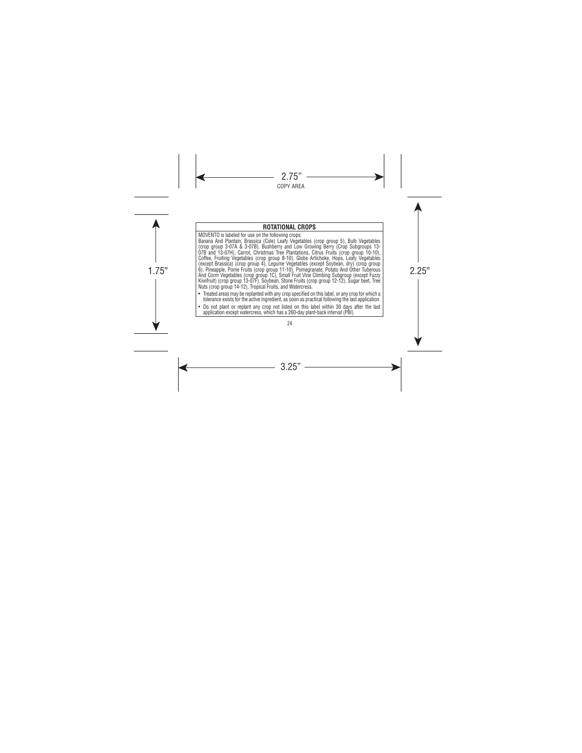## ROTATIONAL CROPS

MOVENTO is labeled for use on the following crops:

Banana And Plantain, Brassica (Cole) Leafy Vegetables (crop group 5), Bulb Vegetables (crop group 3-07A & 3-07B), Bushberry and Low Growing Berry (Crop Subgroups 13-07B and 13-07H), Carrot, Christmas Tree Plantations, Citrus Fruits (crop group 10-10), Coffee, Fruiting Vegetables (crop group 8-10), Globe Artichoke, Hops, Leafy Vegetables (except Brassica) (crop group 4), Legume Vegetables (except Soybean, dry) (crop group 6), Pineapple, Pome Fruits (crop group 11-10), Pomegranate, Potato And Other Tuberous And Corm Vegetables (crop group 1C), Small Fruit Vine Climbing Subgroup (except Fuzzy Kiwifruit) (crop group 13-07F), Soybean, Stone Fruits (crop group 12-12), Sugar beet, Tree Nuts (crop group 14-12), Tropical Fruits, and Watercress.

- Treated areas may be replanted with any crop specified on this label, or any crop for which a tolerance exists for the active ingredient, as soon as practical following the last application.
- Do not plant or replant any crop not listed on this label within 30 days after the last application except watercress, which has a 260-day plant-back interval (PBI).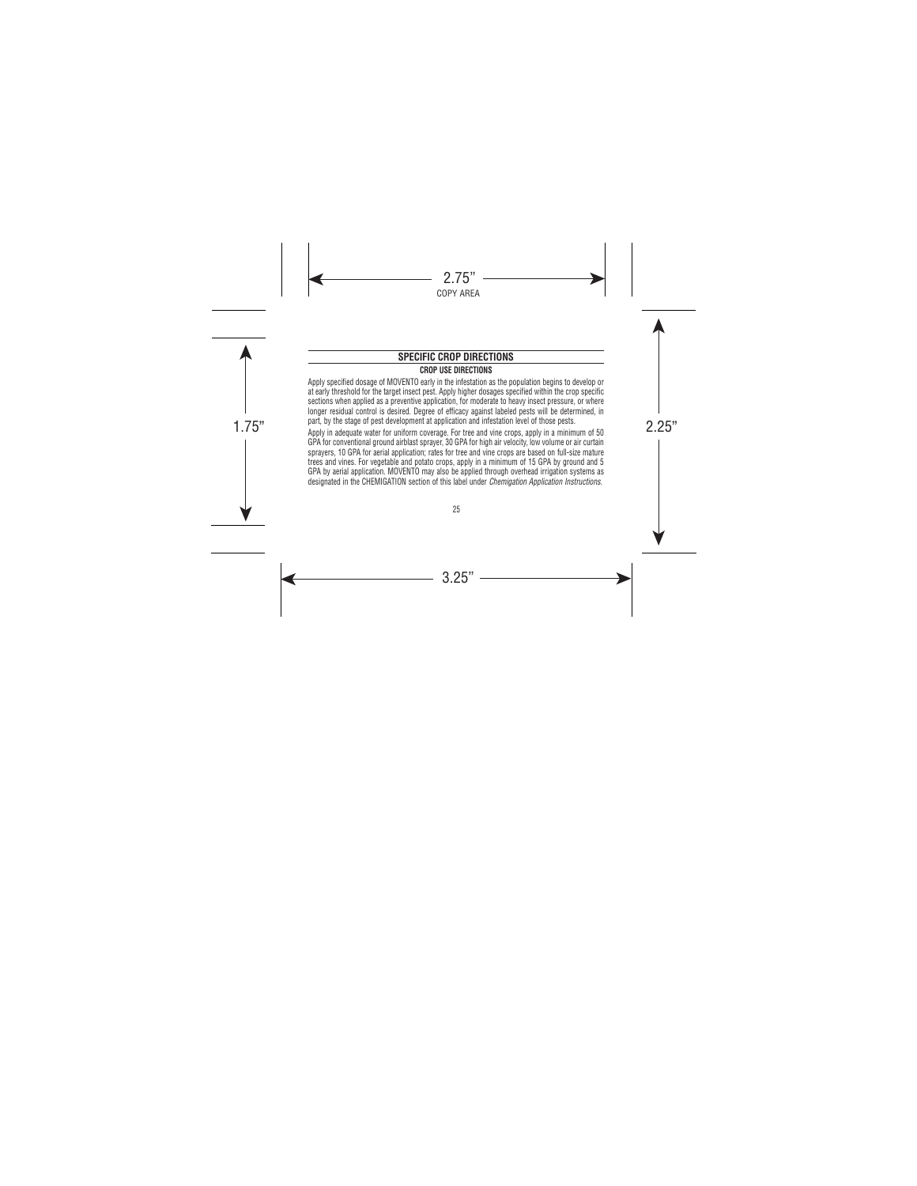## SPECIFIC CROP DIRECTIONS

### CROP USE DIRECTIONS

Apply specified dosage of MOVENTO early in the infestation as the population begins to develop or at early threshold for the target insect pest. Apply higher dosages specified within the crop specific sections when applied as a preventive application, for moderate to heavy insect pressure, or where longer residual control is desired. Degree of efficacy against labeled pests will be determined, in part, by the stage of pest development at application and infestation level of those pests.

Apply in adequate water for uniform coverage. For tree and vine crops, apply in a minimum of 50 GPA for conventional ground airblast sprayer, 30 GPA for high air velocity, low volume or air curtain sprayers, 10 GPA for aerial application; rates for tree and vine crops are based on full-size mature trees and vines. For vegetable and potato crops, apply in a minimum of 15 GPA by ground and 5 GPA by aerial application. MOVENTO may also be applied through overhead irrigation systems as designated in the CHEMIGATION section of this label under *Chemigation Application Instructions*.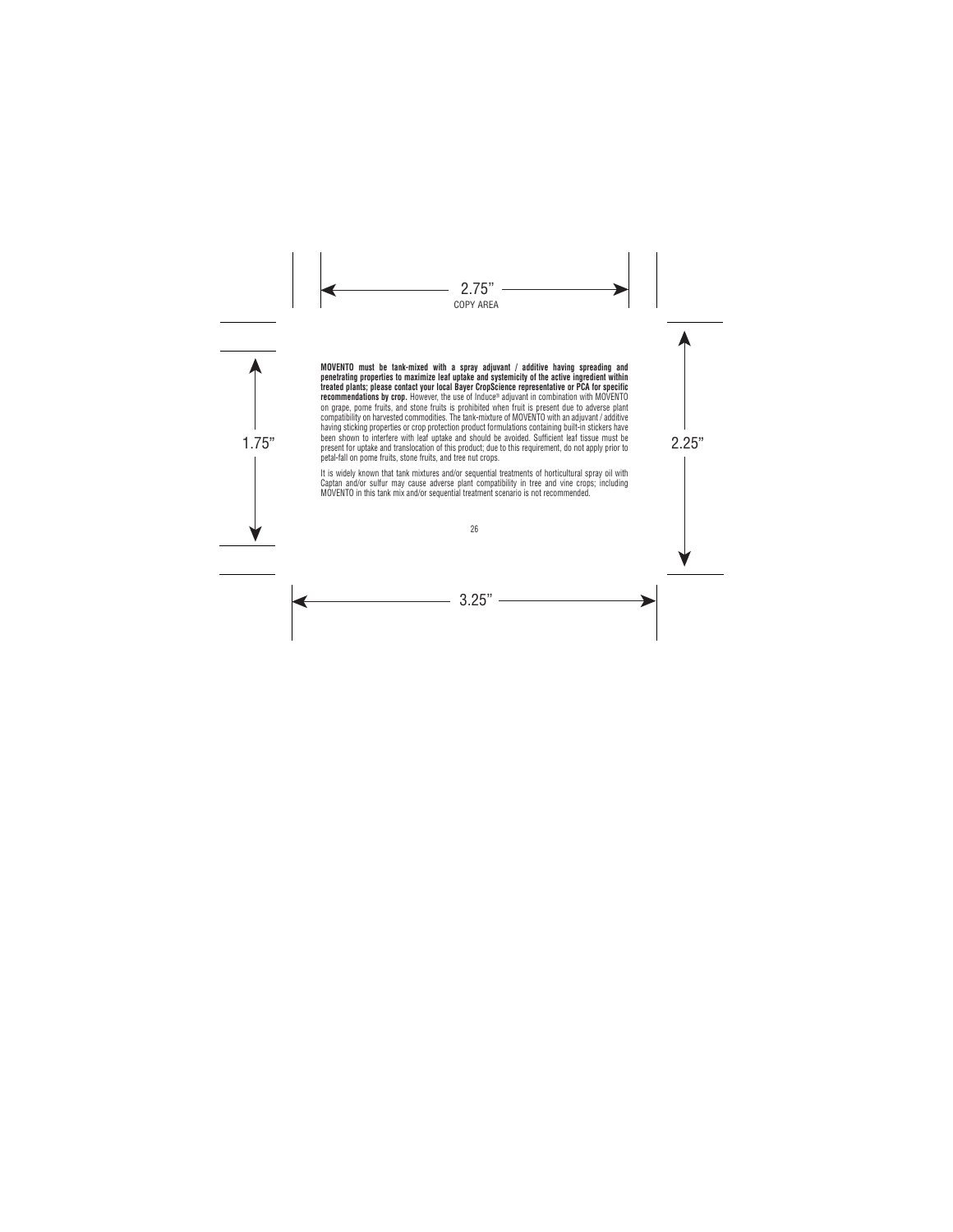**MOVENTO must be tank-mixed with a spray adjuvant / additive having spreading and penetrating properties to maximize leaf uptake and systemicity of the active ingredient within treated plants; please contact your local Bayer CropScience representative or PCA for specific recommendations by crop.** However, the use of Induce® adjuvant in combination with MOVENTO on grape, pome fruits, and stone fruits is prohibited when fruit is present due to adverse plant compatibility on harvested commodities. The tank-mixture of MOVENTO with an adjuvant / additive having sticking properties or crop protection product formulations containing built-in stickers have been shown to interfere with leaf uptake and should be avoided. Sufficient leaf tissue must be present for uptake and translocation of this product; due to this requirement, do not apply prior to petal-fall on pome fruits, stone fruits, and tree nut crops.

It is widely known that tank mixtures and/or sequential treatments of horticultural spray oil with Captan and/or sulfur may cause adverse plant compatibility in tree and vine crops; including MOVENTO in this tank mix and/or sequential treatment scenario is not recommended.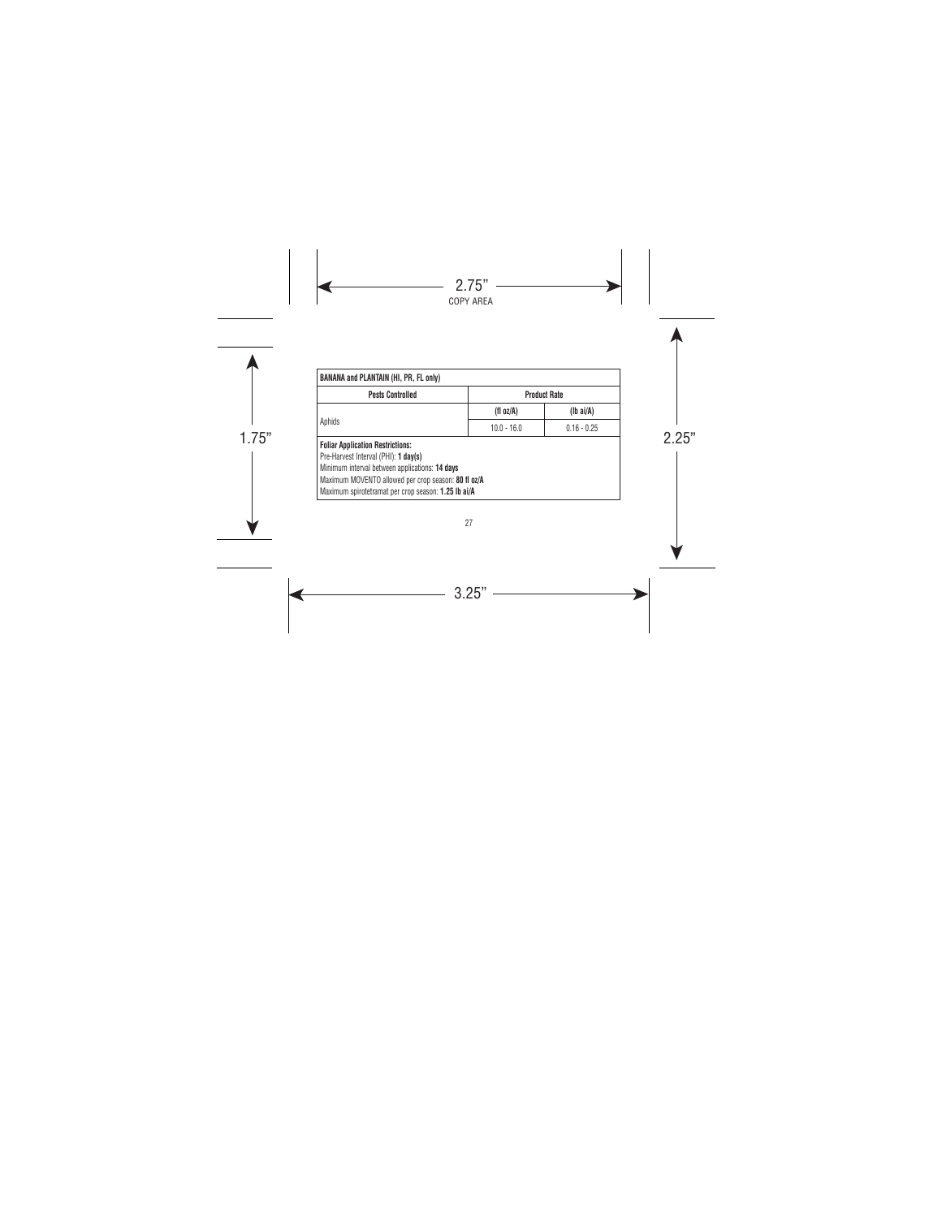| BANANA and PLANTAIN (HI, PR, FL only) | | |
|---|---|---|
| **Pests Controlled** | **Product Rate** | |
| | **(fl oz/A)** | **(lb ai/A)** |
| Aphids | 10.0 - 16.0 | 0.16 - 0.25 |

**Foliar Application Restrictions:**
Pre-Harvest Interval (PHI): **1 day(s)**
Minimum interval between applications: **14 days**
Maximum MOVENTO allowed per crop season: **80 fl oz/A**
Maximum spirotetramat per crop season: **1.25 lb ai/A**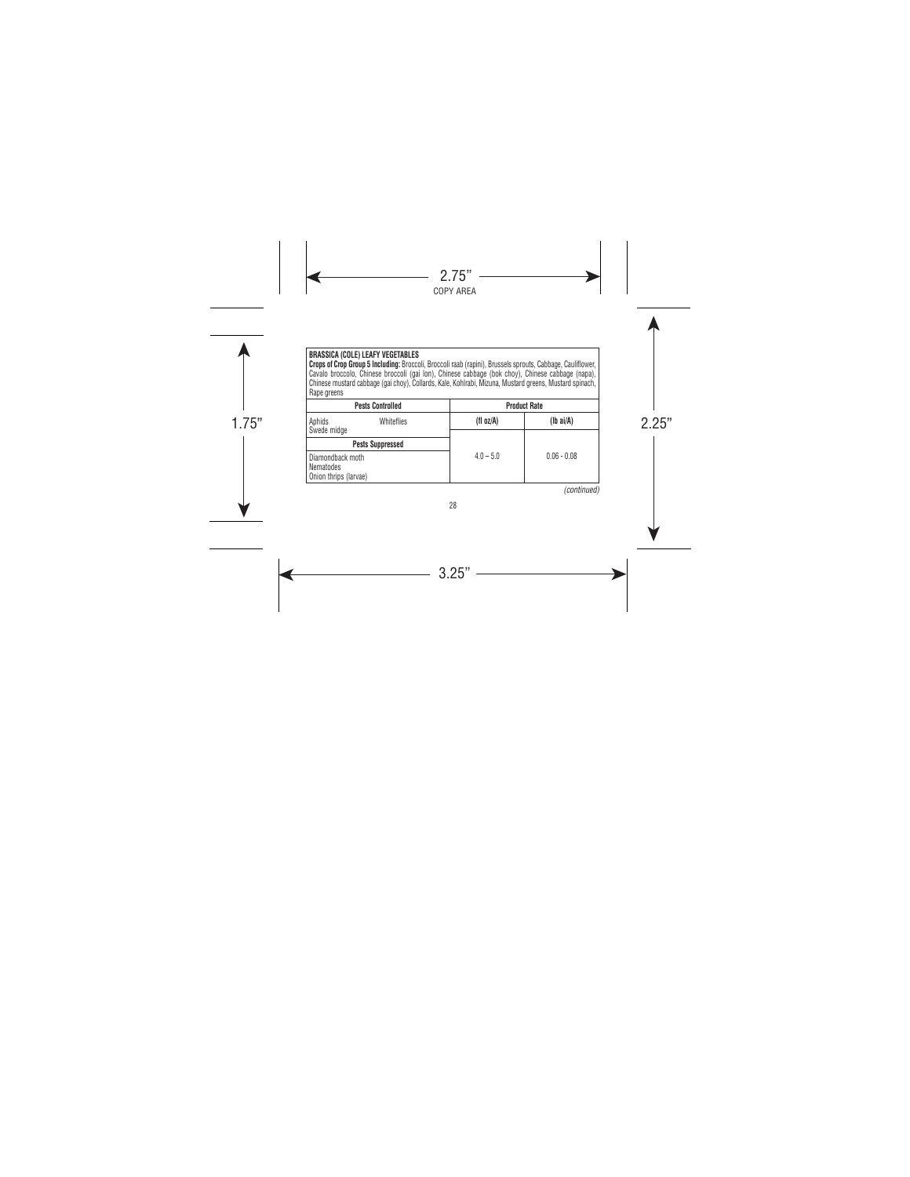**BRASSICA (COLE) LEAFY VEGETABLES**

**Crops of Crop Group 5 Including:** Broccoli, Broccoli raab (rapini), Brussels sprouts, Cabbage, Cauliflower, Cavalo broccolo, Chinese broccoli (gai lon), Chinese cabbage (bok choy), Chinese cabbage (napa), Chinese mustard cabbage (gai choy), Collards, Kale, Kohlrabi, Mizuna, Mustard greens, Mustard spinach, Rape greens

| Pests Controlled | Product Rate | |
|---|---|---|
| | (fl oz/A) | (lb ai/A) |
| Aphids, Whiteflies, Swede midge | 4.0 – 5.0 | 0.06 - 0.08 |
| **Pests Suppressed** | | |
| Diamondback moth, Nematodes, Onion thrips (larvae) | | |

*(continued)*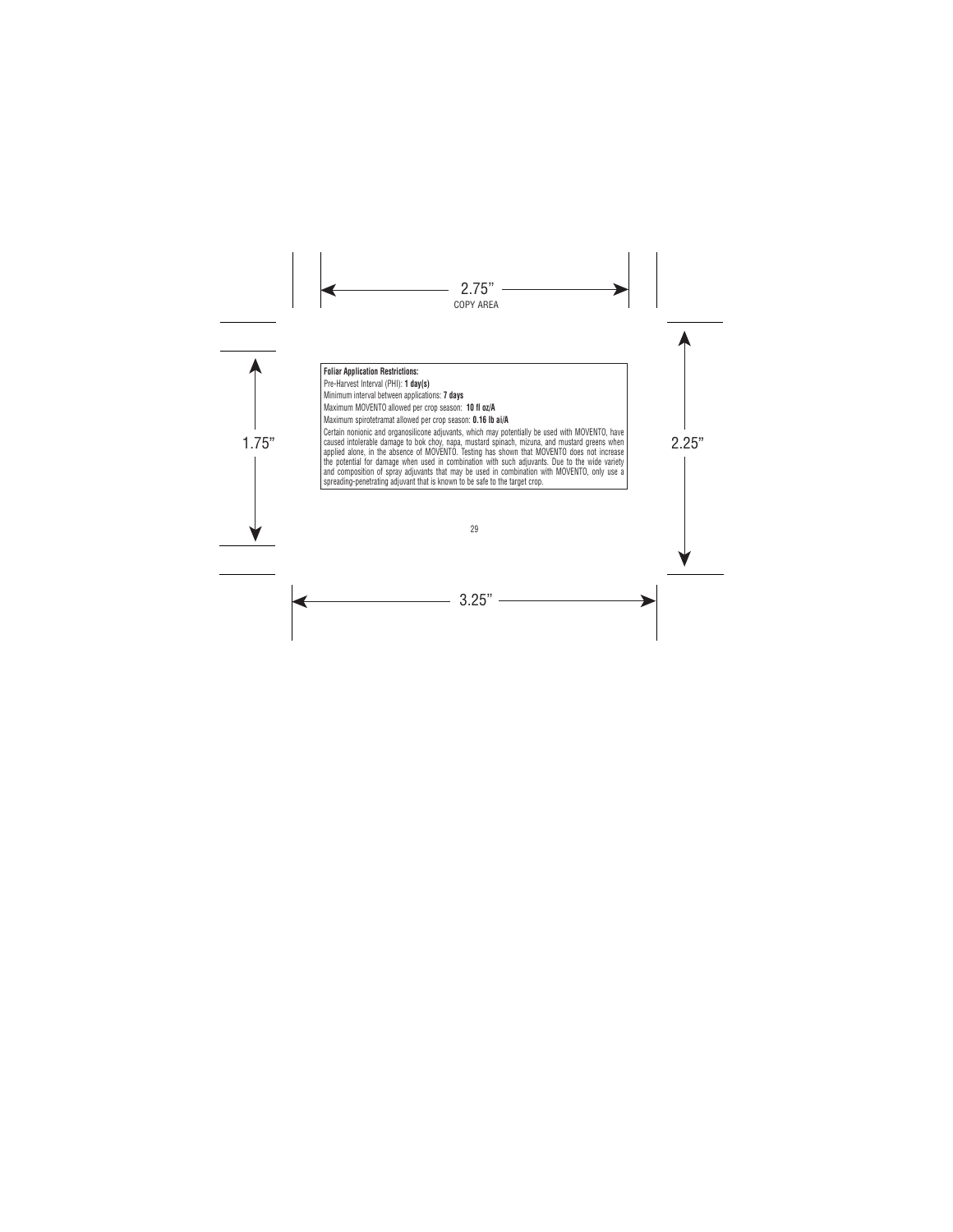**Foliar Application Restrictions:**

Pre-Harvest Interval (PHI): **1 day(s)**

Minimum interval between applications: **7 days**

Maximum MOVENTO allowed per crop season: **10 fl oz/A**

Maximum spirotetramat allowed per crop season: **0.16 lb ai/A**

Certain nonionic and organosilicone adjuvants, which may potentially be used with MOVENTO, have caused intolerable damage to bok choy, napa, mustard spinach, mizuna, and mustard greens when applied alone, in the absence of MOVENTO. Testing has shown that MOVENTO does not increase the potential for damage when used in combination with such adjuvants. Due to the wide variety and composition of spray adjuvants that may be used in combination with MOVENTO, only use a spreading-penetrating adjuvant that is known to be safe to the target crop.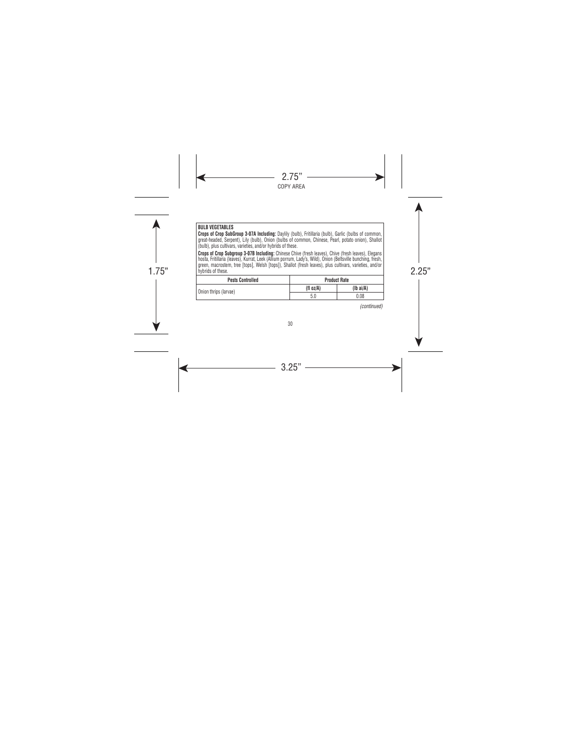**BULB VEGETABLES**

**Crops of Crop SubGroup 3-07A Including:** Daylily (bulb), Fritillaria (bulb), Garlic (bulbs of common, great-headed, Serpent), Lily (bulb), Onion (bulbs of common, Chinese, Pearl, potato onion), Shallot (bulb), plus cultivars, varieties, and/or hybrids of these.

**Crops of Crop Subgroup 3-07B Including:** Chinese Chive (fresh leaves), Chive (fresh leaves), Elegans hosta, Fritillaria (leaves), Kurrat, Leek (Allium porrum, Lady's, Wild), Onion (Beltsville bunching, fresh, green, macrostem, tree [tops], Welsh [tops]), Shallot (fresh leaves), plus cultivars, varieties, and/or hybrids of these.

| Pests Controlled | Product Rate | |
|---|---|---|
| | (fl oz/A) | (lb ai/A) |
| Onion thrips (larvae) | 5.0 | 0.08 |

*(continued)*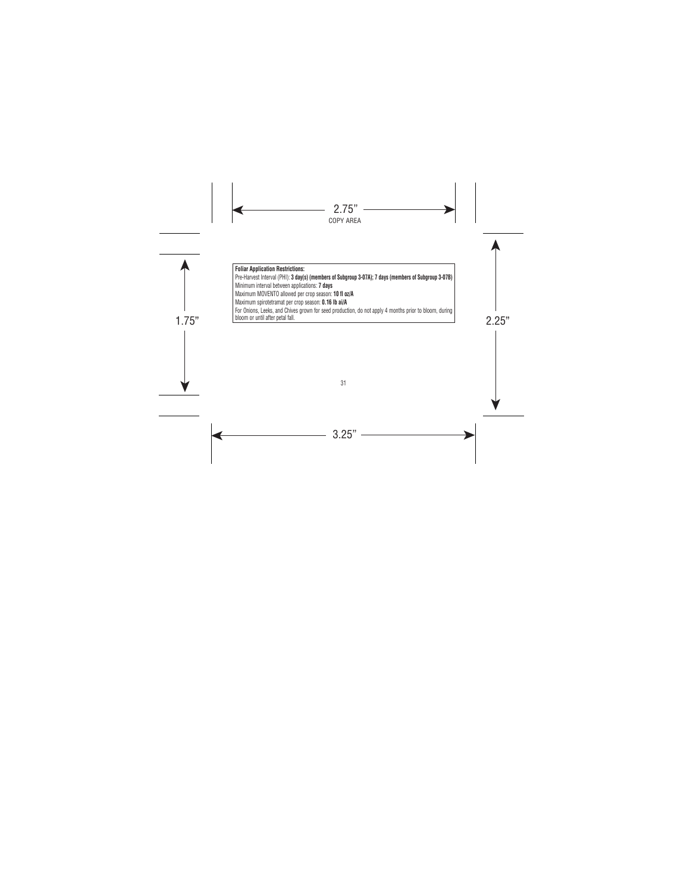**Foliar Application Restrictions:**

Pre-Harvest Interval (PHI): **3 day(s) (members of Subgroup 3-07A); 7 days (members of Subgroup 3-07B)**

Minimum interval between applications: **7 days**

Maximum MOVENTO allowed per crop season: **10 fl oz/A**

Maximum spirotetramat per crop season: **0.16 lb ai/A**

For Onions, Leeks, and Chives grown for seed production, do not apply 4 months prior to bloom, during bloom or until after petal fall.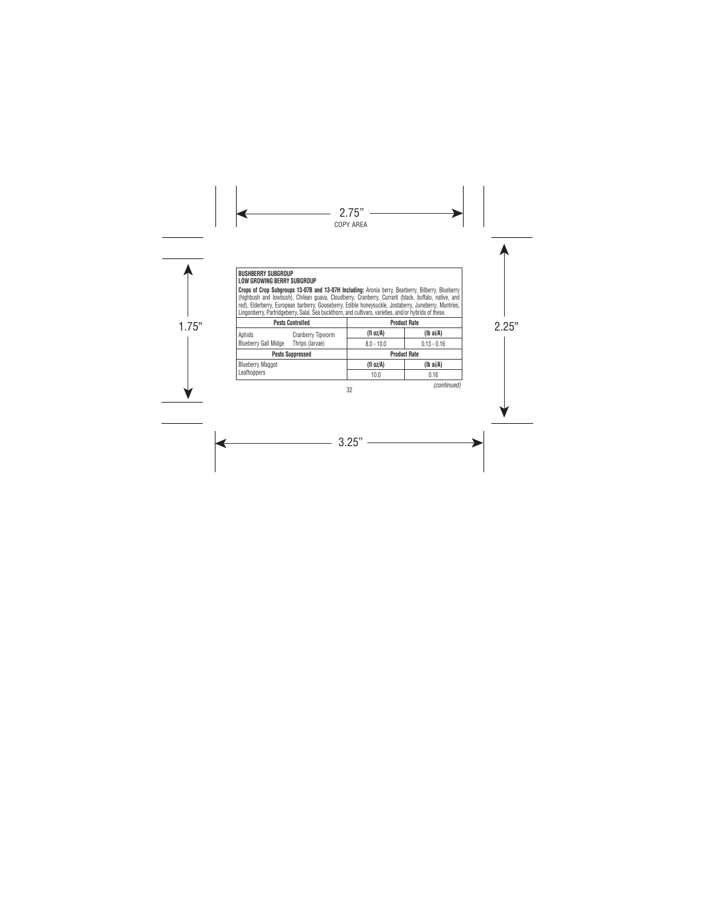**BUSHBERRY SUBGROUP**
**LOW GROWING BERRY SUBGROUP**

**Crops of Crop Subgroups 13-07B and 13-07H Including:** Aronia berry, Bearberry, Bilberry, Blueberry (highbush and lowbush), Chilean guava, Cloudberry, Cranberry, Currant (black, buffalo, native, and red), Elderberry, European barberry, Gooseberry, Edible honeysuckle, Jostaberry, Juneberry, Muntries, Lingonberry, Partridgeberry, Salal, Sea buckthorn, and cultivars, varieties, and/or hybrids of these.

| Pests Controlled | | Product Rate | |
|---|---|---|---|
| | | (fl oz/A) | (lb ai/A) |
| Aphids<br>Blueberry Gall Midge | Cranberry Tipworm<br>Thrips (larvae) | 8.0 - 10.0 | 0.13 - 0.16 |
| **Pests Suppressed** | | **Product Rate** | |
| | | (fl oz/A) | (lb ai/A) |
| Blueberry Maggot<br>Leafhoppers | | 10.0 | 0.16 |

*(continued)*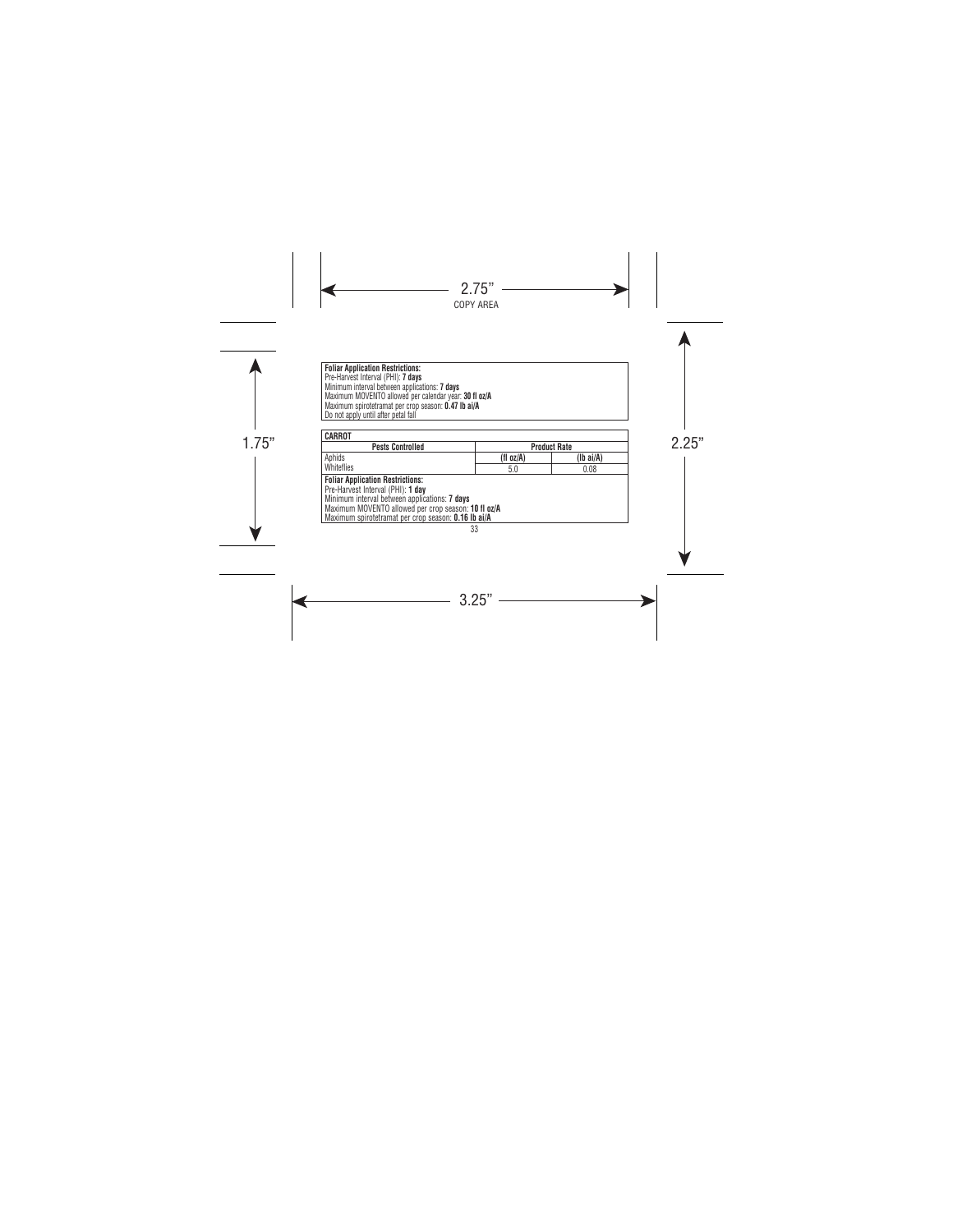| **Foliar Application Restrictions:** |
| --- |
| Pre-Harvest Interval (PHI): **7 days** |
| Minimum interval between applications: **7 days** |
| Maximum MOVENTO allowed per calendar year: **30 fl oz/A** |
| Maximum spirotetramat per crop season: **0.47 lb ai/A** |
| Do not apply until after petal fall |

| **CARROT** | | |
| --- | --- | --- |
| **Pests Controlled** | **Product Rate** | |
| | **(fl oz/A)** | **(lb ai/A)** |
| Aphids<br>Whiteflies | 5.0 | 0.08 |
| **Foliar Application Restrictions:**<br>Pre-Harvest Interval (PHI): **1 day**<br>Minimum interval between applications: **7 days**<br>Maximum MOVENTO allowed per crop season: **10 fl oz/A**<br>Maximum spirotetramat per crop season: **0.16 lb ai/A** | | |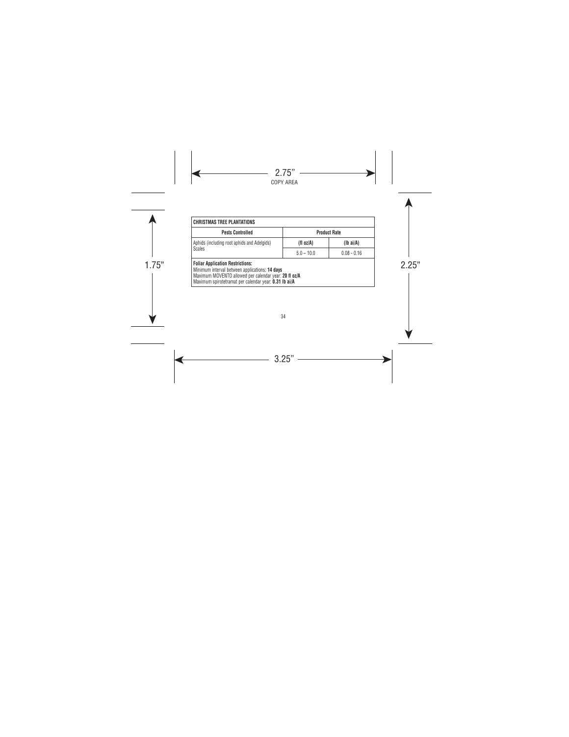| CHRISTMAS TREE PLANTATIONS | | |
|---|---|---|
| **Pests Controlled** | **Product Rate** | |
| Aphids (including root aphids and Adelgids)<br>Scales | **(fl oz/A)** | **(lb ai/A)** |
| | 5.0 – 10.0 | 0.08 - 0.16 |

**Foliar Application Restrictions:**
Minimum interval between applications: **14 days**
Maximum MOVENTO allowed per calendar year: **20 fl oz/A**
Maximum spirotetramat per calendar year: **0.31 lb ai/A**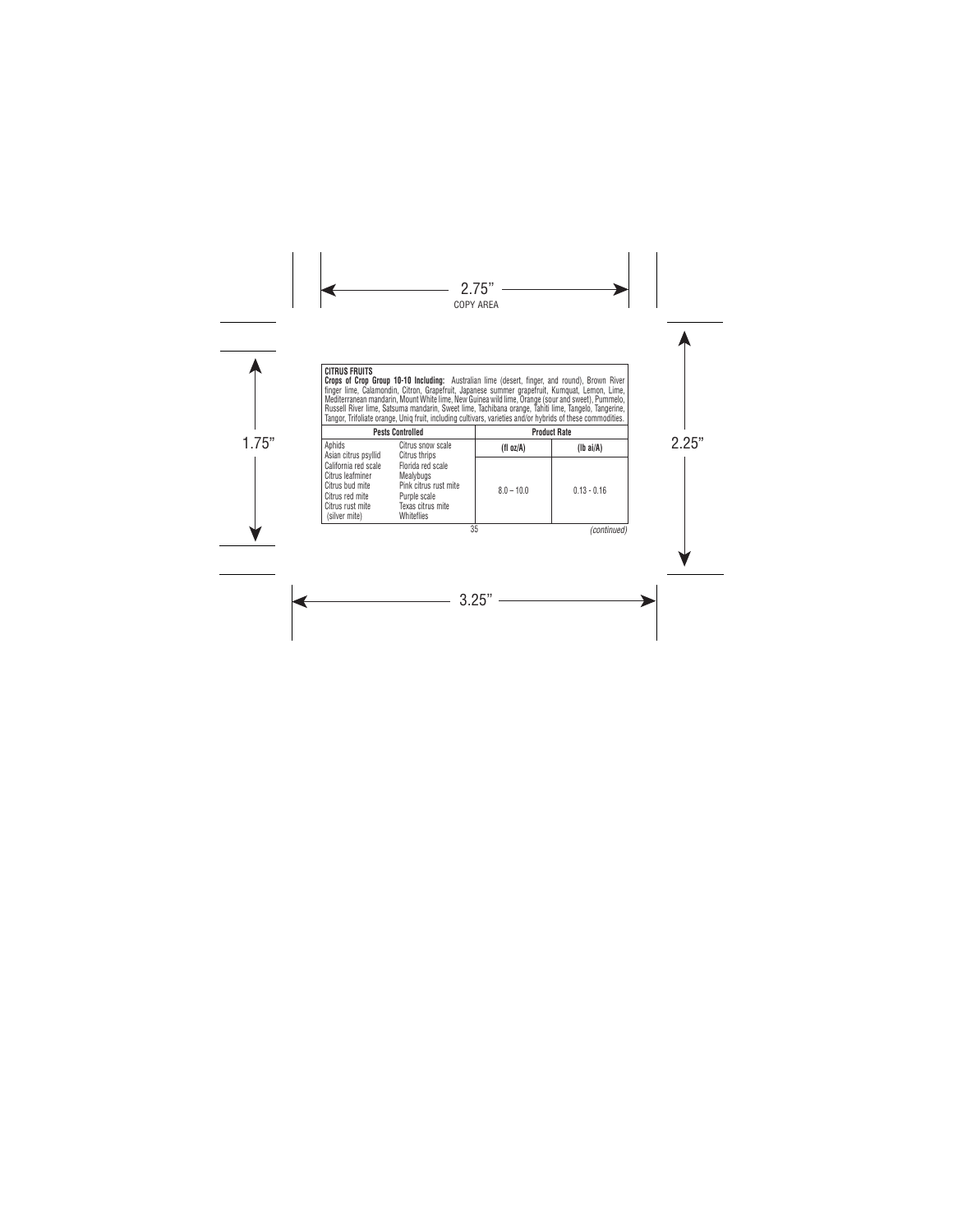**CITRUS FRUITS**

**Crops of Crop Group 10-10 Including:** Australian lime (desert, finger, and round), Brown River finger lime, Calamondin, Citron, Grapefruit, Japanese summer grapefruit, Kumquat, Lemon, Lime, Mediterranean mandarin, Mount White lime, New Guinea wild lime, Orange (sour and sweet), Pummelo, Russell River lime, Satsuma mandarin, Sweet lime, Tachibana orange, Tahiti lime, Tangelo, Tangerine, Tangor, Trifoliate orange, Uniq fruit, including cultivars, varieties and/or hybrids of these commodities.

| Pests Controlled | | Product Rate | |
|---|---|---|---|
| | | (fl oz/A) | (lb ai/A) |
| Aphids<br>Asian citrus psyllid<br>California red scale<br>Citrus leafminer<br>Citrus bud mite<br>Citrus red mite<br>Citrus rust mite<br>(silver mite) | Citrus snow scale<br>Citrus thrips<br>Florida red scale<br>Mealybugs<br>Pink citrus rust mite<br>Purple scale<br>Texas citrus mite<br>Whiteflies | 8.0 – 10.0 | 0.13 - 0.16 |

*(continued)*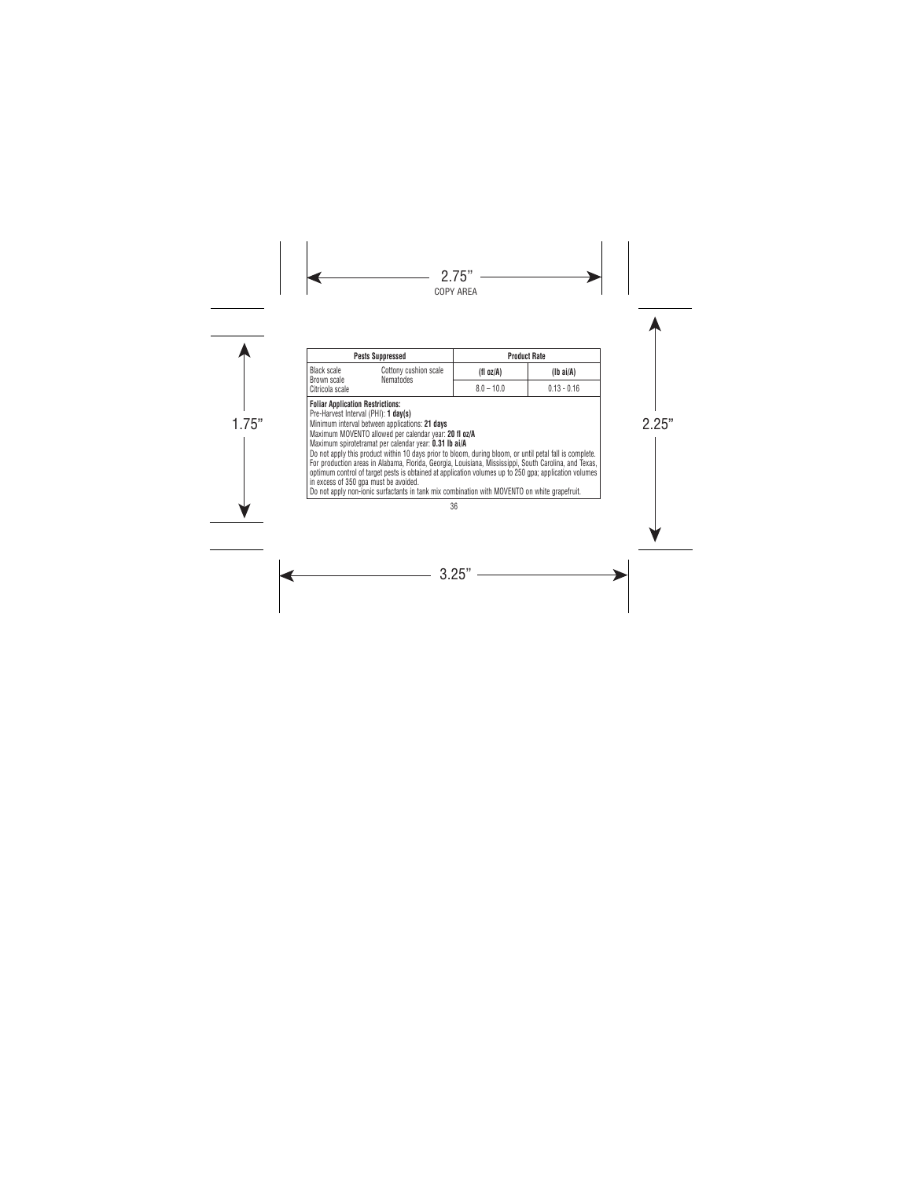| Pests Suppressed | | Product Rate | |
|---|---|---|---|
| Black scale<br>Brown scale<br>Citricola scale | Cottony cushion scale<br>Nematodes | (fl oz/A) | (lb ai/A) |
| | | 8.0 – 10.0 | 0.13 - 0.16 |

**Foliar Application Restrictions:**
Pre-Harvest Interval (PHI): **1 day(s)**
Minimum interval between applications: **21 days**
Maximum MOVENTO allowed per calendar year: **20 fl oz/A**
Maximum spirotetramat per calendar year: **0.31 lb ai/A**
Do not apply this product within 10 days prior to bloom, during bloom, or until petal fall is complete.
For production areas in Alabama, Florida, Georgia, Louisiana, Mississippi, South Carolina, and Texas, optimum control of target pests is obtained at application volumes up to 250 gpa; application volumes in excess of 350 gpa must be avoided.
Do not apply non-ionic surfactants in tank mix combination with MOVENTO on white grapefruit.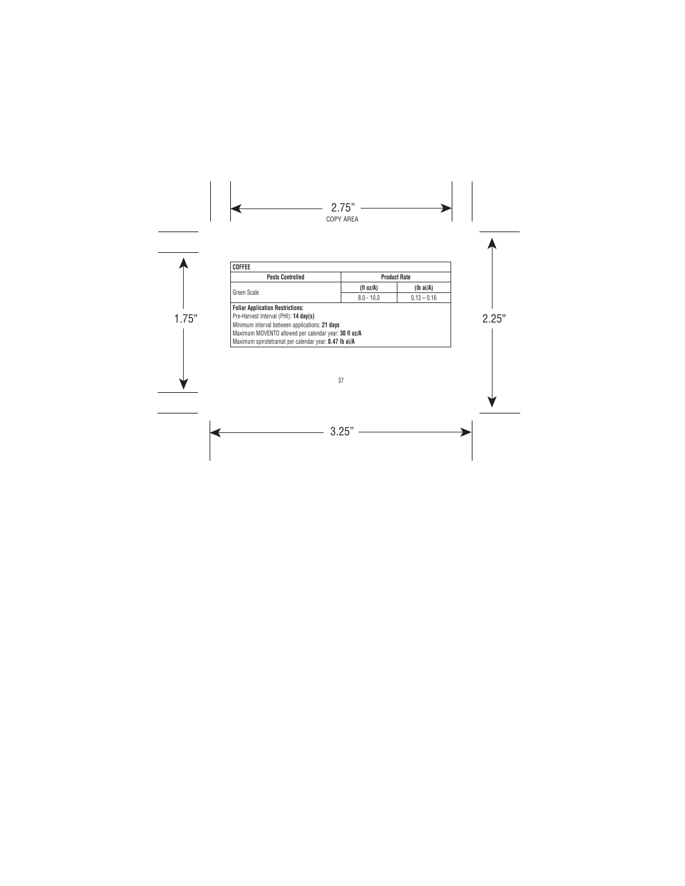| COFFEE | | |
|---|---|---|
| **Pests Controlled** | **Product Rate** | |
| | **(fl oz/A)** | **(lb ai/A)** |
| Green Scale | 8.0 - 10.0 | 0.13 – 0.16 |

**Foliar Application Restrictions:**
Pre-Harvest Interval (PHI): **14 day(s)**
Minimum interval between applications: **21 days**
Maximum MOVENTO allowed per calendar year: **30 fl oz/A**
Maximum spirotetramat per calendar year: **0.47 lb ai/A**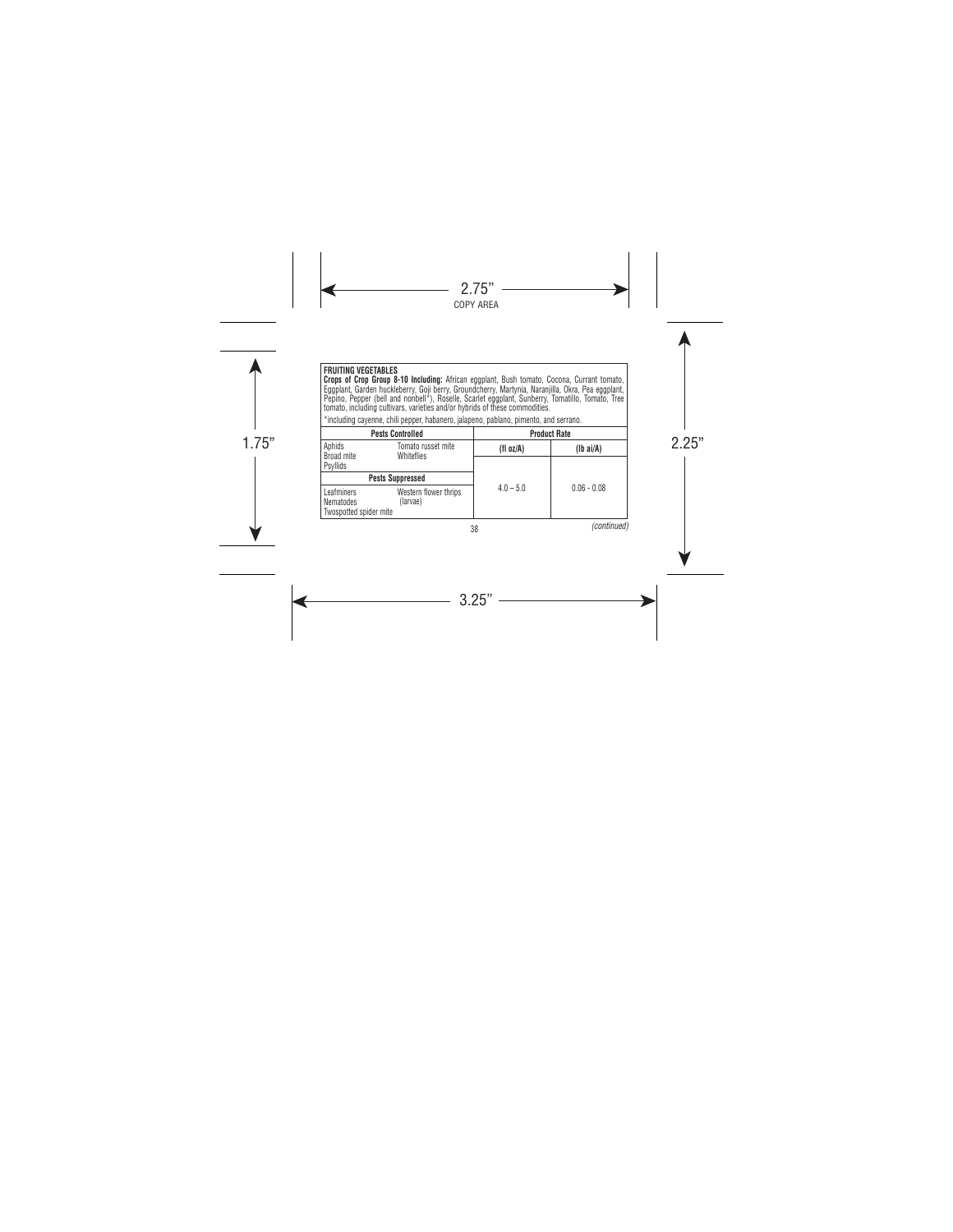**FRUITING VEGETABLES**

**Crops of Crop Group 8-10 Including:** African eggplant, Bush tomato, Cocona, Currant tomato, Eggplant, Garden huckleberry, Goji berry, Groundcherry, Martynia, Naranjilla, Okra, Pea eggplant, Pepino, Pepper (bell and nonbell*), Roselle, Scarlet eggplant, Sunberry, Tomatillo, Tomato, Tree tomato, including cultivars, varieties and/or hybrids of these commodities.

*including cayenne, chili pepper, habanero, jalapeno, pablano, pimento, and serrano.

| Pests Controlled | | Product Rate | |
|---|---|---|---|
| | | (fl oz/A) | (lb ai/A) |
| Aphids<br>Broad mite<br>Psyllids | Tomato russet mite<br>Whiteflies | 4.0 – 5.0 | 0.06 - 0.08 |
| **Pests Suppressed** | | | |
| Leafminers<br>Nematodes<br>Twospotted spider mite | Western flower thrips (larvae) | | |

*(continued)*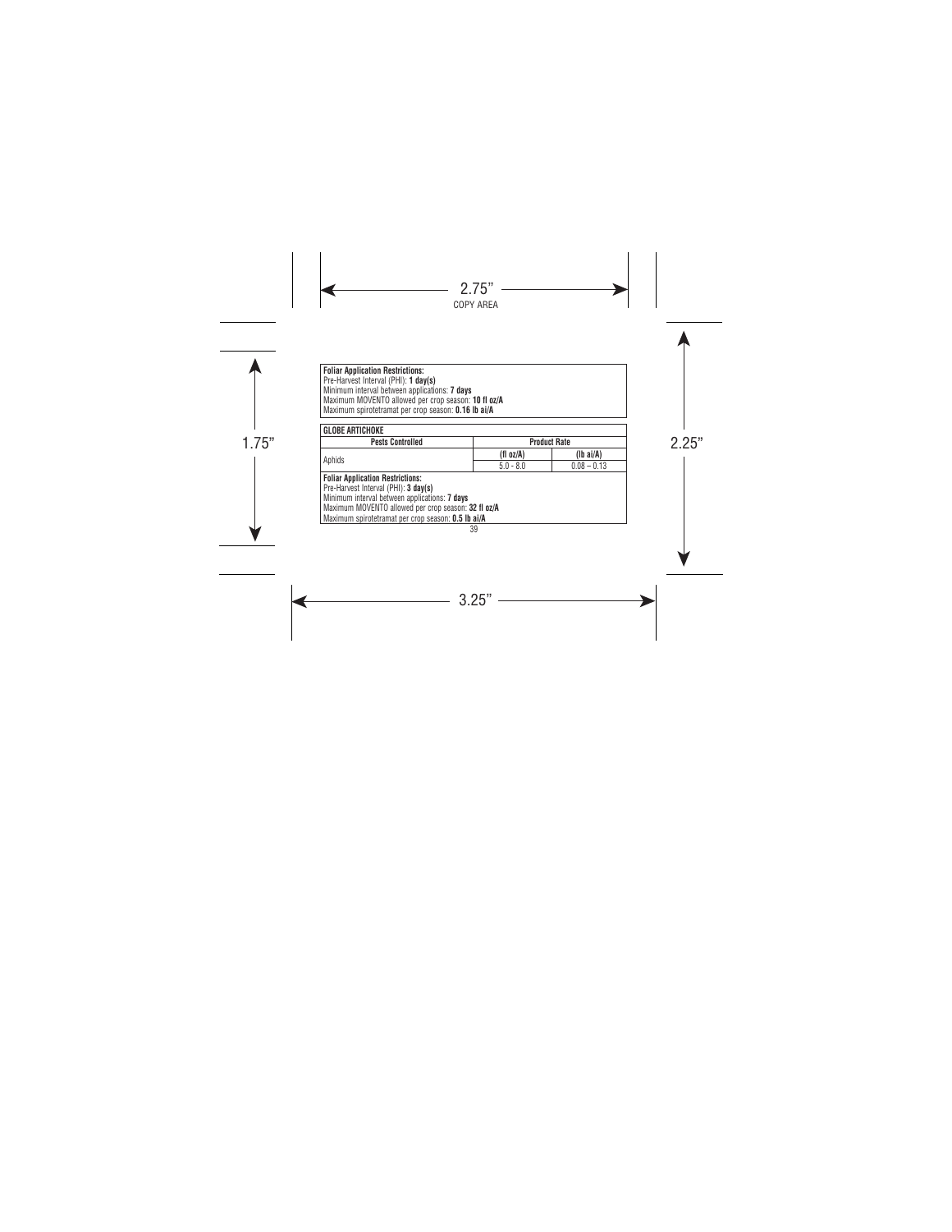**Foliar Application Restrictions:**
Pre-Harvest Interval (PHI): **1 day(s)**
Minimum interval between applications: **7 days**
Maximum MOVENTO allowed per crop season: **10 fl oz/A**
Maximum spirotetramat per crop season: **0.16 lb ai/A**

| GLOBE ARTICHOKE | | |
|---|---|---|
| **Pests Controlled** | **Product Rate** | |
| | **(fl oz/A)** | **(lb ai/A)** |
| Aphids | 5.0 - 8.0 | 0.08 – 0.13 |

**Foliar Application Restrictions:**
Pre-Harvest Interval (PHI): **3 day(s)**
Minimum interval between applications: **7 days**
Maximum MOVENTO allowed per crop season: **32 fl oz/A**
Maximum spirotetramat per crop season: **0.5 lb ai/A**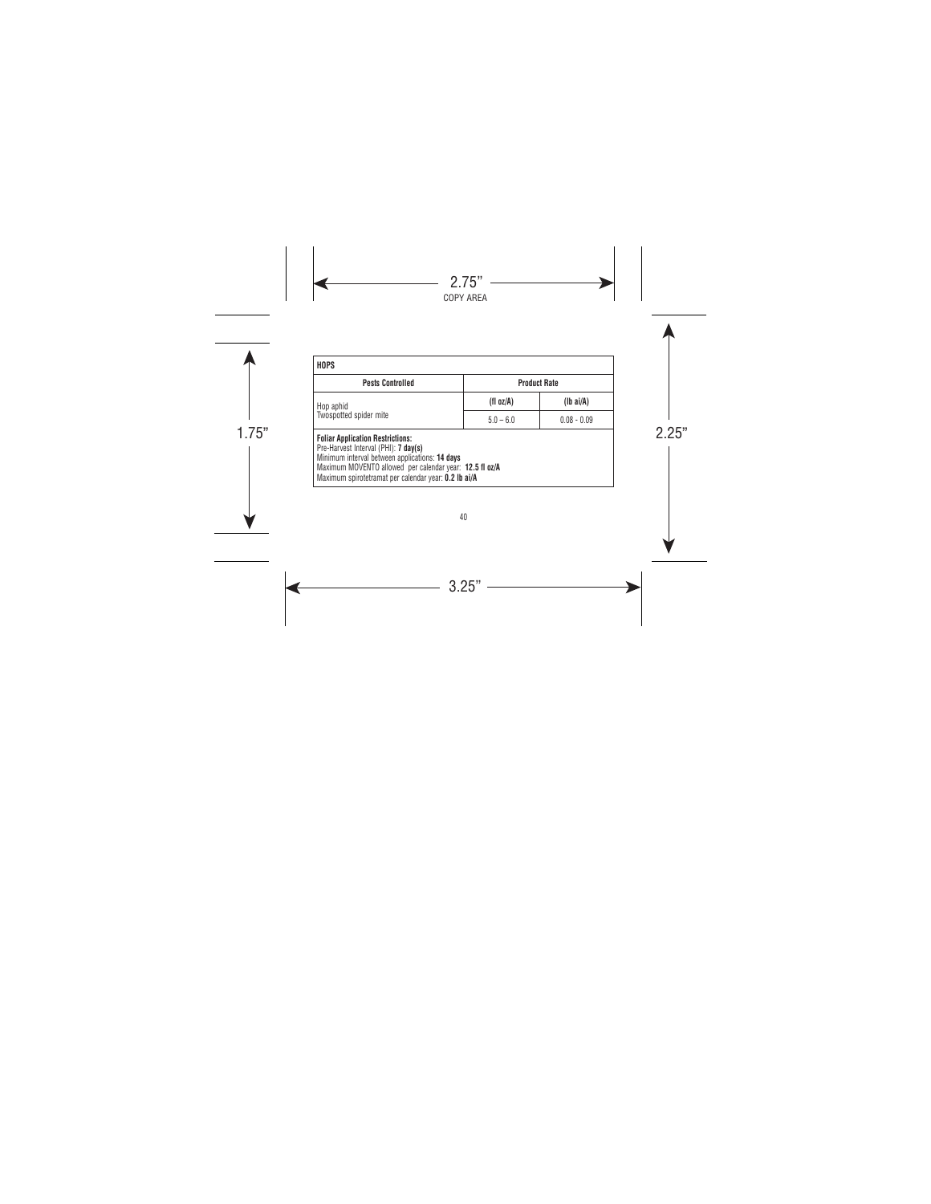| HOPS | | |
|---|---|---|
| **Pests Controlled** | **Product Rate** | |
| | **(fl oz/A)** | **(lb ai/A)** |
| Hop aphid<br>Twospotted spider mite | 5.0 – 6.0 | 0.08 - 0.09 |
| **Foliar Application Restrictions:**<br>Pre-Harvest Interval (PHI): **7 day(s)**<br>Minimum interval between applications: **14 days**<br>Maximum MOVENTO allowed per calendar year: **12.5 fl oz/A**<br>Maximum spirotetramat per calendar year: **0.2 lb ai/A** | | |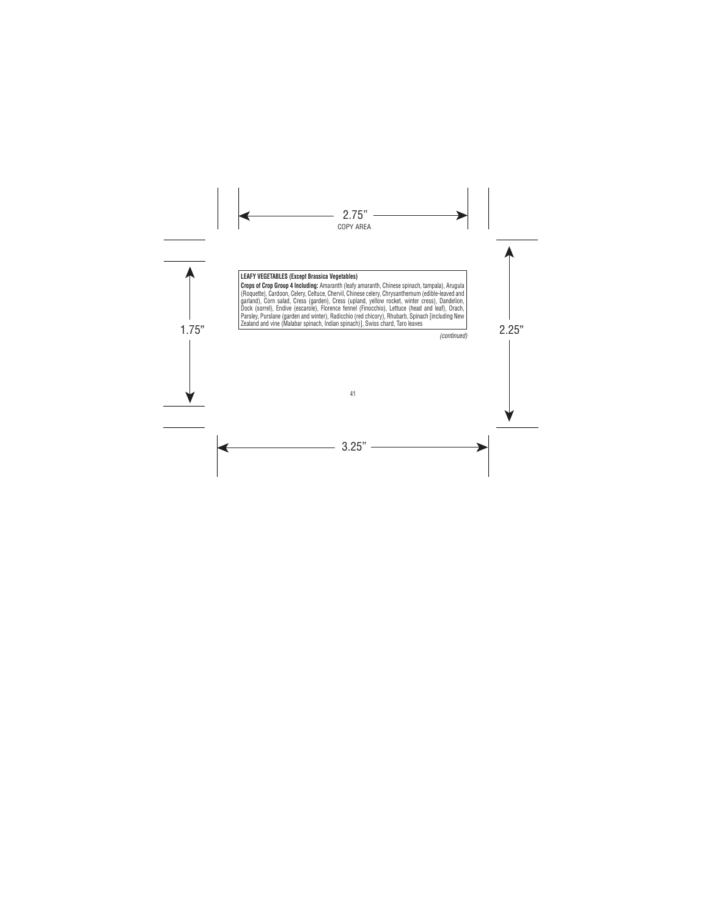**LEAFY VEGETABLES (Except Brassica Vegetables)**

**Crops of Crop Group 4 Including:** Amaranth (leafy amaranth, Chinese spinach, tampala), Arugula (Roquette), Cardoon, Celery, Celtuce, Chervil, Chinese celery, Chrysanthemum (edible-leaved and garland), Corn salad, Cress (garden), Cress (upland, yellow rocket, winter cress), Dandelion, Dock (sorrel), Endive (escarole), Florence fennel (Finocchio), Lettuce (head and leaf), Orach, Parsley, Purslane (garden and winter), Radicchio (red chicory), Rhubarb, Spinach [including New Zealand and vine (Malabar spinach, Indian spinach)], Swiss chard, Taro leaves

*(continued)*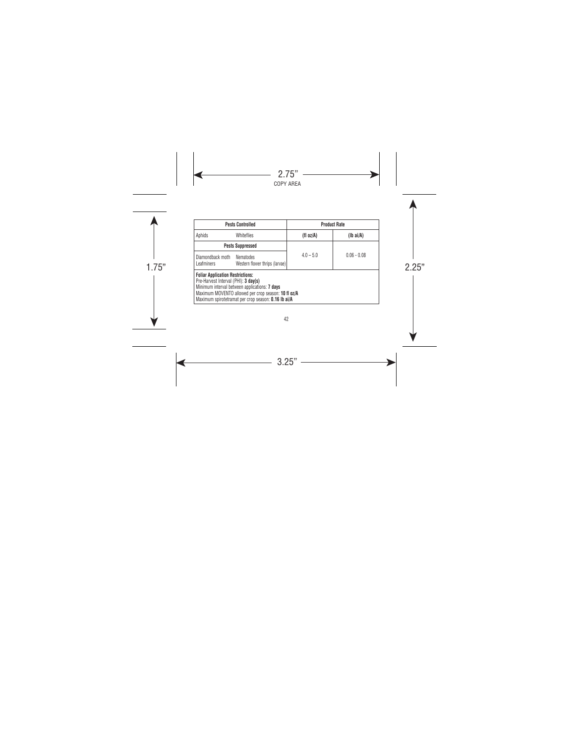| Pests Controlled | | Product Rate | |
|---|---|---|---|
| Aphids | Whiteflies | **(fl oz/A)** | **(lb ai/A)** |
| **Pests Suppressed** | | 4.0 – 5.0 | 0.06 - 0.08 |
| Diamondback moth<br>Leafminers | Nematodes<br>Western flower thrips (larvae) | | |

**Foliar Application Restrictions:**
Pre-Harvest Interval (PHI): **3 day(s)**
Minimum interval between applications: **7 days**
Maximum MOVENTO allowed per crop season: **10 fl oz/A**
Maximum spirotetramat per crop season: **0.16 lb ai/A**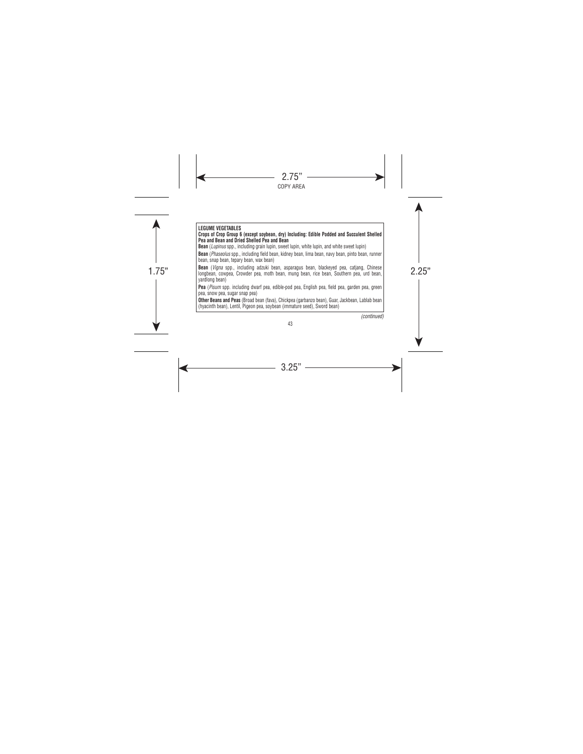**LEGUME VEGETABLES**

**Crops of Crop Group 6 (except soybean, dry) Including: Edible Podded and Succulent Shelled Pea and Bean and Dried Shelled Pea and Bean**

**Bean** (*Lupinus* spp., including grain lupin, sweet lupin, white lupin, and white sweet lupin)

**Bean** (*Phaseolus* spp., including field bean, kidney bean, lima bean, navy bean, pinto bean, runner bean, snap bean, tepary bean, wax bean)

**Bean** (*Vigna* spp., including adzuki bean, asparagus bean, blackeyed pea, catjang, Chinese longbean, cowpea, Crowder pea, moth bean, mung bean, rice bean, Southern pea, urd bean, yardlong bean)

**Pea** (*Pisum* spp. including dwarf pea, edible-pod pea, English pea, field pea, garden pea, green pea, snow pea, sugar snap pea)

**Other Beans and Peas** (Broad bean (fava), Chickpea (garbanzo bean), Guar, Jackbean, Lablab bean (hyacinth bean), Lentil, Pigeon pea, soybean (immature seed), Sword bean)

*(continued)*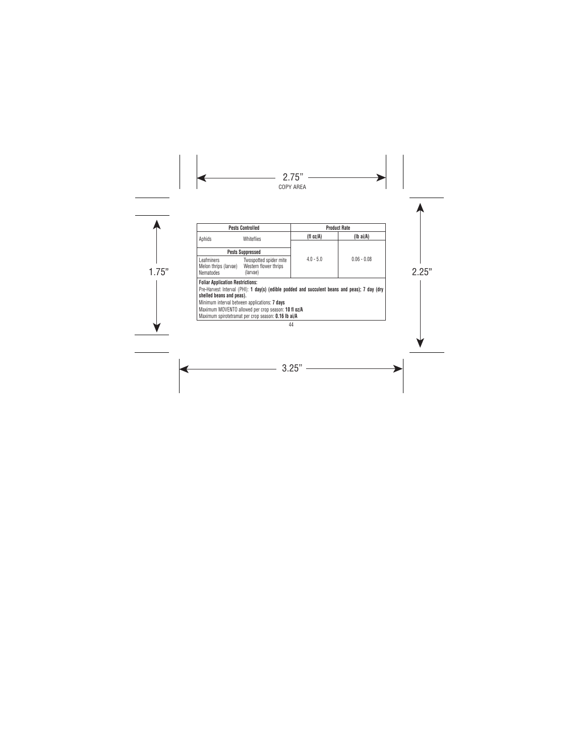| Pests Controlled | | Product Rate | |
|---|---|---|---|
| | | **(fl oz/A)** | **(lb ai/A)** |
| Aphids | Whiteflies | 4.0 - 5.0 | 0.06 - 0.08 |
| **Pests Suppressed** | | | |
| Leafminers<br>Melon thrips (larvae)<br>Nematodes | Twospotted spider mite<br>Western flower thrips (larvae) | | |

**Foliar Application Restrictions:**

Pre-Harvest Interval (PHI): **1 day(s) (edible podded and succulent beans and peas); 7 day (dry shelled beans and peas).**

Minimum interval between applications: **7 days**

Maximum MOVENTO allowed per crop season: **10 fl oz/A**

Maximum spirotetramat per crop season: **0.16 lb ai/A**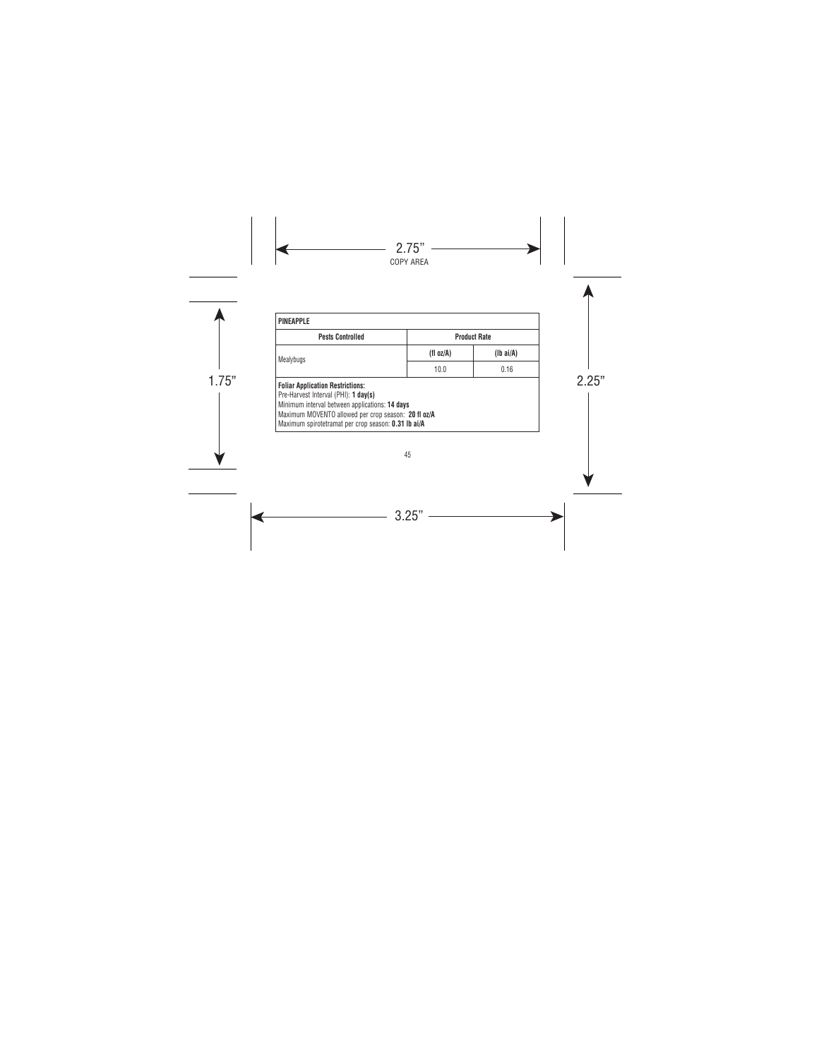| PINEAPPLE | | |
|---|---|---|
| **Pests Controlled** | **Product Rate** | |
| | **(fl oz/A)** | **(lb ai/A)** |
| Mealybugs | 10.0 | 0.16 |

**Foliar Application Restrictions:**
Pre-Harvest Interval (PHI): **1 day(s)**
Minimum interval between applications: **14 days**
Maximum MOVENTO allowed per crop season: **20 fl oz/A**
Maximum spirotetramat per crop season: **0.31 lb ai/A**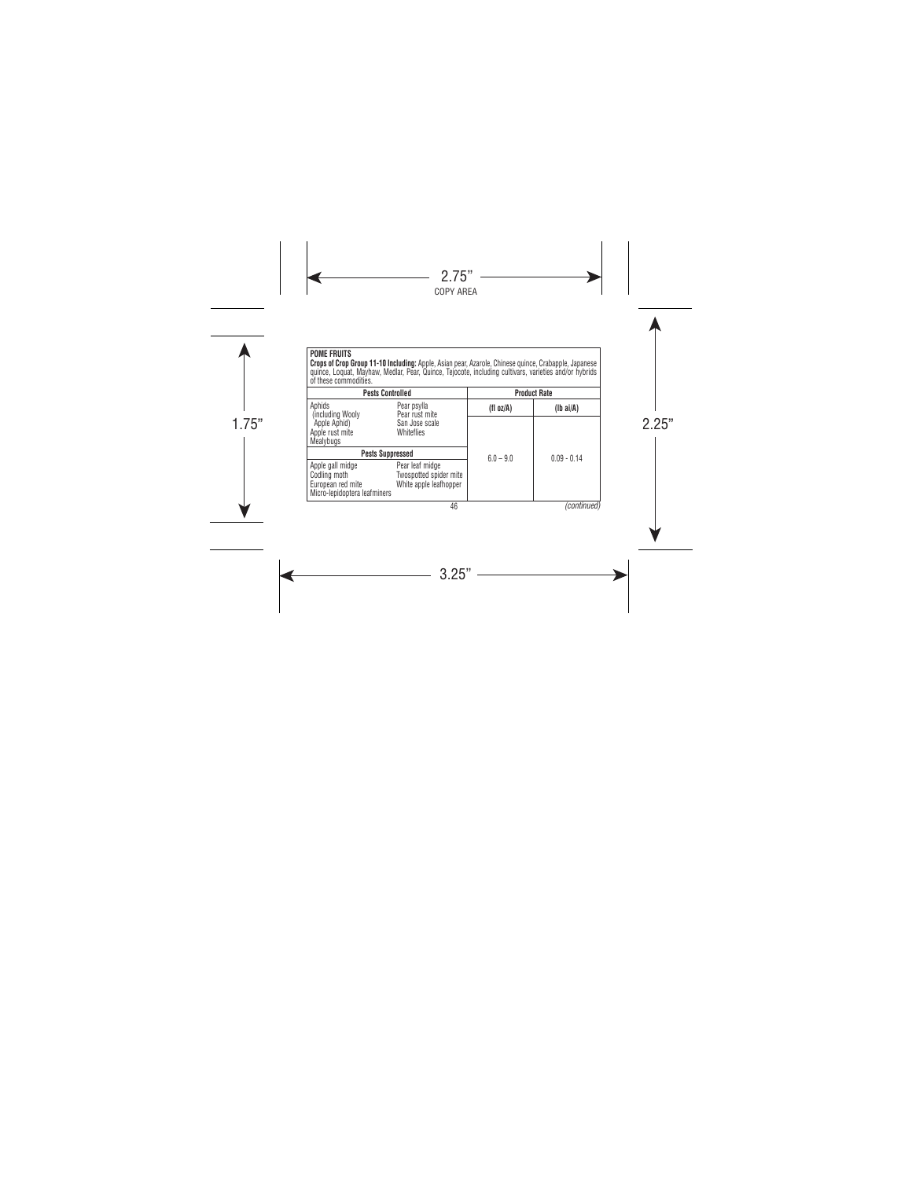**POME FRUITS**

**Crops of Crop Group 11-10 Including:** Apple, Asian pear, Azarole, Chinese quince, Crabapple, Japanese quince, Loquat, Mayhaw, Medlar, Pear, Quince, Tejocote, including cultivars, varieties and/or hybrids of these commodities.

| Pests Controlled | | Product Rate | |
|---|---|---|---|
| | | (fl oz/A) | (lb ai/A) |
| Aphids (including Wooly Apple Aphid)<br>Apple rust mite<br>Mealybugs | Pear psylla<br>Pear rust mite<br>San Jose scale<br>Whiteflies | 6.0 – 9.0 | 0.09 - 0.14 |
| **Pests Suppressed** | | | |
| Apple gall midge<br>Codling moth<br>European red mite<br>Micro-lepidoptera leafminers | Pear leaf midge<br>Twospotted spider mite<br>White apple leafhopper | | |

*(continued)*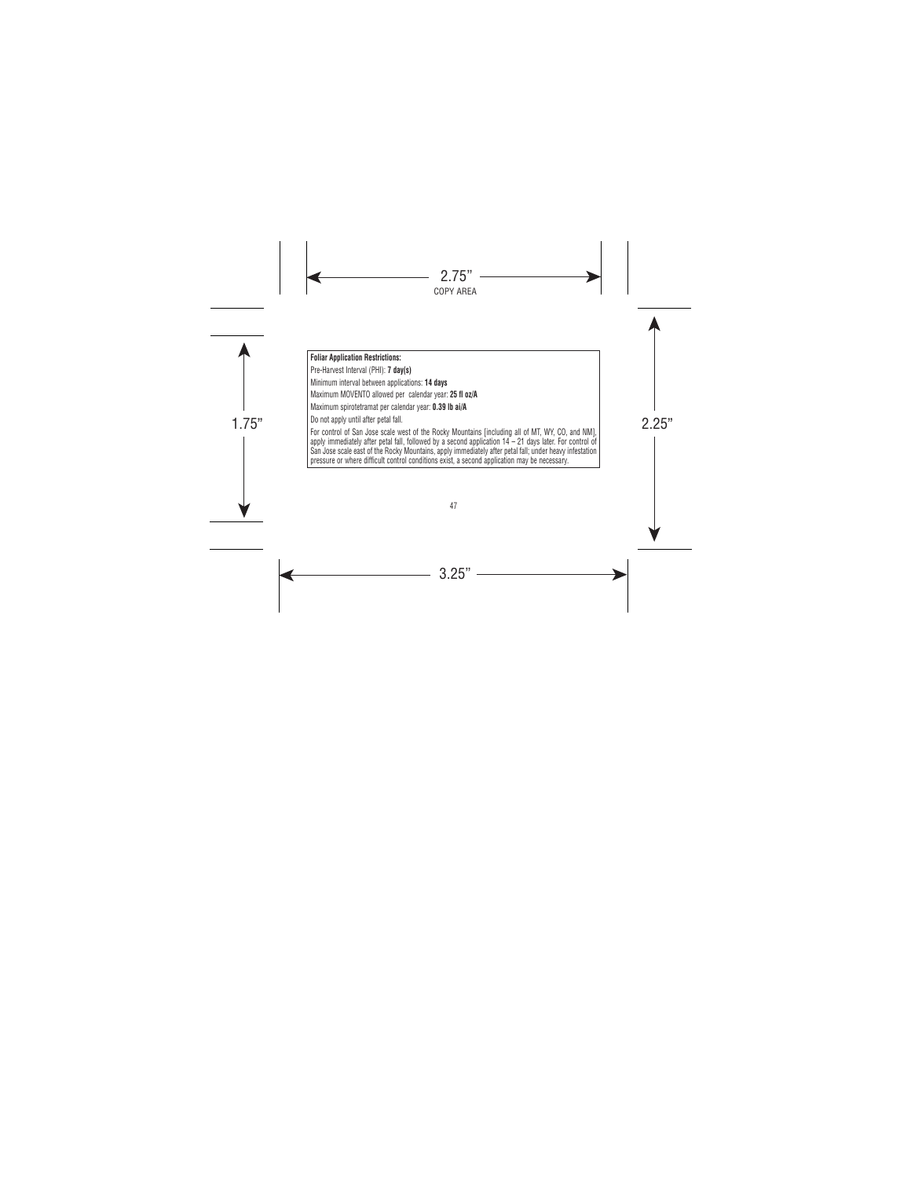**Foliar Application Restrictions:**

Pre-Harvest Interval (PHI): **7 day(s)**

Minimum interval between applications: **14 days**

Maximum MOVENTO allowed per calendar year: **25 fl oz/A**

Maximum spirotetramat per calendar year: **0.39 lb ai/A**

Do not apply until after petal fall.

For control of San Jose scale west of the Rocky Mountains [including all of MT, WY, CO, and NM], apply immediately after petal fall, followed by a second application 14 – 21 days later. For control of San Jose scale east of the Rocky Mountains, apply immediately after petal fall; under heavy infestation pressure or where difficult control conditions exist, a second application may be necessary.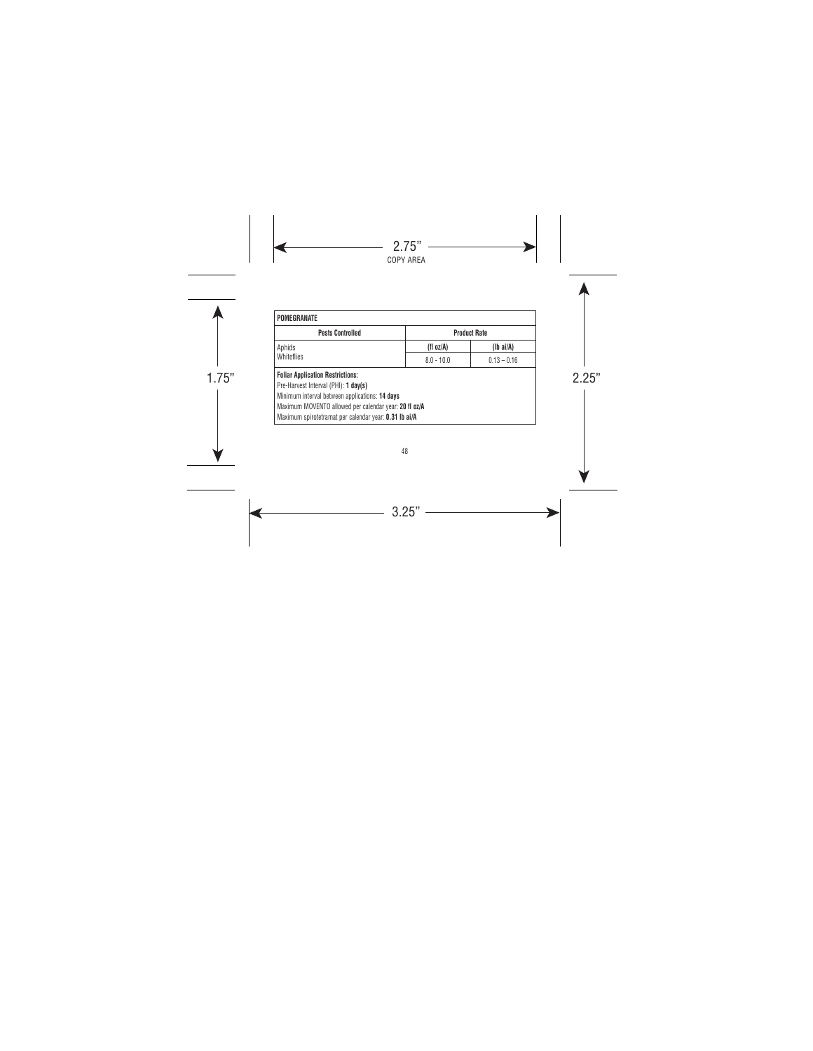| POMEGRANATE | | |
|---|---|---|
| **Pests Controlled** | **Product Rate** | |
| | **(fl oz/A)** | **(lb ai/A)** |
| Aphids<br>Whiteflies | 8.0 - 10.0 | 0.13 – 0.16 |

**Foliar Application Restrictions:**
Pre-Harvest Interval (PHI): **1 day(s)**
Minimum interval between applications: **14 days**
Maximum MOVENTO allowed per calendar year: **20 fl oz/A**
Maximum spirotetramat per calendar year: **0.31 lb ai/A**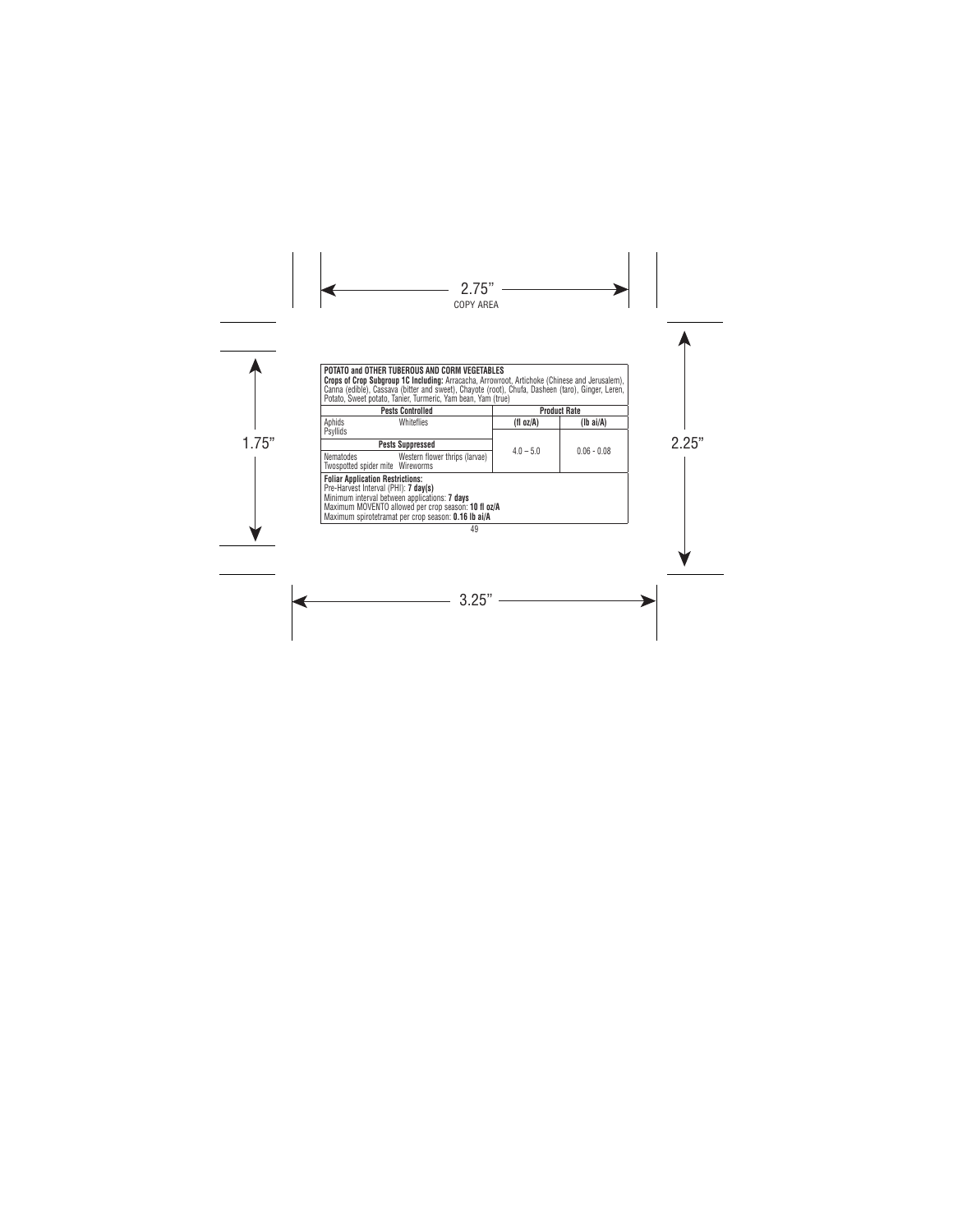**POTATO and OTHER TUBEROUS AND CORM VEGETABLES**

**Crops of Crop Subgroup 1C Including:** Arracacha, Arrowroot, Artichoke (Chinese and Jerusalem), Canna (edible), Cassava (bitter and sweet), Chayote (root), Chufa, Dasheen (taro), Ginger, Leren, Potato, Sweet potato, Tanier, Turmeric, Yam bean, Yam (true)

| Pests Controlled | | Product Rate | |
|---|---|---|---|
| | | **(fl oz/A)** | **(lb ai/A)** |
| Aphids<br>Psyllids | Whiteflies | 4.0 – 5.0 | 0.06 - 0.08 |
| **Pests Suppressed** | | | |
| Nematodes<br>Twospotted spider mite | Western flower thrips (larvae)<br>Wireworms | | |

**Foliar Application Restrictions:**
Pre-Harvest Interval (PHI): **7 day(s)**
Minimum interval between applications: **7 days**
Maximum MOVENTO allowed per crop season: **10 fl oz/A**
Maximum spirotetramat per crop season: **0.16 lb ai/A**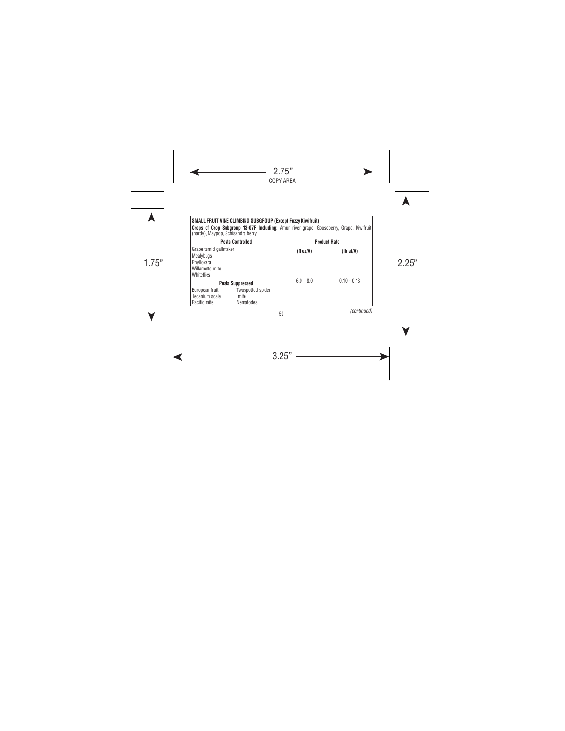**SMALL FRUIT VINE CLIMBING SUBGROUP (Except Fuzzy Kiwifruit)**

**Crops of Crop Subgroup 13-07F Including:** Amur river grape, Gooseberry, Grape, Kiwifruit (hardy), Maypop, Schisandra berry

| Pests Controlled | | Product Rate | |
|---|---|---|---|
| | | (fl oz/A) | (lb ai/A) |
| Grape tumid gallmaker<br>Mealybugs<br>Phylloxera<br>Willamette mite<br>Whiteflies | | 6.0 – 8.0 | 0.10 - 0.13 |
| **Pests Suppressed** | | | |
| European fruit lecanium scale<br>Pacific mite | Twospotted spider mite<br>Nematodes | | |

*(continued)*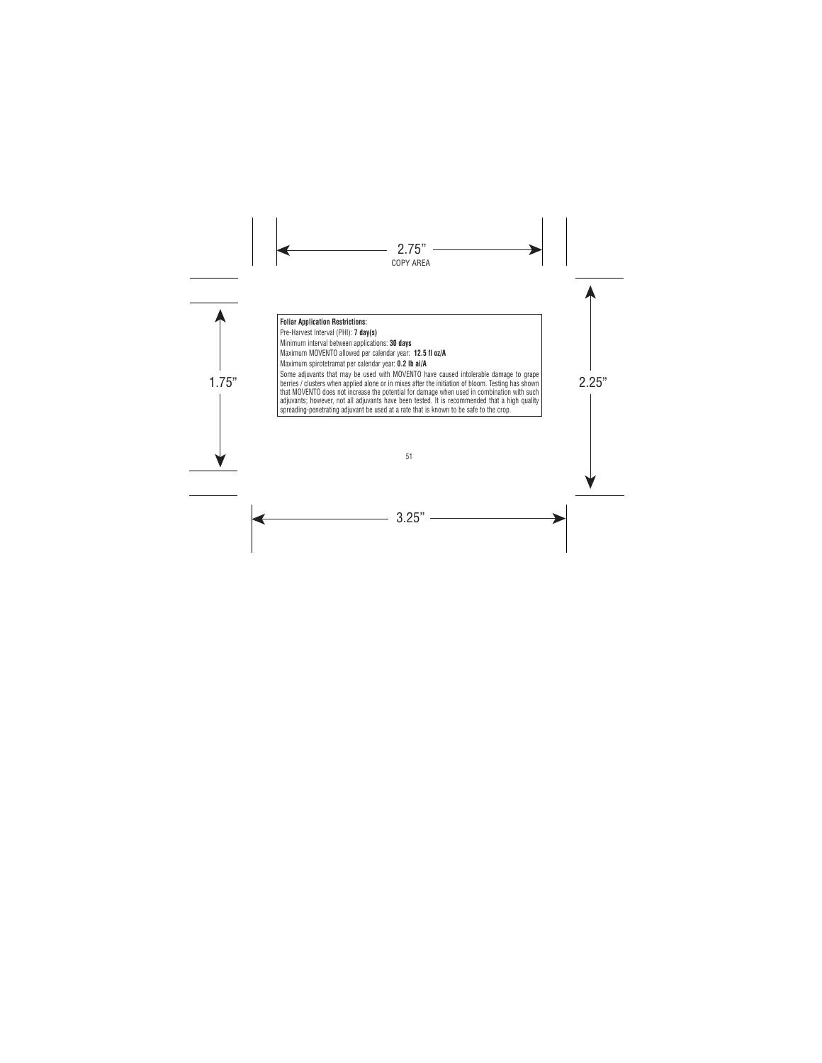**Foliar Application Restrictions:**

Pre-Harvest Interval (PHI): **7 day(s)**

Minimum interval between applications: **30 days**

Maximum MOVENTO allowed per calendar year: **12.5 fl oz/A**

Maximum spirotetramat per calendar year: **0.2 lb ai/A**

Some adjuvants that may be used with MOVENTO have caused intolerable damage to grape berries / clusters when applied alone or in mixes after the initiation of bloom. Testing has shown that MOVENTO does not increase the potential for damage when used in combination with such adjuvants; however, not all adjuvants have been tested. It is recommended that a high quality spreading-penetrating adjuvant be used at a rate that is known to be safe to the crop.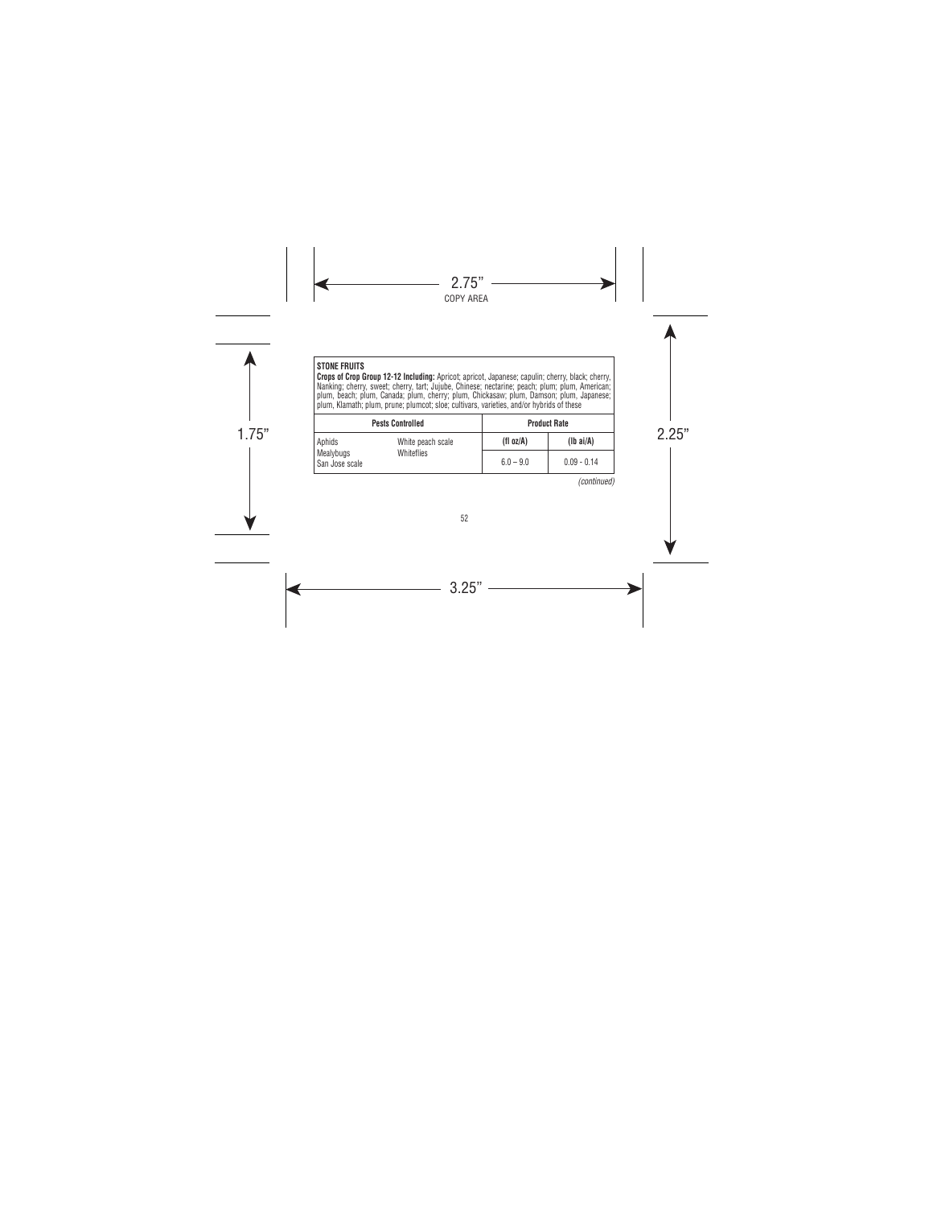**STONE FRUITS**

**Crops of Crop Group 12-12 Including:** Apricot; apricot, Japanese; capulin; cherry, black; cherry, Nanking; cherry, sweet; cherry, tart; Jujube, Chinese; nectarine; peach; plum; plum, American; plum, beach; plum, Canada; plum, cherry; plum, Chickasaw; plum, Damson; plum, Japanese; plum, Klamath; plum, prune; plumcot; sloe; cultivars, varieties, and/or hybrids of these

| Pests Controlled | | Product Rate | |
|---|---|---|---|
| | | **(fl oz/A)** | **(lb ai/A)** |
| Aphids<br>Mealybugs<br>San Jose scale | White peach scale<br>Whiteflies | 6.0 – 9.0 | 0.09 - 0.14 |

*(continued)*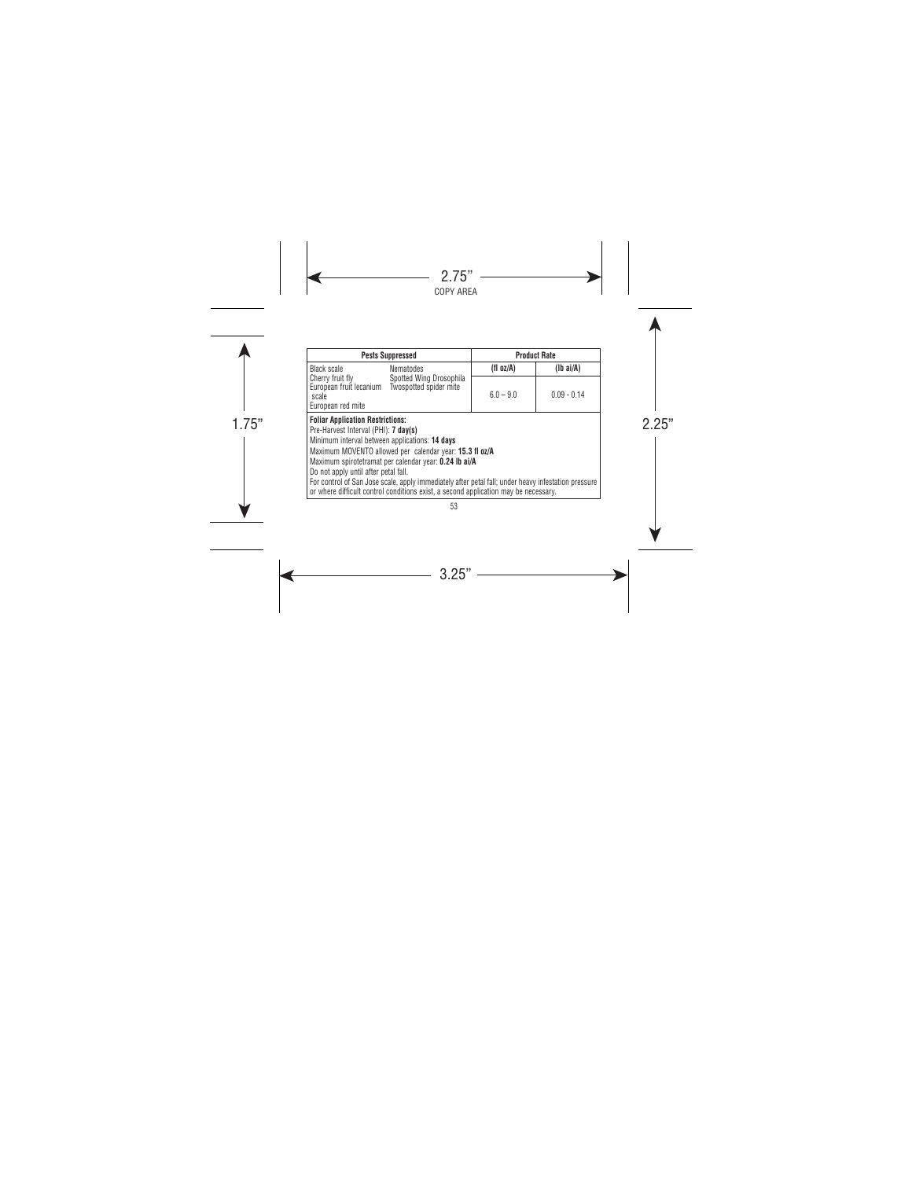| Pests Suppressed | | Product Rate | |
|---|---|---|---|
| | | (fl oz/A) | (lb ai/A) |
| Black scale<br>Cherry fruit fly<br>European fruit lecanium scale<br>European red mite | Nematodes<br>Spotted Wing Drosophila<br>Twospotted spider mite | 6.0 – 9.0 | 0.09 - 0.14 |

**Foliar Application Restrictions:**

Pre-Harvest Interval (PHI): **7 day(s)**

Minimum interval between applications: **14 days**

Maximum MOVENTO allowed per calendar year: **15.3 fl oz/A**

Maximum spirotetramat per calendar year: **0.24 lb ai/A**

Do not apply until after petal fall.

For control of San Jose scale, apply immediately after petal fall; under heavy infestation pressure or where difficult control conditions exist, a second application may be necessary.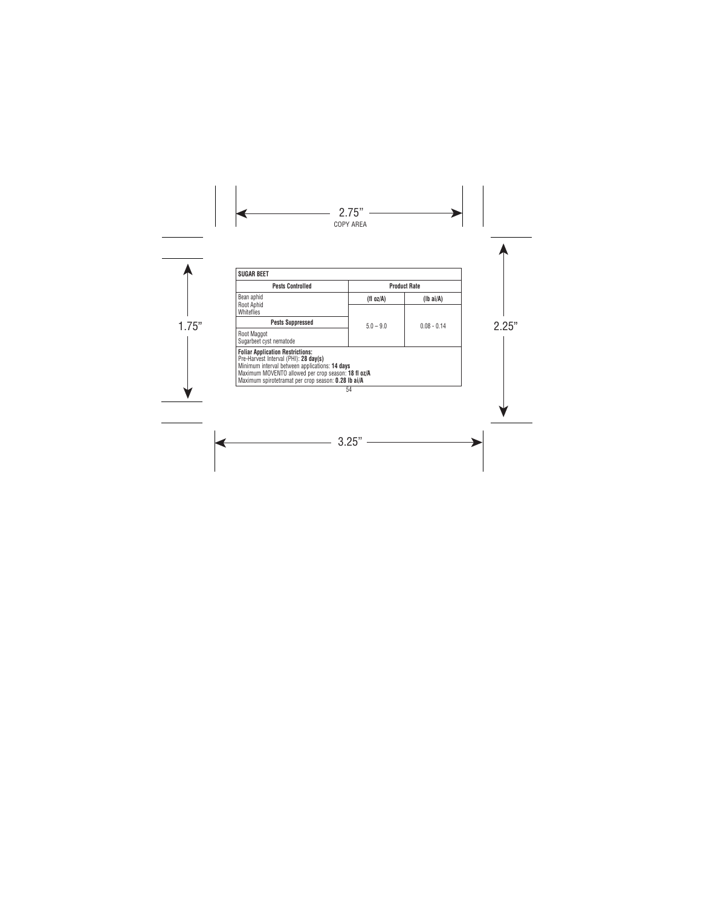| SUGAR BEET | | |
|---|---|---|
| **Pests Controlled** | **Product Rate** | |
| | **(fl oz/A)** | **(lb ai/A)** |
| Bean aphid<br>Root Aphid<br>Whiteflies | 5.0 – 9.0 | 0.08 - 0.14 |
| **Pests Suppressed** | | |
| Root Maggot<br>Sugarbeet cyst nematode | | |

**Foliar Application Restrictions:**
Pre-Harvest Interval (PHI): **28 day(s)**
Minimum interval between applications: **14 days**
Maximum MOVENTO allowed per crop season: **18 fl oz/A**
Maximum spirotetramat per crop season: **0.28 lb ai/A**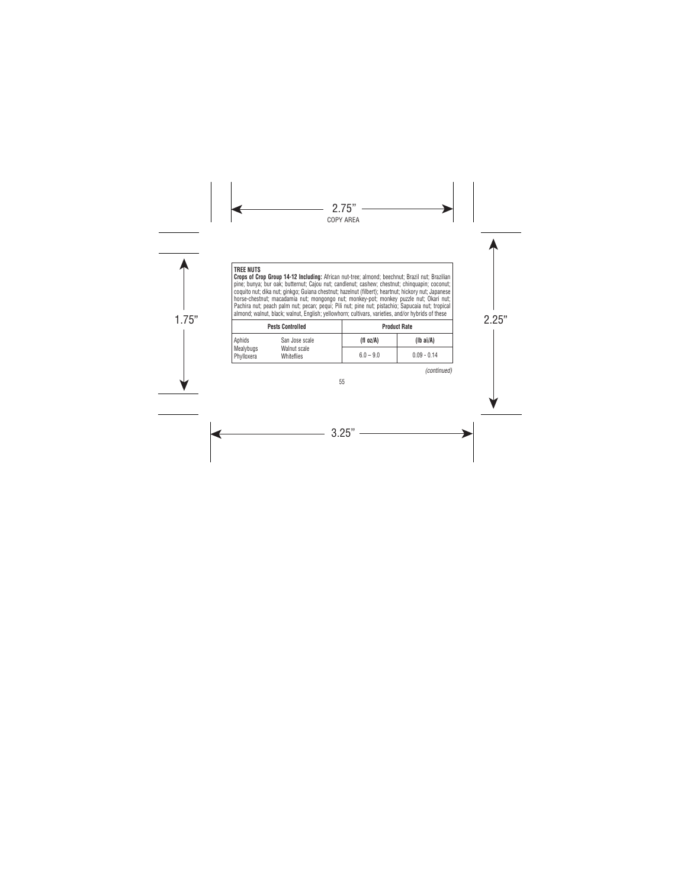**TREE NUTS**

**Crops of Crop Group 14-12 Including:** African nut-tree; almond; beechnut; Brazil nut; Brazilian pine; bunya; bur oak; butternut; Cajou nut; candlenut; cashew; chestnut; chinquapin; coconut; coquito nut; dika nut; ginkgo; Guiana chestnut; hazelnut (filbert); heartnut; hickory nut; Japanese horse-chestnut; macadamia nut; mongongo nut; monkey-pot; monkey puzzle nut; Okari nut; Pachira nut; peach palm nut; pecan; pequi; Pili nut; pine nut; pistachio; Sapucaia nut; tropical almond; walnut, black; walnut, English; yellowhorn; cultivars, varieties, and/or hybrids of these

| Pests Controlled | | Product Rate | |
|---|---|---|---|
| | | (fl oz/A) | (lb ai/A) |
| Aphids<br>Mealybugs<br>Phylloxera | San Jose scale<br>Walnut scale<br>Whiteflies | 6.0 – 9.0 | 0.09 - 0.14 |

*(continued)*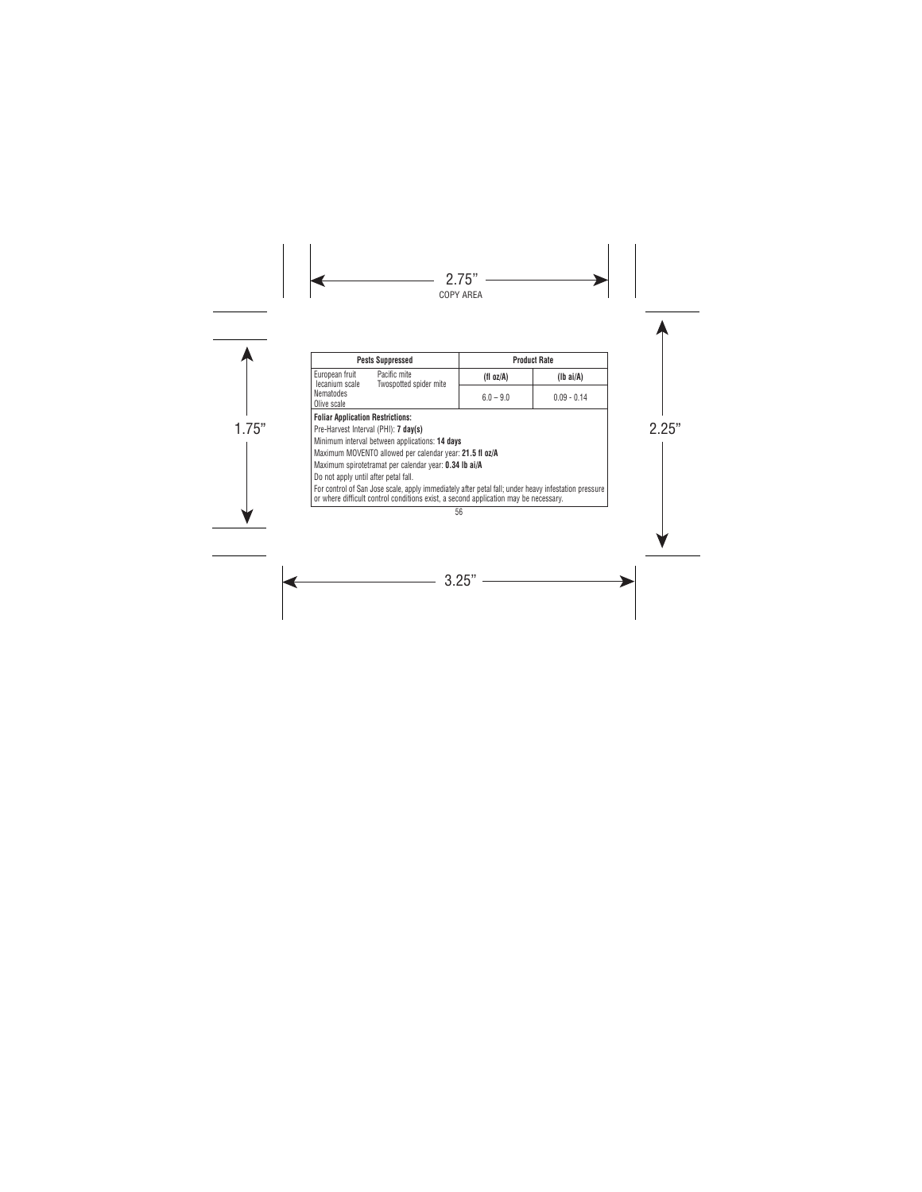| Pests Suppressed | | Product Rate | |
|---|---|---|---|
| European fruit lecanium scale<br>Nematodes<br>Olive scale | Pacific mite<br>Twospotted spider mite | (fl oz/A) | (lb ai/A) |
| | | 6.0 – 9.0 | 0.09 - 0.14 |

**Foliar Application Restrictions:**

Pre-Harvest Interval (PHI): **7 day(s)**

Minimum interval between applications: **14 days**

Maximum MOVENTO allowed per calendar year: **21.5 fl oz/A**

Maximum spirotetramat per calendar year: **0.34 lb ai/A**

Do not apply until after petal fall.

For control of San Jose scale, apply immediately after petal fall; under heavy infestation pressure or where difficult control conditions exist, a second application may be necessary.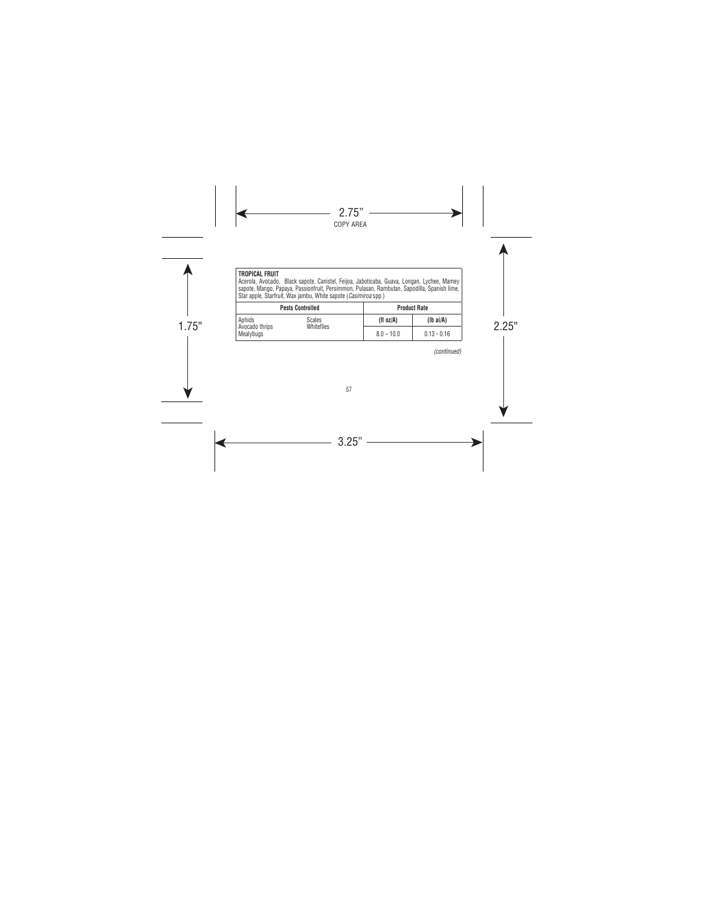| **TROPICAL FRUIT**<br>Acerola, Avocado, Black sapote, Canistel, Feijoa, Jaboticaba, Guava, Longan, Lychee, Mamey sapote, Mango, Papaya, Passionfruit, Persimmon, Pulasan, Rambutan, Sapodilla, Spanish lime, Star apple, Starfruit, Wax jambu, White sapote (*Casimiroa* spp.) | | | |
|---|---|---|---|
| **Pests Controlled** | | **Product Rate** | |
| | | **(fl oz/A)** | **(lb ai/A)** |
| Aphids<br>Avocado thrips<br>Mealybugs | Scales<br>Whiteflies | 8.0 – 10.0 | 0.13 - 0.16 |

*(continued)*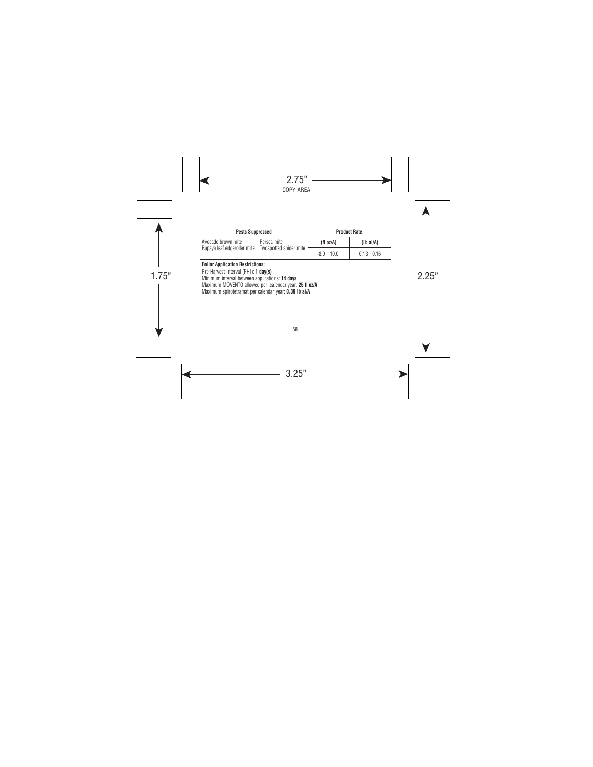| Pests Suppressed | | Product Rate | |
|---|---|---|---|
| | | (fl oz/A) | (lb ai/A) |
| Avocado brown mite<br>Papaya leaf edgeroller mite | Persea mite<br>Twospotted spider mite | 8.0 – 10.0 | 0.13 - 0.16 |

**Foliar Application Restrictions:**
Pre-Harvest Interval (PHI): **1 day(s)**
Minimum interval between applications: **14 days**
Maximum MOVENTO allowed per calendar year: **25 fl oz/A**
Maximum spirotetramat per calendar year: **0.39 lb ai/A**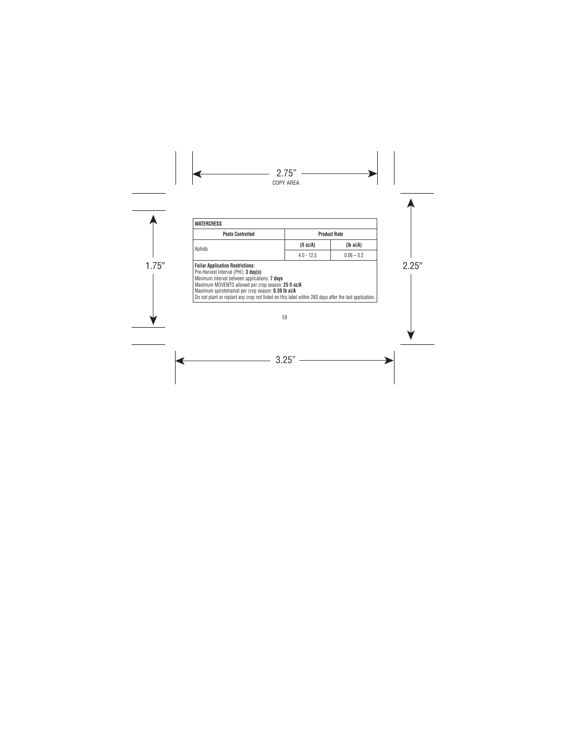| WATERCRESS | | |
|---|---|---|
| **Pests Controlled** | **Product Rate** | |
| Aphids | **(fl oz/A)** | **(lb ai/A)** |
| | 4.0 - 12.5 | 0.06 – 0.2 |

**Foliar Application Restrictions:**
Pre-Harvest Interval (PHI): **3 day(s)**
Minimum interval between applications: **7 days**
Maximum MOVENTO allowed per crop season: **25 fl oz/A**
Maximum spirotetramat per crop season: **0.39 lb ai/A**
Do not plant or replant any crop not listed on this label within 260 days after the last application.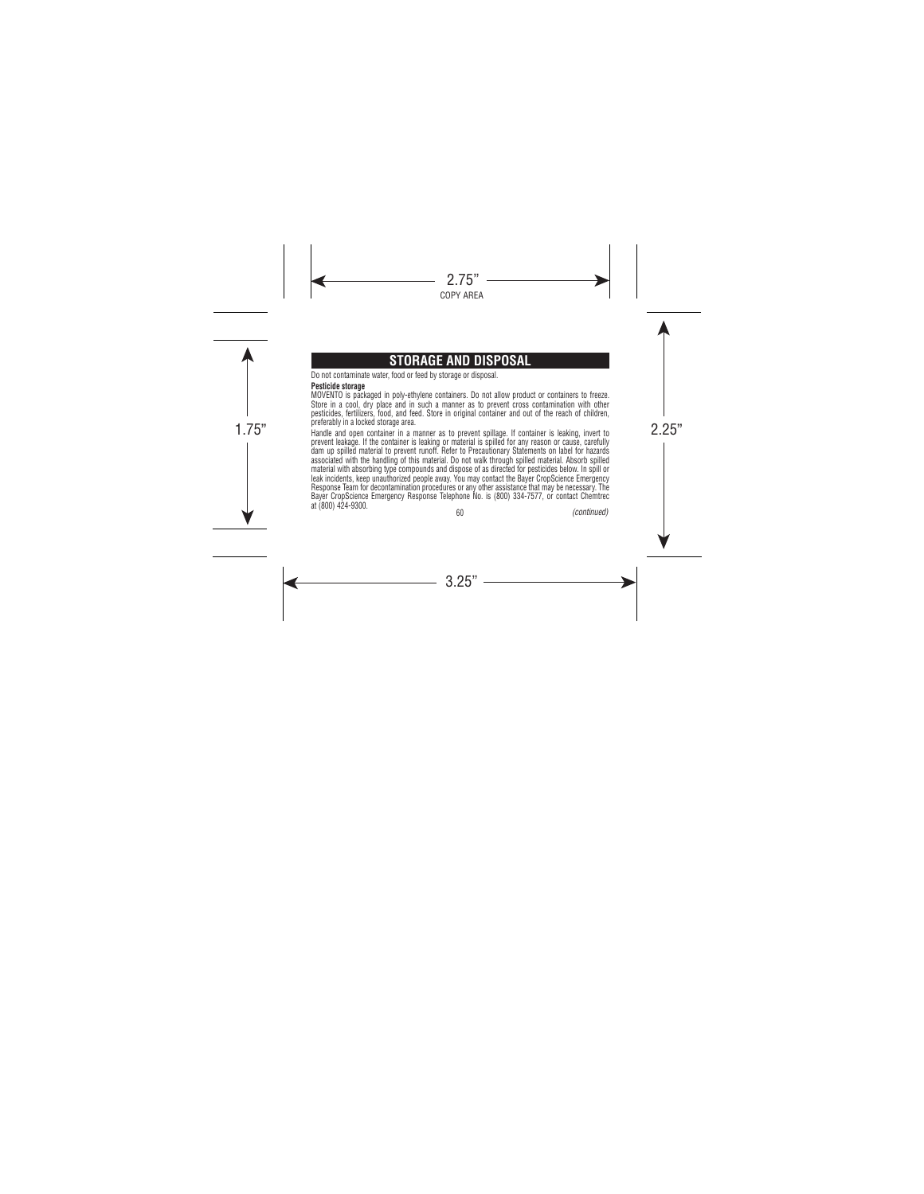## STORAGE AND DISPOSAL

Do not contaminate water, food or feed by storage or disposal.

**Pesticide storage**

MOVENTO is packaged in poly-ethylene containers. Do not allow product or containers to freeze. Store in a cool, dry place and in such a manner as to prevent cross contamination with other pesticides, fertilizers, food, and feed. Store in original container and out of the reach of children, preferably in a locked storage area.

Handle and open container in a manner as to prevent spillage. If container is leaking, invert to prevent leakage. If the container is leaking or material is spilled for any reason or cause, carefully dam up spilled material to prevent runoff. Refer to Precautionary Statements on label for hazards associated with the handling of this material. Do not walk through spilled material. Absorb spilled material with absorbing type compounds and dispose of as directed for pesticides below. In spill or leak incidents, keep unauthorized people away. You may contact the Bayer CropScience Emergency Response Team for decontamination procedures or any other assistance that may be necessary. The Bayer CropScience Emergency Response Telephone No. is (800) 334-7577, or contact Chemtrec at (800) 424-9300.

*(continued)*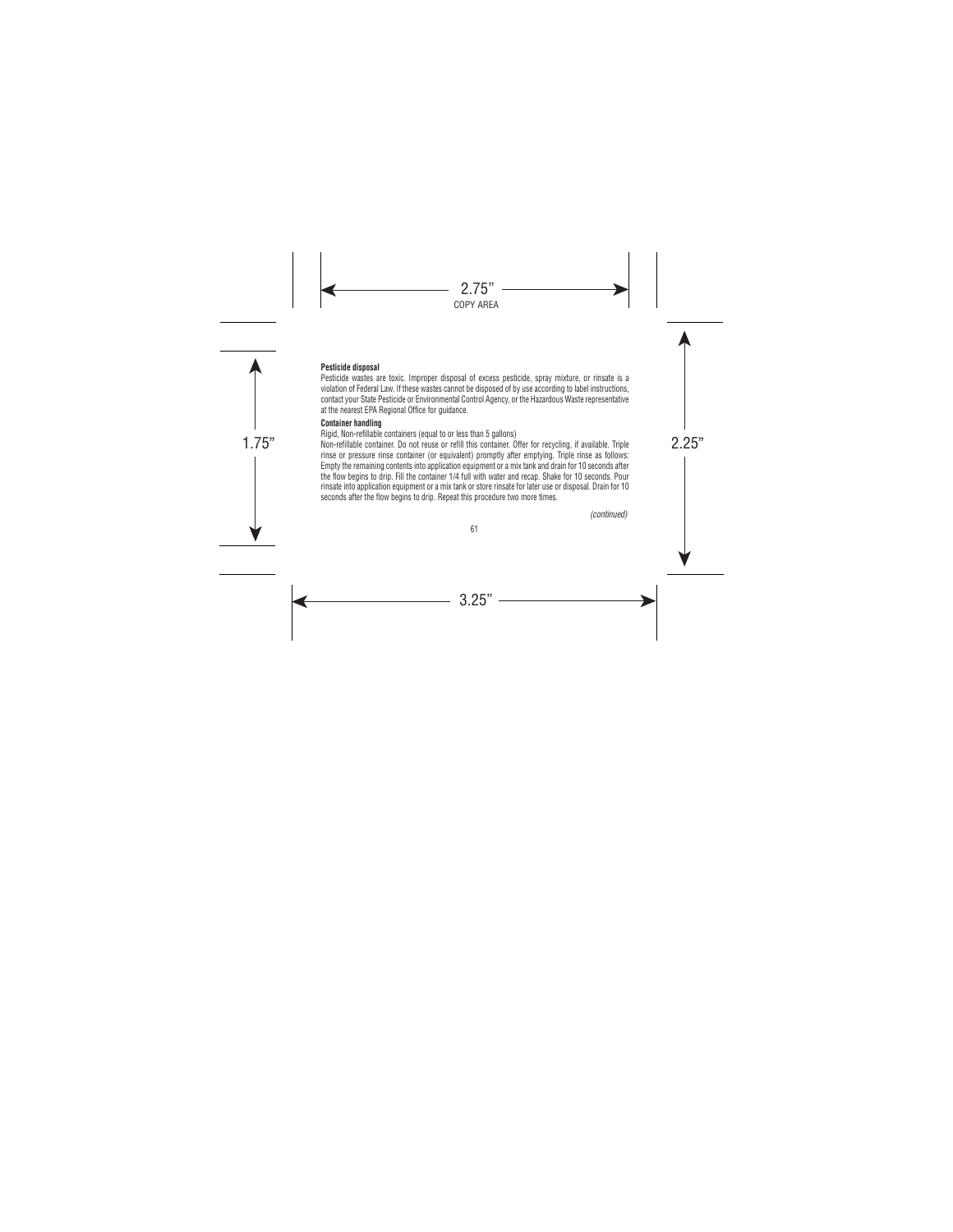**Pesticide disposal**

Pesticide wastes are toxic. Improper disposal of excess pesticide, spray mixture, or rinsate is a violation of Federal Law. If these wastes cannot be disposed of by use according to label instructions, contact your State Pesticide or Environmental Control Agency, or the Hazardous Waste representative at the nearest EPA Regional Office for guidance.

**Container handling**

Rigid, Non-refillable containers (equal to or less than 5 gallons)

Non-refillable container. Do not reuse or refill this container. Offer for recycling, if available. Triple rinse or pressure rinse container (or equivalent) promptly after emptying. Triple rinse as follows: Empty the remaining contents into application equipment or a mix tank and drain for 10 seconds after the flow begins to drip. Fill the container 1/4 full with water and recap. Shake for 10 seconds. Pour rinsate into application equipment or a mix tank or store rinsate for later use or disposal. Drain for 10 seconds after the flow begins to drip. Repeat this procedure two more times.

*(continued)*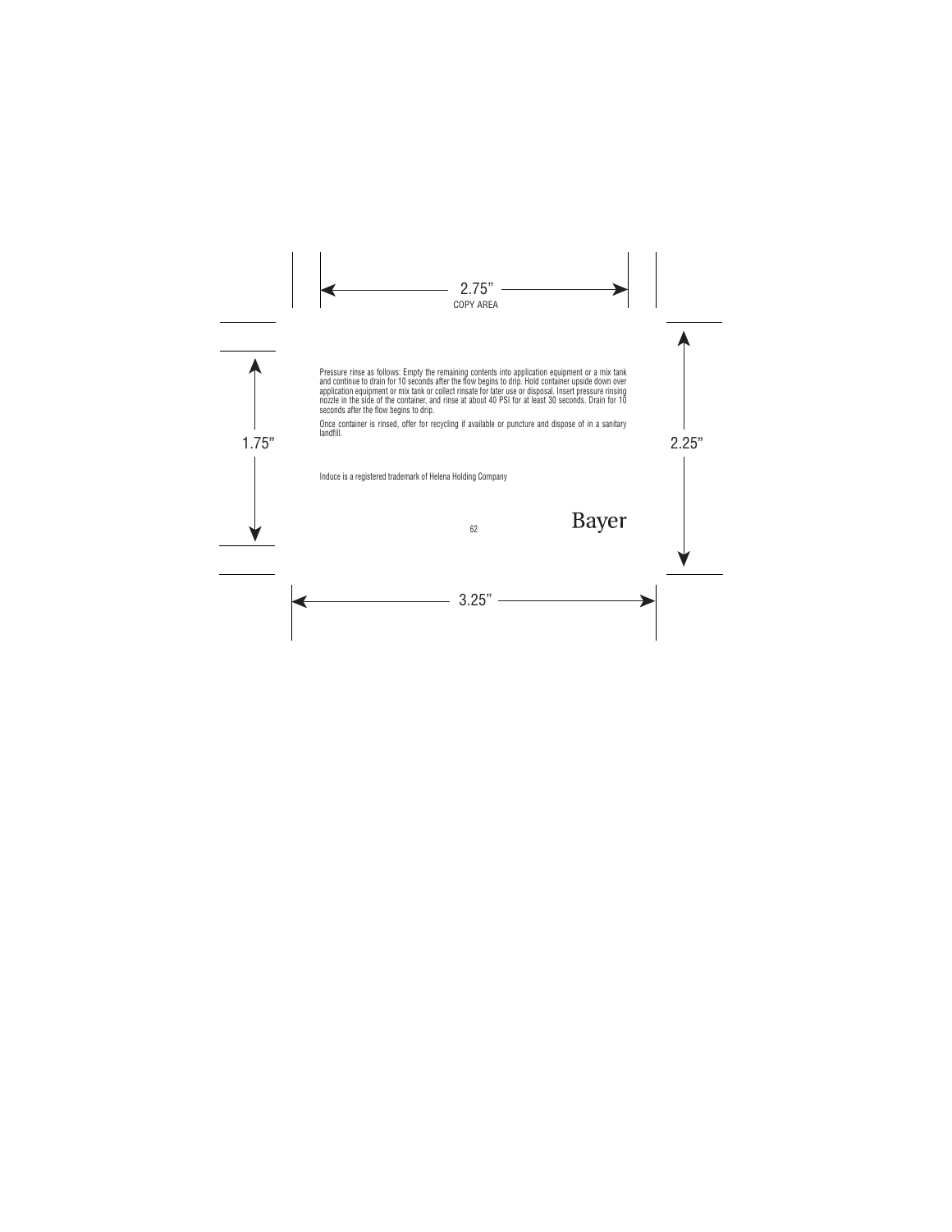Pressure rinse as follows: Empty the remaining contents into application equipment or a mix tank and continue to drain for 10 seconds after the flow begins to drip. Hold container upside down over application equipment or mix tank or collect rinsate for later use or disposal. Insert pressure rinsing nozzle in the side of the container, and rinse at about 40 PSI for at least 30 seconds. Drain for 10 seconds after the flow begins to drip.

Once container is rinsed, offer for recycling if available or puncture and dispose of in a sanitary landfill.

Induce is a registered trademark of Helena Holding Company

Bayer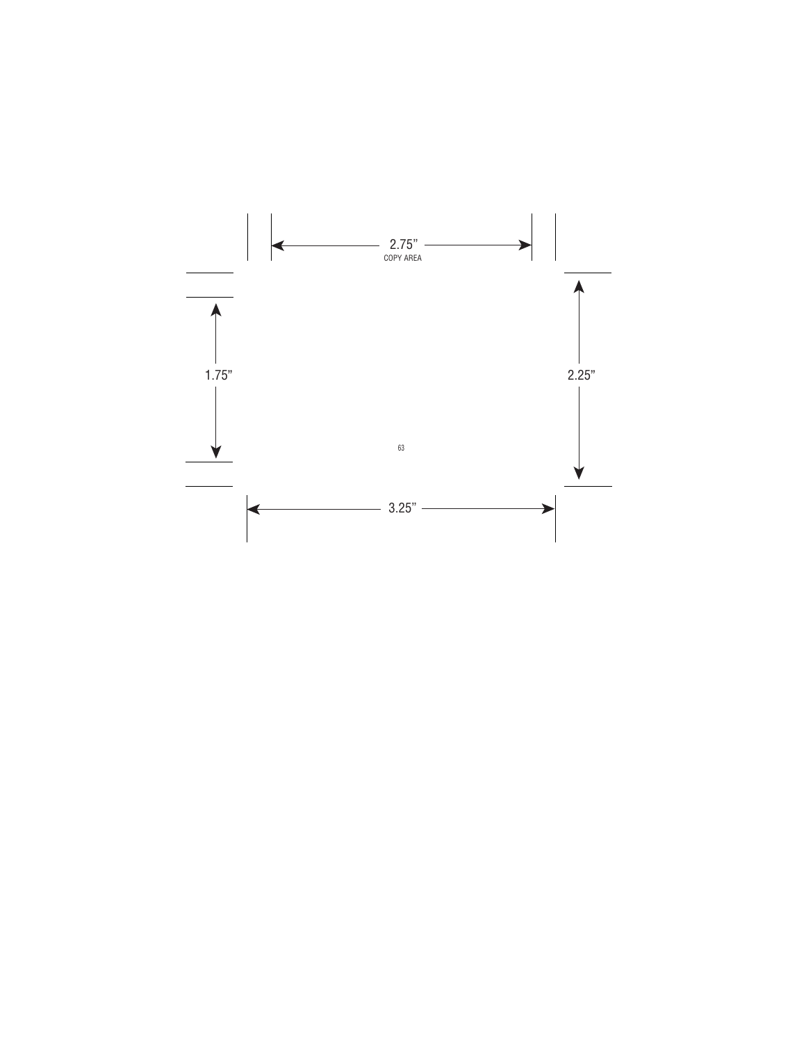2.75"
COPY AREA

1.75"

2.25"

3.25"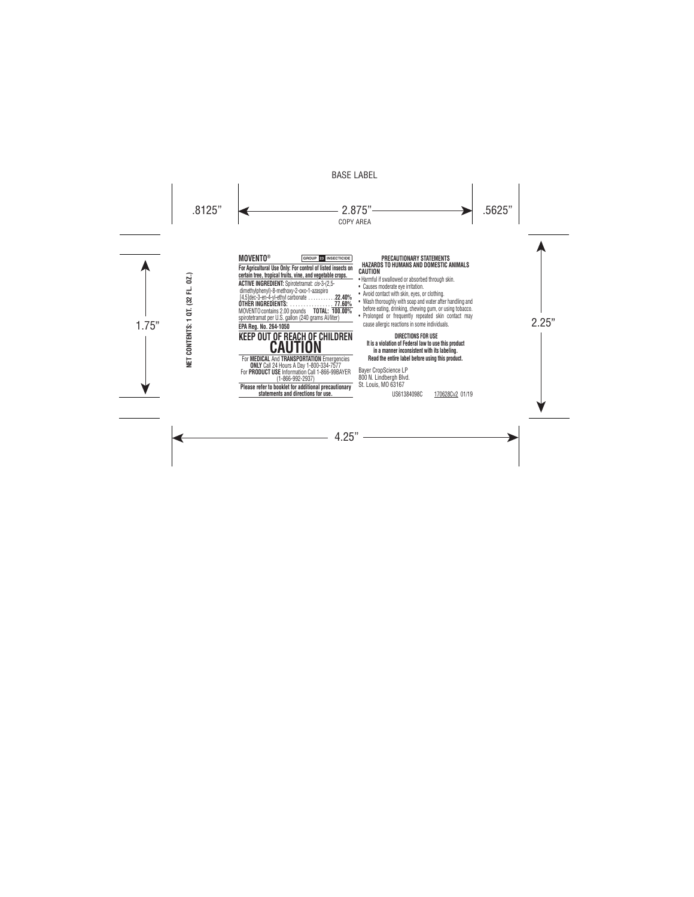BASE LABEL

.8125" 2.875" COPY AREA .5625"

1.75" 2.25"

4.25"

NET CONTENTS: 1 QT. (32 FL. OZ.)

**MOVENTO®** **GROUP 23 INSECTICIDE**

**For Agricultural Use Only: For control of listed insects on certain tree, tropical fruits, vine, and vegetable crops.**

**ACTIVE INGREDIENT:** Spirotetramat: *cis*-3-(2,5-dimethylphenyl)-8-methoxy-2-oxo-1-azaspiro [4,5]dec-3-en-4-yl-ethyl carbonate ............ **22.40%**
**OTHER INGREDIENTS:** ................. **77.60%**
MOVENTO contains 2.00 pounds spirotetramat per U.S. gallon (240 grams AI/liter) **TOTAL: 100.00%**

**EPA Reg. No. 264-1050**

# KEEP OUT OF REACH OF CHILDREN
# CAUTION

For **MEDICAL** And **TRANSPORTATION** Emergencies **ONLY** Call 24 Hours A Day 1-800-334-7577
For **PRODUCT USE** Information Call 1-866-99BAYER (1-866-992-2937)

**Please refer to booklet for additional precautionary statements and directions for use.**

**PRECAUTIONARY STATEMENTS**
**HAZARDS TO HUMANS AND DOMESTIC ANIMALS**
**CAUTION**

- Harmful if swallowed or absorbed through skin.
- Causes moderate eye irritation.
- Avoid contact with skin, eyes, or clothing.
- Wash thoroughly with soap and water after handling and before eating, drinking, chewing gum, or using tobacco.
- Prolonged or frequently repeated skin contact may cause allergic reactions in some individuals.

**DIRECTIONS FOR USE**
**It is a violation of Federal law to use this product in a manner inconsistent with its labeling.**
**Read the entire label before using this product.**

Bayer CropScience LP
800 N. Lindbergh Blvd.
St. Louis, MO 63167

US61384098C 170628Cv2 01/19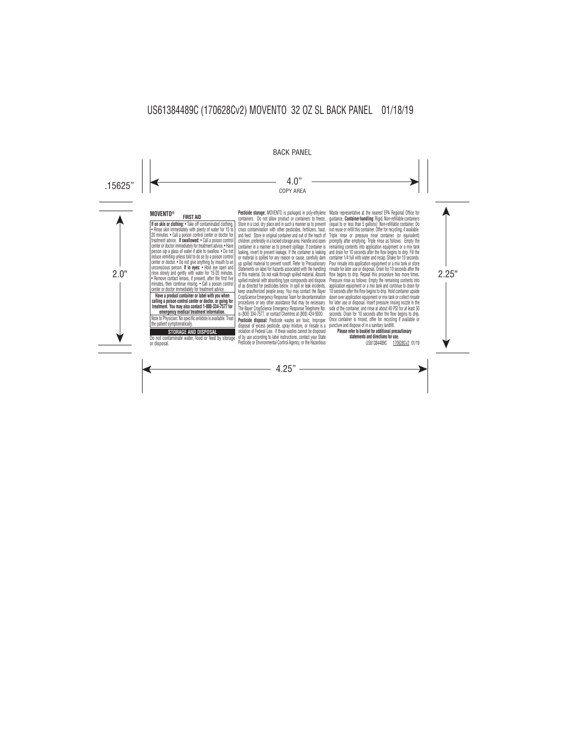US61384489C (170628Cv2) MOVENTO 32 OZ SL BACK PANEL 01/18/19

BACK PANEL

.15625"

4.0"

COPY AREA

2.0"

2.25"

**MOVENTO®**

**FIRST AID**

**If on skin or clothing:** • Take off contaminated clothing. • Rinse skin immediately with plenty of water for 15 to 20 minutes. • Call a poison control center or doctor for treatment advice. **If swallowed:** • Call a poison control center or doctor immediately for treatment advice. • Have person sip a glass of water if able to swallow. • Do not induce vomiting unless told to do so by a poison control center or doctor. • Do not give anything by mouth to an unconscious person. **If in eyes:** • Hold eye open and rinse slowly and gently with water for 15-20 minutes. • Remove contact lenses, if present, after the first five minutes, then continue rinsing. • Call a poison control center or doctor immediately for treatment advice.

**Have a product container or label with you when calling a poison control center or doctor, or going for treatment. You may also contact 1-800-334-7577 for emergency medical treatment information.**

Note to Physician: No specific antidote is available. Treat the patient symptomatically.

**STORAGE AND DISPOSAL**

Do not contaminate water, food or feed by storage or disposal.

**Pesticide storage:** MOVENTO is packaged in poly-ethylene containers. Do not allow product or containers to freeze. Store in a cool, dry place and in such a manner as to prevent cross contamination with other pesticides, fertilizers, food, and feed. Store in original container and out of the reach of children, preferably in a locked storage area. Handle and open container in a manner as to prevent spillage. If container is leaking, invert to prevent leakage. If the container is leaking or material is spilled for any reason or cause, carefully dam up spilled material to prevent runoff. Refer to Precautionary Statements on label for hazards associated with the handling of this material. Do not walk through spilled material. Absorb spilled material with absorbing type compounds and dispose of as directed for pesticides below. In spill or leak incidents, keep unauthorized people away. You may contact the Bayer CropScience Emergency Response Team for decontamination procedures or any other assistance that may be necessary. The Bayer CropScience Emergency Response Telephone No. is (800) 334-7577, or contact Chemtrec at (800) 424-9300.

**Pesticide disposal:** Pesticide wastes are toxic. Improper disposal of excess pesticide, spray mixture, or rinsate is a violation of Federal Law. If these wastes cannot be disposed of by use according to label instructions, contact your State Pesticide or Environmental Control Agency, or the Hazardous Waste representative at the nearest EPA Regional Office for guidance. **Container handling:** Rigid, Non-refillable containers (equal to or less than 5 gallons): Non-refillable container. Do not reuse or refill this container. Offer for recycling, if available. Triple rinse or pressure rinse container (or equivalent) promptly after emptying. Triple rinse as follows: Empty the remaining contents into application equipment or a mix tank and drain for 10 seconds after the flow begins to drip. Fill the container 1/4 full with water and recap. Shake for 10 seconds. Pour rinsate into application equipment or a mix tank or store rinsate for later use or disposal. Drain for 10 seconds after the flow begins to drip. Repeat this procedure two more times. Pressure rinse as follows: Empty the remaining contents into application equipment or a mix tank and continue to drain for 10 seconds after the flow begins to drip. Hold container upside down over application equipment or mix tank or collect rinsate for later use or disposal. Insert pressure rinsing nozzle in the side of the container, and rinse at about 40 PSI for at least 30 seconds. Drain for 10 seconds after the flow begins to drip. Once container is rinsed, offer for recycling if available or puncture and dispose of in a sanitary landfill.

**Please refer to booklet for additional precautionary statements and directions for use.**

US61384489C 170628Cv2 01/19

4.25"